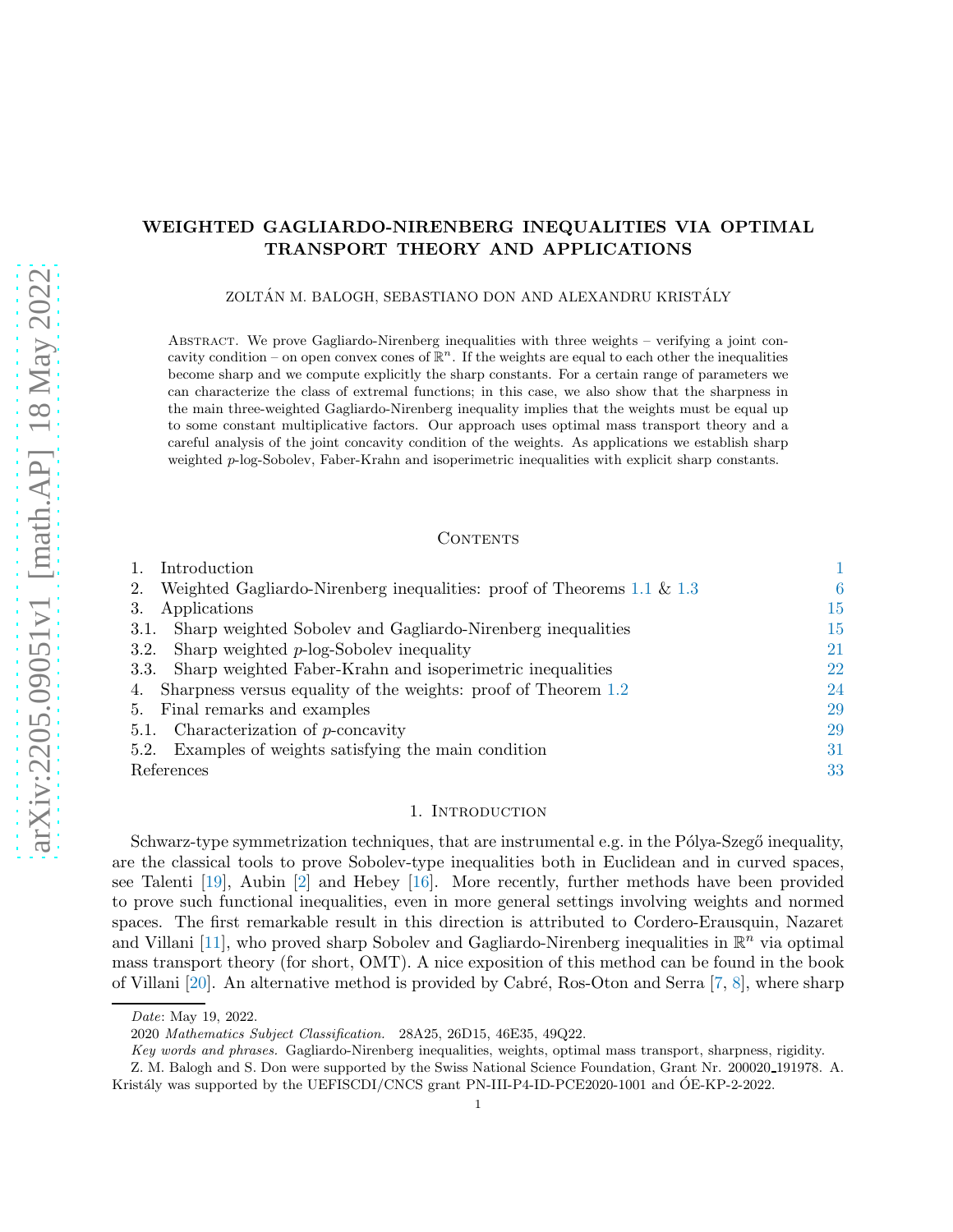# WEIGHTED GAGLIARDO-NIRENBERG INEQUALITIES VIA OPTIMAL TRANSPORT THEORY AND APPLICATIONS

ZOLTÁN M. BALOGH, SEBASTIANO DON AND ALEXANDRU KRISTÁLY

Abstract. We prove Gagliardo-Nirenberg inequalities with three weights – verifying a joint concavity condition – on open convex cones of $\mathbb{R}^n$. If the weights are equal to each other the inequalities become sharp and we compute explicitly the sharp constants. For a certain range of parameters we can characterize the class of extremal functions; in this case, we also show that the sharpness in the main three-weighted Gagliardo-Nirenberg inequality implies that the weights must be equal up to some constant multiplicative factors. Our approach uses optimal mass transport theory and a careful analysis of the joint concavity condition of the weights. As applications we establish sharp weighted $p$-log-Sobolev, Faber-Krahn and isoperimetric inequalities with explicit sharp constants.

Contents

1. Introduction 1
2. Weighted Gagliardo-Nirenberg inequalities: proof of Theorems 1.1 & 1.3 6
3. Applications 15
3.1. Sharp weighted Sobolev and Gagliardo-Nirenberg inequalities 15
3.2. Sharp weighted $p$-log-Sobolev inequality 21
3.3. Sharp weighted Faber-Krahn and isoperimetric inequalities 22
4. Sharpness versus equality of the weights: proof of Theorem 1.2 24
5. Final remarks and examples 29
5.1. Characterization of $p$-concavity 29
5.2. Examples of weights satisfying the main condition 31
References 33

## 1. Introduction

Schwarz-type symmetrization techniques, that are instrumental e.g. in the Pólya-Szegő inequality, are the classical tools to prove Sobolev-type inequalities both in Euclidean and in curved spaces, see Talenti [19], Aubin [2] and Hebey [16]. More recently, further methods have been provided to prove such functional inequalities, even in more general settings involving weights and normed spaces. The first remarkable result in this direction is attributed to Cordero-Erausquin, Nazaret and Villani [11], who proved sharp Sobolev and Gagliardo-Nirenberg inequalities in $\mathbb{R}^n$ via optimal mass transport theory (for short, OMT). A nice exposition of this method can be found in the book of Villani [20]. An alternative method is provided by Cabré, Ros-Oton and Serra [7, 8], where sharp

---

*Date*: May 19, 2022.

2020 *Mathematics Subject Classification.* 28A25, 26D15, 46E35, 49Q22.

*Key words and phrases.* Gagliardo-Nirenberg inequalities, weights, optimal mass transport, sharpness, rigidity.

Z. M. Balogh and S. Don were supported by the Swiss National Science Foundation, Grant Nr. 200020_191978. A. Kristály was supported by the UEFISCDI/CNCS grant PN-III-P4-ID-PCE2020-1001 and ÓE-KP-2-2022.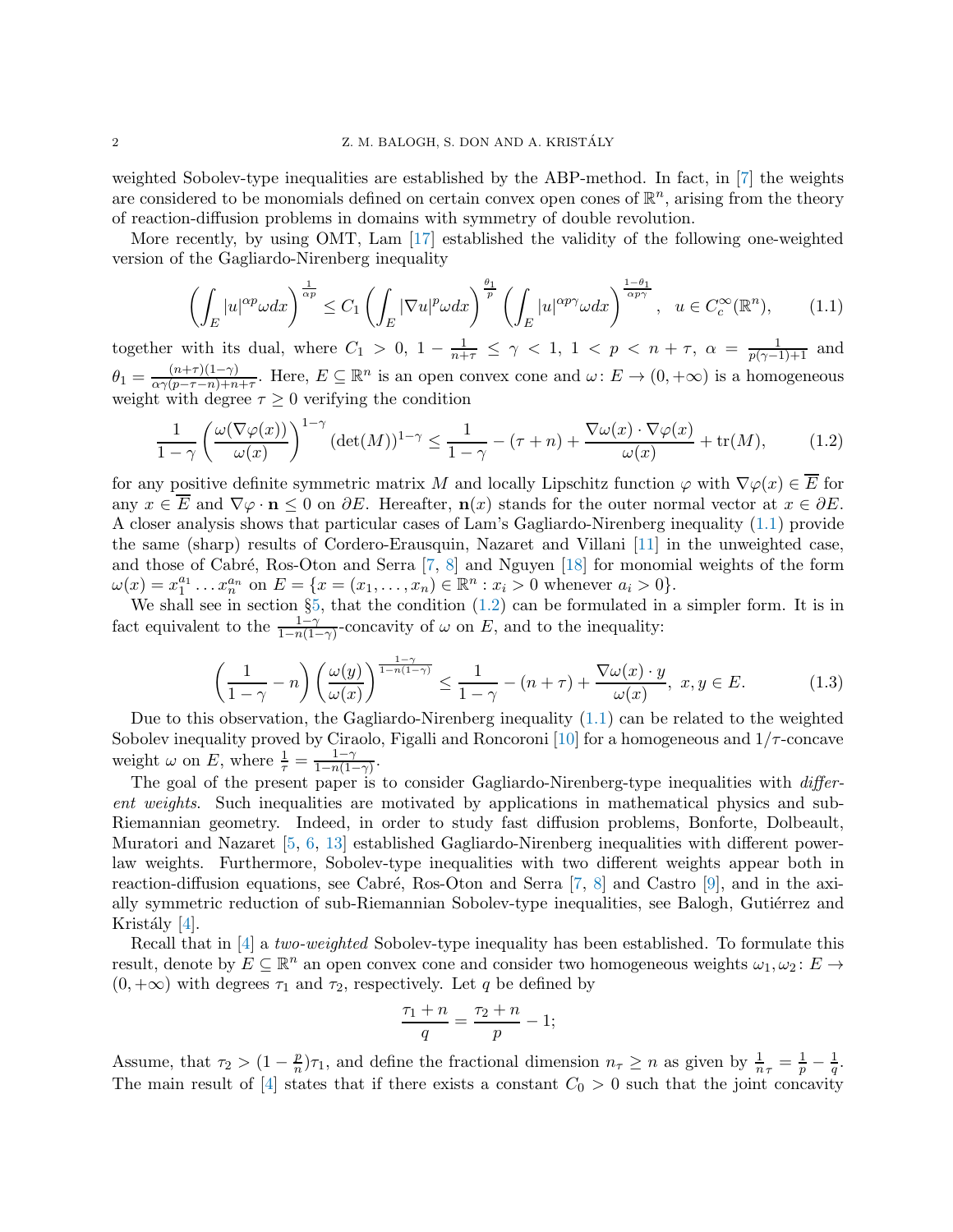weighted Sobolev-type inequalities are established by the ABP-method. In fact, in [7] the weights are considered to be monomials defined on certain convex open cones of $\mathbb{R}^n$, arising from the theory of reaction-diffusion problems in domains with symmetry of double revolution.

More recently, by using OMT, Lam [17] established the validity of the following one-weighted version of the Gagliardo-Nirenberg inequality

$$\left(\int_E |u|^{\alpha p}\omega dx\right)^{\frac{1}{\alpha p}} \leq C_1 \left(\int_E |\nabla u|^p \omega dx\right)^{\frac{\theta_1}{p}} \left(\int_E |u|^{\alpha p\gamma}\omega dx\right)^{\frac{1-\theta_1}{\alpha p\gamma}}, \quad u \in C_c^\infty(\mathbb{R}^n), \tag{1.1}$$

together with its dual, where $C_1 > 0$, $1 - \frac{1}{n+\tau} \leq \gamma < 1$, $1 < p < n + \tau$, $\alpha = \frac{1}{p(\gamma-1)+1}$ and $\theta_1 = \frac{(n+\tau)(1-\gamma)}{\alpha\gamma(p-\tau-n)+n+\tau}$. Here, $E \subseteq \mathbb{R}^n$ is an open convex cone and $\omega\colon E \to (0, +\infty)$ is a homogeneous weight with degree $\tau \geq 0$ verifying the condition

$$\frac{1}{1-\gamma}\left(\frac{\omega(\nabla\varphi(x))}{\omega(x)}\right)^{1-\gamma} (\det(M))^{1-\gamma} \leq \frac{1}{1-\gamma} - (\tau + n) + \frac{\nabla\omega(x)\cdot\nabla\varphi(x)}{\omega(x)} + \mathrm{tr}(M), \tag{1.2}$$

for any positive definite symmetric matrix $M$ and locally Lipschitz function $\varphi$ with $\nabla\varphi(x) \in \overline{E}$ for any $x \in \overline{E}$ and $\nabla\varphi \cdot \mathbf{n} \leq 0$ on $\partial E$. Hereafter, $\mathbf{n}(x)$ stands for the outer normal vector at $x \in \partial E$. A closer analysis shows that particular cases of Lam's Gagliardo-Nirenberg inequality (1.1) provide the same (sharp) results of Cordero-Erausquin, Nazaret and Villani [11] in the unweighted case, and those of Cabré, Ros-Oton and Serra [7, 8] and Nguyen [18] for monomial weights of the form $\omega(x) = x_1^{a_1} \dots x_n^{a_n}$ on $E = \{x = (x_1, \dots, x_n) \in \mathbb{R}^n : x_i > 0 \text{ whenever } a_i > 0\}$.

We shall see in section §5, that the condition (1.2) can be formulated in a simpler form. It is in fact equivalent to the $\frac{1-\gamma}{1-n(1-\gamma)}$-concavity of $\omega$ on $E$, and to the inequality:

$$\left(\frac{1}{1-\gamma} - n\right)\left(\frac{\omega(y)}{\omega(x)}\right)^{\frac{1-\gamma}{1-n(1-\gamma)}} \leq \frac{1}{1-\gamma} - (n+\tau) + \frac{\nabla\omega(x)\cdot y}{\omega(x)}, \ x, y \in E. \tag{1.3}$$

Due to this observation, the Gagliardo-Nirenberg inequality (1.1) can be related to the weighted Sobolev inequality proved by Ciraolo, Figalli and Roncoroni [10] for a homogeneous and $1/\tau$-concave weight $\omega$ on $E$, where $\frac{1}{\tau} = \frac{1-\gamma}{1-n(1-\gamma)}$.

The goal of the present paper is to consider Gagliardo-Nirenberg-type inequalities with *different weights*. Such inequalities are motivated by applications in mathematical physics and sub-Riemannian geometry. Indeed, in order to study fast diffusion problems, Bonforte, Dolbeault, Muratori and Nazaret [5, 6, 13] established Gagliardo-Nirenberg inequalities with different power-law weights. Furthermore, Sobolev-type inequalities with two different weights appear both in reaction-diffusion equations, see Cabré, Ros-Oton and Serra [7, 8] and Castro [9], and in the axially symmetric reduction of sub-Riemannian Sobolev-type inequalities, see Balogh, Gutiérrez and Kristály [4].

Recall that in [4] a *two-weighted* Sobolev-type inequality has been established. To formulate this result, denote by $E \subseteq \mathbb{R}^n$ an open convex cone and consider two homogeneous weights $\omega_1, \omega_2\colon E \to (0, +\infty)$ with degrees $\tau_1$ and $\tau_2$, respectively. Let $q$ be defined by

$$\frac{\tau_1 + n}{q} = \frac{\tau_2 + n}{p} - 1;$$

Assume, that $\tau_2 > (1 - \frac{p}{n})\tau_1$, and define the fractional dimension $n_\tau \geq n$ as given by $\frac{1}{n_\tau} = \frac{1}{p} - \frac{1}{q}$. The main result of [4] states that if there exists a constant $C_0 > 0$ such that the joint concavity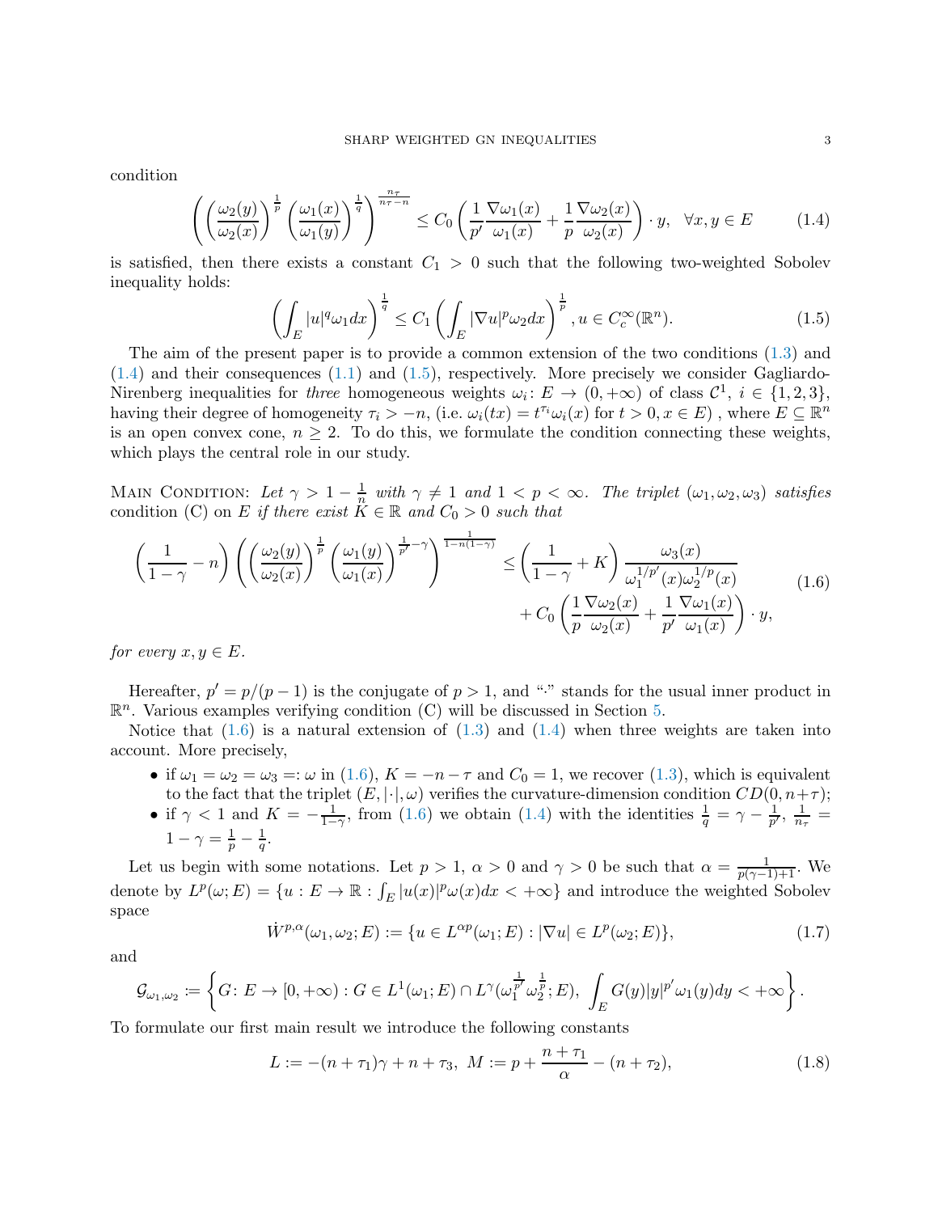condition

$$\left(\left(\frac{\omega_2(y)}{\omega_2(x)}\right)^{\frac{1}{p}}\left(\frac{\omega_1(x)}{\omega_1(y)}\right)^{\frac{1}{q}}\right)^{\frac{n_\tau}{n_\tau-n}} \leq C_0\left(\frac{1}{p'}\frac{\nabla\omega_1(x)}{\omega_1(x)}+\frac{1}{p}\frac{\nabla\omega_2(x)}{\omega_2(x)}\right)\cdot y, \quad \forall x,y\in E \tag{1.4}$$

is satisfied, then there exists a constant $C_1 > 0$ such that the following two-weighted Sobolev inequality holds:

$$\left(\int_E |u|^q\omega_1 dx\right)^{\frac{1}{q}} \leq C_1\left(\int_E |\nabla u|^p\omega_2 dx\right)^{\frac{1}{p}}, u\in C_c^\infty(\mathbb{R}^n). \tag{1.5}$$

The aim of the present paper is to provide a common extension of the two conditions (1.3) and (1.4) and their consequences (1.1) and (1.5), respectively. More precisely we consider Gagliardo-Nirenberg inequalities for *three* homogeneous weights $\omega_i\colon E\to(0,+\infty)$ of class $\mathcal{C}^1$, $i\in\{1,2,3\}$, having their degree of homogeneity $\tau_i>-n$, (i.e. $\omega_i(tx)=t^{\tau_i}\omega_i(x)$ for $t>0, x\in E$) , where $E\subseteq\mathbb{R}^n$ is an open convex cone, $n\geq 2$. To do this, we formulate the condition connecting these weights, which plays the central role in our study.

Main Condition: *Let $\gamma > 1-\frac{1}{n}$ with $\gamma\neq 1$ and $1<p<\infty$. The triplet $(\omega_1,\omega_2,\omega_3)$ satisfies condition (C) on $E$ if there exist $K\in\mathbb{R}$ and $C_0>0$ such that*

$$\begin{aligned}\left(\frac{1}{1-\gamma}-n\right)\left(\left(\frac{\omega_2(y)}{\omega_2(x)}\right)^{\frac{1}{p}}\left(\frac{\omega_1(y)}{\omega_1(x)}\right)^{\frac{1}{p'}-\gamma}\right)^{\frac{1}{1-n(1-\gamma)}} &\leq \left(\frac{1}{1-\gamma}+K\right)\frac{\omega_3(x)}{\omega_1^{1/p'}(x)\omega_2^{1/p}(x)} \\ &\quad + C_0\left(\frac{1}{p}\frac{\nabla\omega_2(x)}{\omega_2(x)}+\frac{1}{p'}\frac{\nabla\omega_1(x)}{\omega_1(x)}\right)\cdot y,\end{aligned} \tag{1.6}$$

*for every $x,y\in E$.*

Hereafter, $p'=p/(p-1)$ is the conjugate of $p>1$, and "$\cdot$" stands for the usual inner product in $\mathbb{R}^n$. Various examples verifying condition (C) will be discussed in Section 5.

Notice that (1.6) is a natural extension of (1.3) and (1.4) when three weights are taken into account. More precisely,

- if $\omega_1=\omega_2=\omega_3=:\omega$ in (1.6), $K=-n-\tau$ and $C_0=1$, we recover (1.3), which is equivalent to the fact that the triplet $(E,|\cdot|,\omega)$ verifies the curvature-dimension condition $CD(0,n+\tau)$;
- if $\gamma<1$ and $K=-\frac{1}{1-\gamma}$, from (1.6) we obtain (1.4) with the identities $\frac{1}{q}=\gamma-\frac{1}{p'}$, $\frac{1}{n_\tau}=1-\gamma=\frac{1}{p}-\frac{1}{q}$.

Let us begin with some notations. Let $p>1$, $\alpha>0$ and $\gamma>0$ be such that $\alpha=\frac{1}{p(\gamma-1)+1}$. We denote by $L^p(\omega;E)=\{u:E\to\mathbb{R}:\int_E|u(x)|^p\omega(x)dx<+\infty\}$ and introduce the weighted Sobolev space

$$\dot{W}^{p,\alpha}(\omega_1,\omega_2;E):=\{u\in L^{\alpha p}(\omega_1;E):|\nabla u|\in L^p(\omega_2;E)\}, \tag{1.7}$$

and

$$\mathcal{G}_{\omega_1,\omega_2}:=\left\{G\colon E\to[0,+\infty): G\in L^1(\omega_1;E)\cap L^\gamma(\omega_1^{\frac{1}{p'}}\omega_2^{\frac{1}{p}};E),\ \int_E G(y)|y|^{p'}\omega_1(y)dy<+\infty\right\}.$$

To formulate our first main result we introduce the following constants

$$L:=-(n+\tau_1)\gamma+n+\tau_3,\ M:=p+\frac{n+\tau_1}{\alpha}-(n+\tau_2), \tag{1.8}$$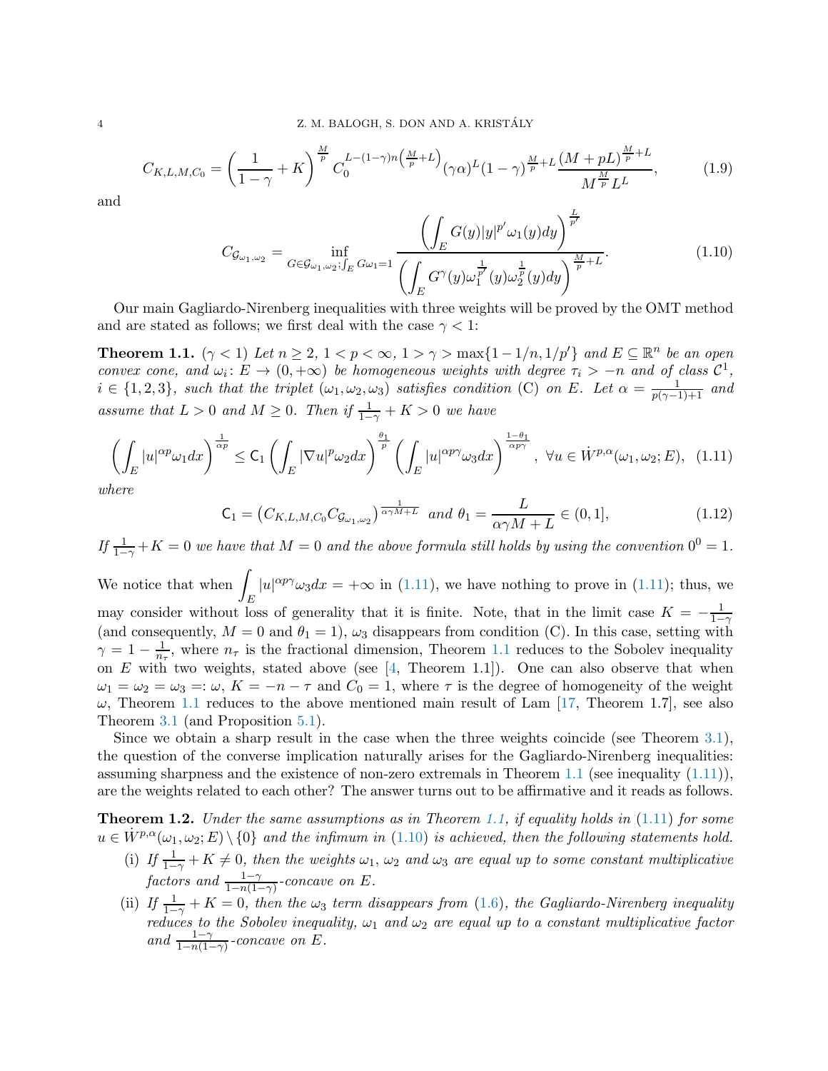$$C_{K,L,M,C_0} = \left(\frac{1}{1-\gamma} + K\right)^{\frac{M}{p}} C_0^{L-(1-\gamma)n\left(\frac{M}{p}+L\right)} (\gamma\alpha)^L (1-\gamma)^{\frac{M}{p}+L} \frac{(M+pL)^{\frac{M}{p}+L}}{M^{\frac{M}{p}} L^L}, \tag{1.9}$$

and

$$C_{\mathcal{G}_{\omega_1,\omega_2}} = \inf_{G \in \mathcal{G}_{\omega_1,\omega_2}; \int_E G\omega_1 = 1} \frac{\left(\displaystyle\int_E G(y)|y|^{p'}\omega_1(y)dy\right)^{\frac{L}{p'}}}{\left(\displaystyle\int_E G^\gamma(y)\omega_1^{\frac{1}{p'}}(y)\omega_2^{\frac{1}{p}}(y)dy\right)^{\frac{M}{p}+L}}. \tag{1.10}$$

Our main Gagliardo-Nirenberg inequalities with three weights will be proved by the OMT method and are stated as follows; we first deal with the case $\gamma < 1$:

**Theorem 1.1.** ($\gamma < 1$) *Let $n \geq 2$, $1 < p < \infty$, $1 > \gamma > \max\{1 - 1/n, 1/p'\}$ and $E \subseteq \mathbb{R}^n$ be an open convex cone, and $\omega_i \colon E \to (0, +\infty)$ be homogeneous weights with degree $\tau_i > -n$ and of class $\mathcal{C}^1$, $i \in \{1, 2, 3\}$, such that the triplet $(\omega_1, \omega_2, \omega_3)$ satisfies condition* (C) *on $E$. Let $\alpha = \frac{1}{p(\gamma-1)+1}$ and assume that $L > 0$ and $M \geq 0$. Then if $\frac{1}{1-\gamma} + K > 0$ we have*

$$\left(\int_E |u|^{\alpha p}\omega_1 dx\right)^{\frac{1}{\alpha p}} \leq \mathsf{C}_1 \left(\int_E |\nabla u|^p \omega_2 dx\right)^{\frac{\theta_1}{p}} \left(\int_E |u|^{\alpha p \gamma}\omega_3 dx\right)^{\frac{1-\theta_1}{\alpha p \gamma}}, \ \forall u \in \dot{W}^{p,\alpha}(\omega_1, \omega_2; E), \tag{1.11}$$

*where*

$$\mathsf{C}_1 = \left(C_{K,L,M,C_0} C_{\mathcal{G}_{\omega_1,\omega_2}}\right)^{\frac{1}{\alpha\gamma M + L}} \text{ and } \theta_1 = \frac{L}{\alpha\gamma M + L} \in (0, 1], \tag{1.12}$$

*If $\frac{1}{1-\gamma} + K = 0$ we have that $M = 0$ and the above formula still holds by using the convention $0^0 = 1$.*

We notice that when $\displaystyle\int_E |u|^{\alpha p \gamma}\omega_3 dx = +\infty$ in (1.11), we have nothing to prove in (1.11); thus, we may consider without loss of generality that it is finite. Note, that in the limit case $K = -\frac{1}{1-\gamma}$ (and consequently, $M = 0$ and $\theta_1 = 1$), $\omega_3$ disappears from condition (C). In this case, setting with $\gamma = 1 - \frac{1}{n_\tau}$, where $n_\tau$ is the fractional dimension, Theorem 1.1 reduces to the Sobolev inequality on $E$ with two weights, stated above (see [4, Theorem 1.1]). One can also observe that when $\omega_1 = \omega_2 = \omega_3 =: \omega$, $K = -n - \tau$ and $C_0 = 1$, where $\tau$ is the degree of homogeneity of the weight $\omega$, Theorem 1.1 reduces to the above mentioned main result of Lam [17, Theorem 1.7], see also Theorem 3.1 (and Proposition 5.1).

Since we obtain a sharp result in the case when the three weights coincide (see Theorem 3.1), the question of the converse implication naturally arises for the Gagliardo-Nirenberg inequalities: assuming sharpness and the existence of non-zero extremals in Theorem 1.1 (see inequality (1.11)), are the weights related to each other? The answer turns out to be affirmative and it reads as follows.

**Theorem 1.2.** *Under the same assumptions as in Theorem 1.1, if equality holds in (1.11) for some $u \in \dot{W}^{p,\alpha}(\omega_1, \omega_2; E) \setminus \{0\}$ and the infimum in (1.10) is achieved, then the following statements hold.*

- (i) *If $\frac{1}{1-\gamma} + K \neq 0$, then the weights $\omega_1$, $\omega_2$ and $\omega_3$ are equal up to some constant multiplicative factors and $\frac{1-\gamma}{1-n(1-\gamma)}$-concave on $E$.*
- (ii) *If $\frac{1}{1-\gamma} + K = 0$, then the $\omega_3$ term disappears from (1.6), the Gagliardo-Nirenberg inequality reduces to the Sobolev inequality, $\omega_1$ and $\omega_2$ are equal up to a constant multiplicative factor and $\frac{1-\gamma}{1-n(1-\gamma)}$-concave on $E$.*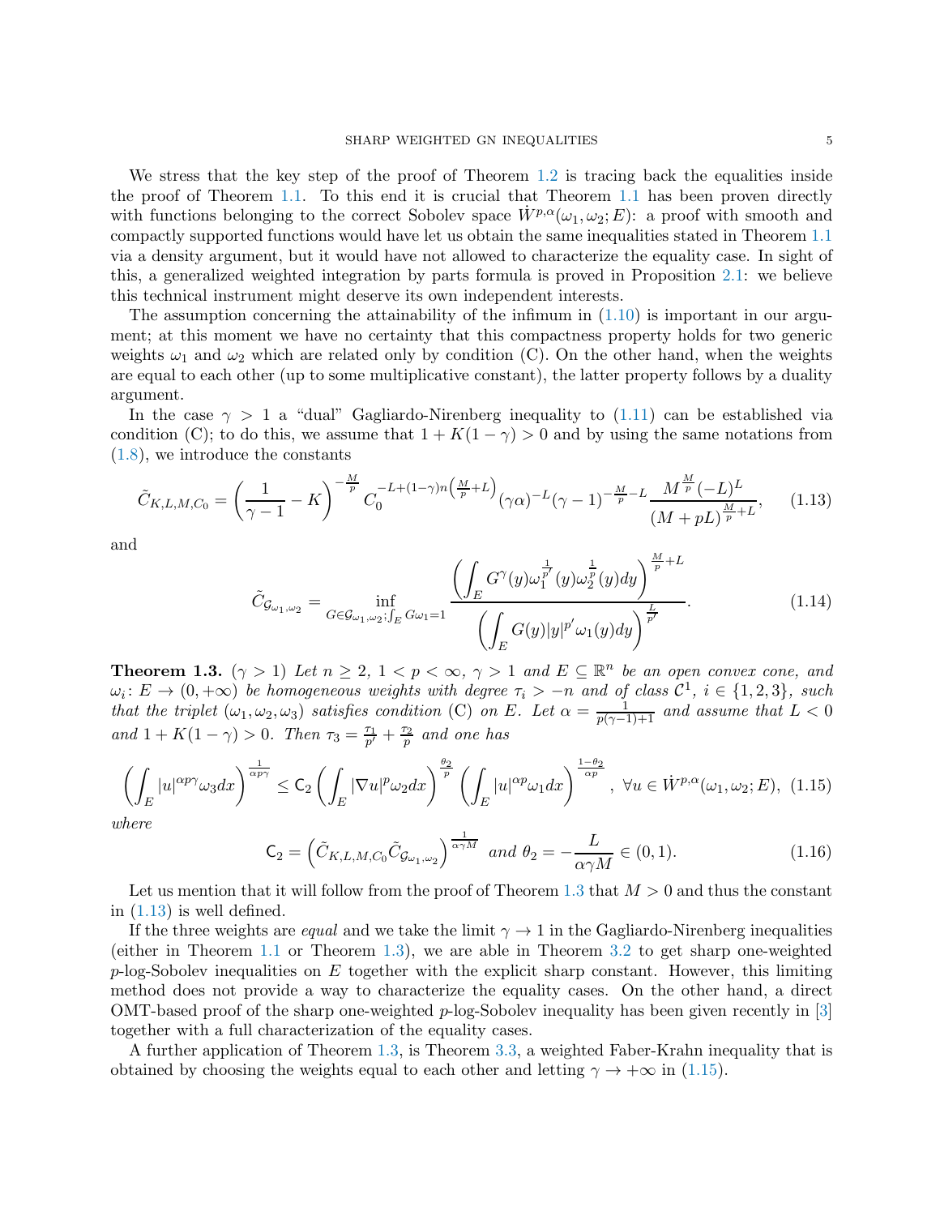We stress that the key step of the proof of Theorem 1.2 is tracing back the equalities inside the proof of Theorem 1.1. To this end it is crucial that Theorem 1.1 has been proven directly with functions belonging to the correct Sobolev space $\dot{W}^{p,\alpha}(\omega_1,\omega_2;E)$: a proof with smooth and compactly supported functions would have let us obtain the same inequalities stated in Theorem 1.1 via a density argument, but it would have not allowed to characterize the equality case. In sight of this, a generalized weighted integration by parts formula is proved in Proposition 2.1: we believe this technical instrument might deserve its own independent interests.

The assumption concerning the attainability of the infimum in (1.10) is important in our argument; at this moment we have no certainty that this compactness property holds for two generic weights $\omega_1$ and $\omega_2$ which are related only by condition (C). On the other hand, when the weights are equal to each other (up to some multiplicative constant), the latter property follows by a duality argument.

In the case $\gamma > 1$ a "dual" Gagliardo-Nirenberg inequality to (1.11) can be established via condition (C); to do this, we assume that $1 + K(1-\gamma) > 0$ and by using the same notations from (1.8), we introduce the constants

$$\tilde{C}_{K,L,M,C_0} = \left(\frac{1}{\gamma-1} - K\right)^{-\frac{M}{p}} C_0^{-L+(1-\gamma)n\left(\frac{M}{p}+L\right)} (\gamma\alpha)^{-L} (\gamma-1)^{-\frac{M}{p}-L} \frac{M^{\frac{M}{p}}(-L)^L}{(M+pL)^{\frac{M}{p}+L}}, \tag{1.13}$$

and

$$\tilde{C}_{\mathcal{G}_{\omega_1,\omega_2}} = \inf_{G\in\mathcal{G}_{\omega_1,\omega_2};\int_E G\omega_1 = 1} \frac{\left(\displaystyle\int_E G^{\gamma}(y)\omega_1^{\frac{1}{p'}}(y)\omega_2^{\frac{1}{p}}(y)dy\right)^{\frac{M}{p}+L}}{\left(\displaystyle\int_E G(y)|y|^{p'}\omega_1(y)dy\right)^{\frac{L}{p'}}}. \tag{1.14}$$

**Theorem 1.3.** ($\gamma > 1$) *Let $n \geq 2$, $1 < p < \infty$, $\gamma > 1$ and $E \subseteq \mathbb{R}^n$ be an open convex cone, and $\omega_i \colon E \to (0,+\infty)$ be homogeneous weights with degree $\tau_i > -n$ and of class $\mathcal{C}^1$, $i \in \{1,2,3\}$, such that the triplet $(\omega_1,\omega_2,\omega_3)$ satisfies condition* (C) *on $E$. Let $\alpha = \frac{1}{p(\gamma-1)+1}$ and assume that $L < 0$ and $1 + K(1-\gamma) > 0$. Then $\tau_3 = \frac{\tau_1}{p'} + \frac{\tau_2}{p}$ and one has*

$$\left(\int_E |u|^{\alpha p\gamma}\omega_3 dx\right)^{\frac{1}{\alpha p\gamma}} \leq \mathsf{C}_2 \left(\int_E |\nabla u|^p \omega_2 dx\right)^{\frac{\theta_2}{p}} \left(\int_E |u|^{\alpha p}\omega_1 dx\right)^{\frac{1-\theta_2}{\alpha p}}, \ \forall u \in \dot{W}^{p,\alpha}(\omega_1,\omega_2;E), \tag{1.15}$$

*where*

$$\mathsf{C}_2 = \left(\tilde{C}_{K,L,M,C_0}\tilde{C}_{\mathcal{G}_{\omega_1,\omega_2}}\right)^{\frac{1}{\alpha\gamma M}} \text{ and } \theta_2 = -\frac{L}{\alpha\gamma M} \in (0,1). \tag{1.16}$$

Let us mention that it will follow from the proof of Theorem 1.3 that $M > 0$ and thus the constant in (1.13) is well defined.

If the three weights are *equal* and we take the limit $\gamma \to 1$ in the Gagliardo-Nirenberg inequalities (either in Theorem 1.1 or Theorem 1.3), we are able in Theorem 3.2 to get sharp one-weighted $p$-log-Sobolev inequalities on $E$ together with the explicit sharp constant. However, this limiting method does not provide a way to characterize the equality cases. On the other hand, a direct OMT-based proof of the sharp one-weighted $p$-log-Sobolev inequality has been given recently in [3] together with a full characterization of the equality cases.

A further application of Theorem 1.3, is Theorem 3.3, a weighted Faber-Krahn inequality that is obtained by choosing the weights equal to each other and letting $\gamma \to +\infty$ in (1.15).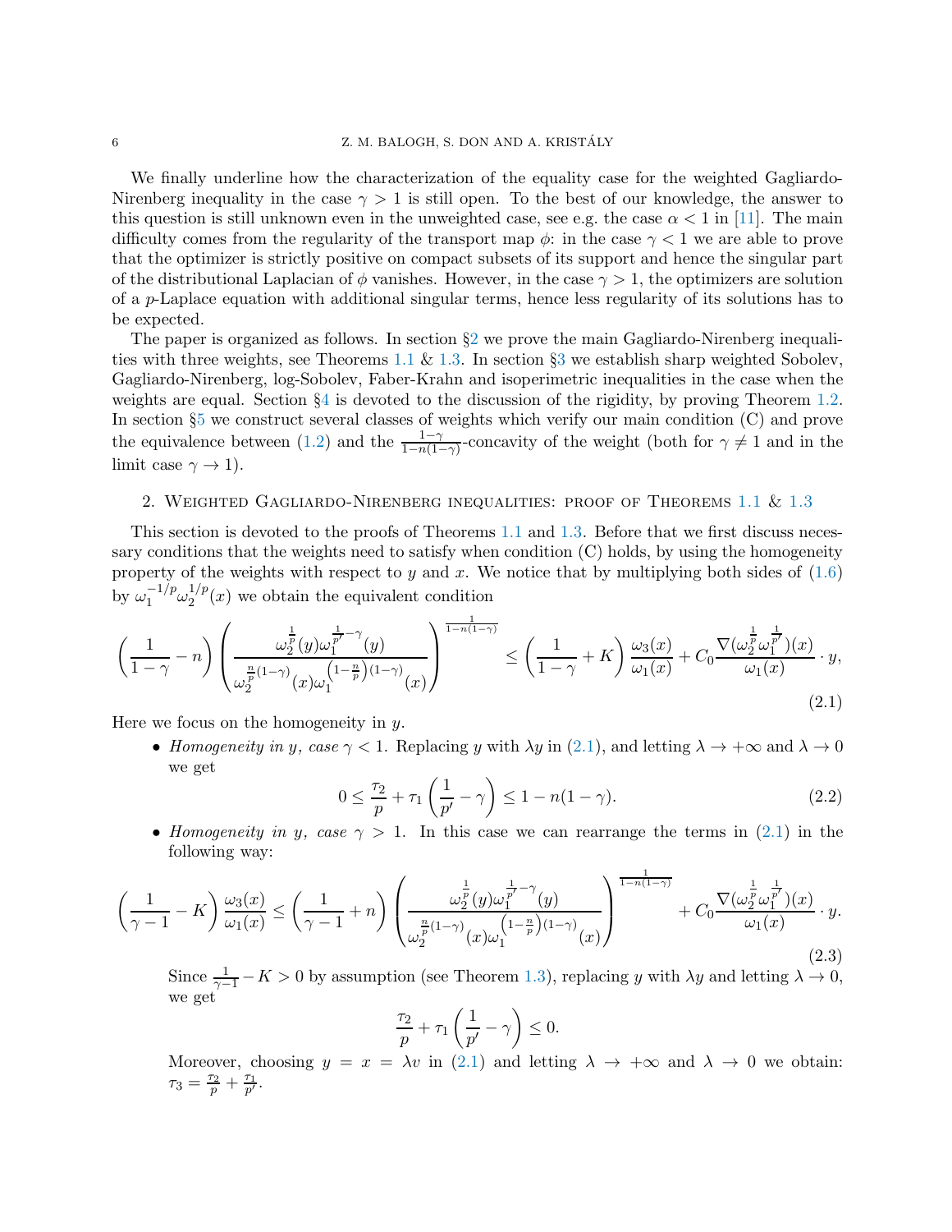We finally underline how the characterization of the equality case for the weighted Gagliardo-Nirenberg inequality in the case $\gamma > 1$ is still open. To the best of our knowledge, the answer to this question is still unknown even in the unweighted case, see e.g. the case $\alpha < 1$ in [11]. The main difficulty comes from the regularity of the transport map $\phi$: in the case $\gamma < 1$ we are able to prove that the optimizer is strictly positive on compact subsets of its support and hence the singular part of the distributional Laplacian of $\phi$ vanishes. However, in the case $\gamma > 1$, the optimizers are solution of a $p$-Laplace equation with additional singular terms, hence less regularity of its solutions has to be expected.

The paper is organized as follows. In section §2 we prove the main Gagliardo-Nirenberg inequalities with three weights, see Theorems 1.1 & 1.3. In section §3 we establish sharp weighted Sobolev, Gagliardo-Nirenberg, log-Sobolev, Faber-Krahn and isoperimetric inequalities in the case when the weights are equal. Section §4 is devoted to the discussion of the rigidity, by proving Theorem 1.2. In section §5 we construct several classes of weights which verify our main condition (C) and prove the equivalence between (1.2) and the $\frac{1-\gamma}{1-n(1-\gamma)}$-concavity of the weight (both for $\gamma \neq 1$ and in the limit case $\gamma \to 1$).

## 2. Weighted Gagliardo-Nirenberg inequalities: proof of Theorems 1.1 & 1.3

This section is devoted to the proofs of Theorems 1.1 and 1.3. Before that we first discuss necessary conditions that the weights need to satisfy when condition (C) holds, by using the homogeneity property of the weights with respect to $y$ and $x$. We notice that by multiplying both sides of (1.6) by $\omega_1^{-1/p}\omega_2^{1/p}(x)$ we obtain the equivalent condition

$$\left(\frac{1}{1-\gamma}-n\right)\left(\frac{\omega_2^{\frac{1}{p}}(y)\omega_1^{\frac{1}{p'}-\gamma}(y)}{\omega_2^{\frac{n}{p}(1-\gamma)}(x)\omega_1^{\left(1-\frac{n}{p}\right)(1-\gamma)}(x)}\right)^{\frac{1}{1-n(1-\gamma)}} \leq \left(\frac{1}{1-\gamma}+K\right)\frac{\omega_3(x)}{\omega_1(x)}+C_0\frac{\nabla(\omega_2^{\frac{1}{p}}\omega_1^{\frac{1}{p'}})(x)}{\omega_1(x)}\cdot y, \tag{2.1}$$

Here we focus on the homogeneity in $y$.

- *Homogeneity in $y$, case $\gamma < 1$.* Replacing $y$ with $\lambda y$ in (2.1), and letting $\lambda \to +\infty$ and $\lambda \to 0$ we get
$$0 \leq \frac{\tau_2}{p}+\tau_1\left(\frac{1}{p'}-\gamma\right) \leq 1-n(1-\gamma). \tag{2.2}$$
- *Homogeneity in $y$, case $\gamma > 1$.* In this case we can rearrange the terms in (2.1) in the following way:
$$\left(\frac{1}{\gamma-1}-K\right)\frac{\omega_3(x)}{\omega_1(x)} \leq \left(\frac{1}{\gamma-1}+n\right)\left(\frac{\omega_2^{\frac{1}{p}}(y)\omega_1^{\frac{1}{p'}-\gamma}(y)}{\omega_2^{\frac{n}{p}(1-\gamma)}(x)\omega_1^{\left(1-\frac{n}{p}\right)(1-\gamma)}(x)}\right)^{\frac{1}{1-n(1-\gamma)}}+C_0\frac{\nabla(\omega_2^{\frac{1}{p}}\omega_1^{\frac{1}{p'}})(x)}{\omega_1(x)}\cdot y. \tag{2.3}$$
Since $\frac{1}{\gamma-1}-K > 0$ by assumption (see Theorem 1.3), replacing $y$ with $\lambda y$ and letting $\lambda \to 0$, we get
$$\frac{\tau_2}{p}+\tau_1\left(\frac{1}{p'}-\gamma\right) \leq 0.$$
Moreover, choosing $y = x = \lambda v$ in (2.1) and letting $\lambda \to +\infty$ and $\lambda \to 0$ we obtain: $\tau_3 = \frac{\tau_2}{p}+\frac{\tau_1}{p'}$.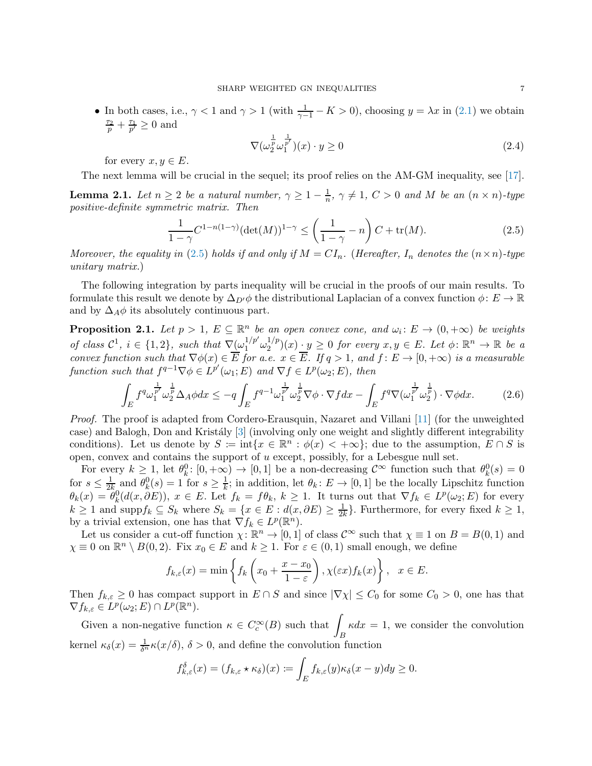- In both cases, i.e., $\gamma < 1$ and $\gamma > 1$ (with $\frac{1}{\gamma-1} - K > 0$), choosing $y = \lambda x$ in (2.1) we obtain $\frac{\tau_2}{p} + \frac{\tau_1}{p'} \geq 0$ and
$$\nabla(\omega_2^{\frac{1}{p}}\omega_1^{\frac{1}{p'}})(x) \cdot y \geq 0 \tag{2.4}$$
for every $x, y \in E$.

The next lemma will be crucial in the sequel; its proof relies on the AM-GM inequality, see [17].

**Lemma 2.1.** *Let $n \geq 2$ be a natural number, $\gamma \geq 1 - \frac{1}{n}$, $\gamma \neq 1$, $C > 0$ and $M$ be an $(n \times n)$-type positive-definite symmetric matrix. Then*
$$\frac{1}{1-\gamma} C^{1-n(1-\gamma)} (\det(M))^{1-\gamma} \leq \left(\frac{1}{1-\gamma} - n\right) C + \operatorname{tr}(M). \tag{2.5}$$
*Moreover, the equality in (2.5) holds if and only if $M = CI_n$. (Hereafter, $I_n$ denotes the $(n \times n)$-type unitary matrix.)*

The following integration by parts inequality will be crucial in the proofs of our main results. To formulate this result we denote by $\Delta_{D'}\phi$ the distributional Laplacian of a convex function $\phi \colon E \to \mathbb{R}$ and by $\Delta_A \phi$ its absolutely continuous part.

**Proposition 2.1.** *Let $p > 1$, $E \subseteq \mathbb{R}^n$ be an open convex cone, and $\omega_i \colon E \to (0, +\infty)$ be weights of class $\mathcal{C}^1$, $i \in \{1, 2\}$, such that $\nabla(\omega_1^{1/p'}\omega_2^{1/p})(x) \cdot y \geq 0$ for every $x, y \in E$. Let $\phi \colon \mathbb{R}^n \to \mathbb{R}$ be a convex function such that $\nabla\phi(x) \in \overline{E}$ for a.e. $x \in \overline{E}$. If $q > 1$, and $f \colon E \to [0, +\infty)$ is a measurable function such that $f^{q-1}\nabla\phi \in L^{p'}(\omega_1; E)$ and $\nabla f \in L^p(\omega_2; E)$, then*
$$\int_E f^q \omega_1^{\frac{1}{p'}} \omega_2^{\frac{1}{p}} \Delta_A \phi dx \leq -q \int_E f^{q-1} \omega_1^{\frac{1}{p'}} \omega_2^{\frac{1}{p}} \nabla\phi \cdot \nabla f dx - \int_E f^q \nabla(\omega_1^{\frac{1}{p'}} \omega_2^{\frac{1}{p}}) \cdot \nabla\phi dx. \tag{2.6}$$

*Proof.* The proof is adapted from Cordero-Erausquin, Nazaret and Villani [11] (for the unweighted case) and Balogh, Don and Kristály [3] (involving only one weight and slightly different integrability conditions). Let us denote by $S := \operatorname{int}\{x \in \mathbb{R}^n : \phi(x) < +\infty\}$; due to the assumption, $E \cap S$ is open, convex and contains the support of $u$ except, possibly, for a Lebesgue null set.

For every $k \geq 1$, let $\theta_k^0 \colon [0, +\infty) \to [0, 1]$ be a non-decreasing $\mathcal{C}^\infty$ function such that $\theta_k^0(s) = 0$ for $s \leq \frac{1}{2k}$ and $\theta_k^0(s) = 1$ for $s \geq \frac{1}{k}$; in addition, let $\theta_k \colon E \to [0, 1]$ be the locally Lipschitz function $\theta_k(x) = \theta_k^0(d(x, \partial E))$, $x \in E$. Let $f_k = f\theta_k$, $k \geq 1$. It turns out that $\nabla f_k \in L^p(\omega_2; E)$ for every $k \geq 1$ and $\operatorname{supp} f_k \subseteq S_k$ where $S_k = \{x \in E : d(x, \partial E) \geq \frac{1}{2k}\}$. Furthermore, for every fixed $k \geq 1$, by a trivial extension, one has that $\nabla f_k \in L^p(\mathbb{R}^n)$.

Let us consider a cut-off function $\chi \colon \mathbb{R}^n \to [0, 1]$ of class $\mathcal{C}^\infty$ such that $\chi \equiv 1$ on $B = B(0, 1)$ and $\chi \equiv 0$ on $\mathbb{R}^n \setminus B(0, 2)$. Fix $x_0 \in E$ and $k \geq 1$. For $\varepsilon \in (0, 1)$ small enough, we define
$$f_{k,\varepsilon}(x) = \min\left\{ f_k\left(x_0 + \frac{x - x_0}{1 - \varepsilon}\right), \chi(\varepsilon x) f_k(x) \right\}, \quad x \in E.$$
Then $f_{k,\varepsilon} \geq 0$ has compact support in $E \cap S$ and since $|\nabla\chi| \leq C_0$ for some $C_0 > 0$, one has that $\nabla f_{k,\varepsilon} \in L^p(\omega_2; E) \cap L^p(\mathbb{R}^n)$.

Given a non-negative function $\kappa \in C_c^\infty(B)$ such that $\displaystyle\int_B \kappa dx = 1$, we consider the convolution kernel $\kappa_\delta(x) = \frac{1}{\delta^n}\kappa(x/\delta)$, $\delta > 0$, and define the convolution function
$$f_{k,\varepsilon}^\delta(x) = (f_{k,\varepsilon} \star \kappa_\delta)(x) := \int_E f_{k,\varepsilon}(y) \kappa_\delta(x - y) dy \geq 0.$$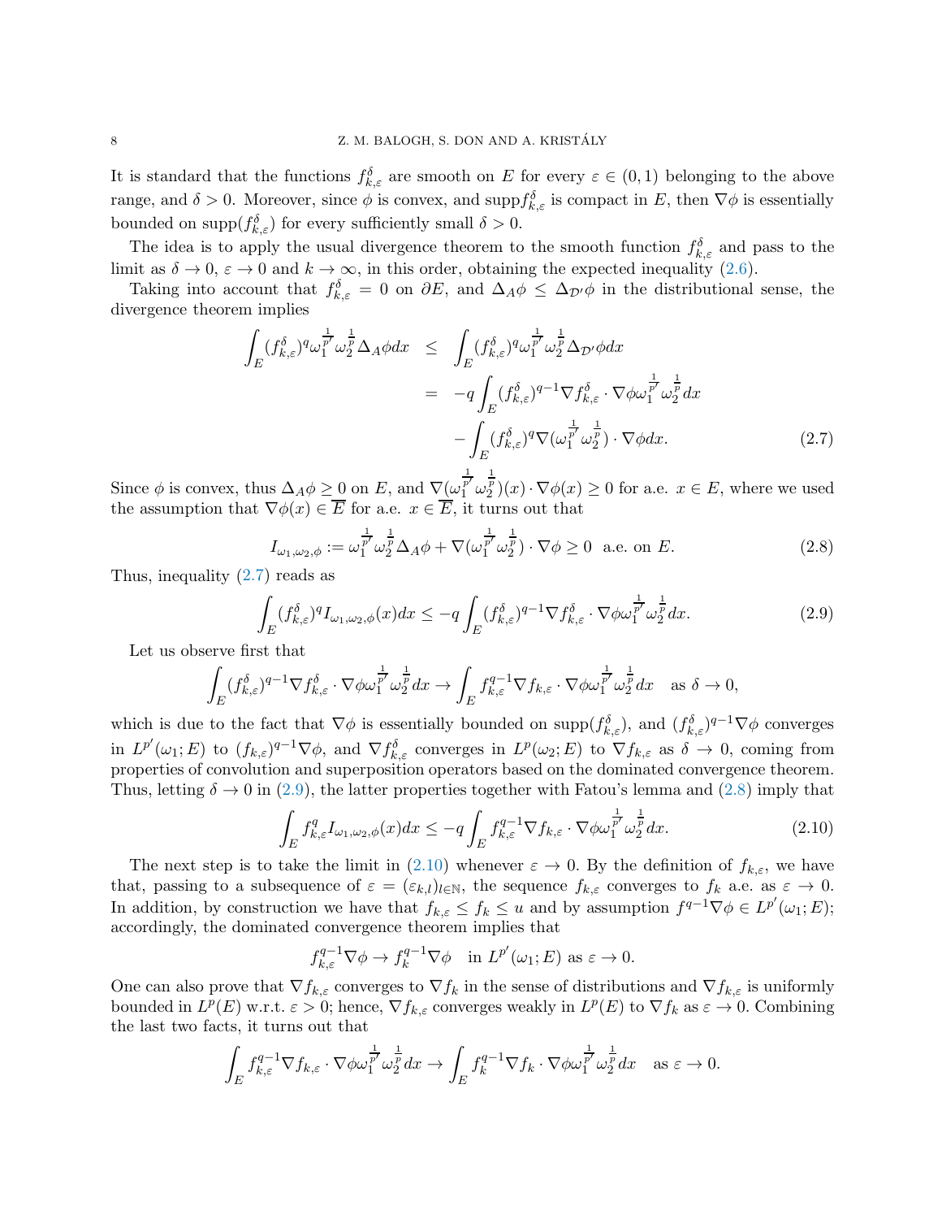It is standard that the functions $f_{k,\varepsilon}^\delta$ are smooth on $E$ for every $\varepsilon \in (0,1)$ belonging to the above range, and $\delta > 0$. Moreover, since $\phi$ is convex, and $\text{supp} f_{k,\varepsilon}^\delta$ is compact in $E$, then $\nabla\phi$ is essentially bounded on $\text{supp}(f_{k,\varepsilon}^\delta)$ for every sufficiently small $\delta > 0$.

The idea is to apply the usual divergence theorem to the smooth function $f_{k,\varepsilon}^\delta$ and pass to the limit as $\delta \to 0$, $\varepsilon \to 0$ and $k \to \infty$, in this order, obtaining the expected inequality (2.6).

Taking into account that $f_{k,\varepsilon}^\delta = 0$ on $\partial E$, and $\Delta_A\phi \leq \Delta_{\mathcal{D}'}\phi$ in the distributional sense, the divergence theorem implies

$$
\begin{aligned}
\int_E (f_{k,\varepsilon}^\delta)^q \omega_1^{\frac{1}{p'}} \omega_2^{\frac{1}{p}} \Delta_A \phi dx &\leq \int_E (f_{k,\varepsilon}^\delta)^q \omega_1^{\frac{1}{p'}} \omega_2^{\frac{1}{p}} \Delta_{\mathcal{D}'} \phi dx \\
&= -q \int_E (f_{k,\varepsilon}^\delta)^{q-1} \nabla f_{k,\varepsilon}^\delta \cdot \nabla\phi \omega_1^{\frac{1}{p'}} \omega_2^{\frac{1}{p}} dx \\
&\quad - \int_E (f_{k,\varepsilon}^\delta)^q \nabla(\omega_1^{\frac{1}{p'}} \omega_2^{\frac{1}{p}}) \cdot \nabla\phi dx. \qquad (2.7)
\end{aligned}
$$

Since $\phi$ is convex, thus $\Delta_A\phi \geq 0$ on $E$, and $\nabla(\omega_1^{\frac{1}{p'}} \omega_2^{\frac{1}{p}})(x) \cdot \nabla\phi(x) \geq 0$ for a.e. $x \in E$, where we used the assumption that $\nabla\phi(x) \in \overline{E}$ for a.e. $x \in \overline{E}$, it turns out that

$$
I_{\omega_1,\omega_2,\phi} := \omega_1^{\frac{1}{p'}} \omega_2^{\frac{1}{p}} \Delta_A\phi + \nabla(\omega_1^{\frac{1}{p'}} \omega_2^{\frac{1}{p}}) \cdot \nabla\phi \geq 0 \quad \text{a.e. on } E. \qquad (2.8)
$$

Thus, inequality (2.7) reads as

$$
\int_E (f_{k,\varepsilon}^\delta)^q I_{\omega_1,\omega_2,\phi}(x) dx \leq -q \int_E (f_{k,\varepsilon}^\delta)^{q-1} \nabla f_{k,\varepsilon}^\delta \cdot \nabla\phi \omega_1^{\frac{1}{p'}} \omega_2^{\frac{1}{p}} dx. \qquad (2.9)
$$

Let us observe first that

$$
\int_E (f_{k,\varepsilon}^\delta)^{q-1} \nabla f_{k,\varepsilon}^\delta \cdot \nabla\phi \omega_1^{\frac{1}{p'}} \omega_2^{\frac{1}{p}} dx \to \int_E f_{k,\varepsilon}^{q-1} \nabla f_{k,\varepsilon} \cdot \nabla\phi \omega_1^{\frac{1}{p'}} \omega_2^{\frac{1}{p}} dx \quad \text{as } \delta \to 0,
$$

which is due to the fact that $\nabla\phi$ is essentially bounded on $\text{supp}(f_{k,\varepsilon}^\delta)$, and $(f_{k,\varepsilon}^\delta)^{q-1}\nabla\phi$ converges in $L^{p'}(\omega_1; E)$ to $(f_{k,\varepsilon})^{q-1}\nabla\phi$, and $\nabla f_{k,\varepsilon}^\delta$ converges in $L^p(\omega_2; E)$ to $\nabla f_{k,\varepsilon}$ as $\delta \to 0$, coming from properties of convolution and superposition operators based on the dominated convergence theorem. Thus, letting $\delta \to 0$ in (2.9), the latter properties together with Fatou's lemma and (2.8) imply that

$$
\int_E f_{k,\varepsilon}^q I_{\omega_1,\omega_2,\phi}(x) dx \leq -q \int_E f_{k,\varepsilon}^{q-1} \nabla f_{k,\varepsilon} \cdot \nabla\phi \omega_1^{\frac{1}{p'}} \omega_2^{\frac{1}{p}} dx. \qquad (2.10)
$$

The next step is to take the limit in (2.10) whenever $\varepsilon \to 0$. By the definition of $f_{k,\varepsilon}$, we have that, passing to a subsequence of $\varepsilon = (\varepsilon_{k,l})_{l\in\mathbb{N}}$, the sequence $f_{k,\varepsilon}$ converges to $f_k$ a.e. as $\varepsilon \to 0$. In addition, by construction we have that $f_{k,\varepsilon} \leq f_k \leq u$ and by assumption $f^{q-1}\nabla\phi \in L^{p'}(\omega_1; E)$; accordingly, the dominated convergence theorem implies that

$$
f_{k,\varepsilon}^{q-1}\nabla\phi \to f_k^{q-1}\nabla\phi \quad \text{in } L^{p'}(\omega_1; E) \text{ as } \varepsilon \to 0.
$$

One can also prove that $\nabla f_{k,\varepsilon}$ converges to $\nabla f_k$ in the sense of distributions and $\nabla f_{k,\varepsilon}$ is uniformly bounded in $L^p(E)$ w.r.t. $\varepsilon > 0$; hence, $\nabla f_{k,\varepsilon}$ converges weakly in $L^p(E)$ to $\nabla f_k$ as $\varepsilon \to 0$. Combining the last two facts, it turns out that

$$
\int_E f_{k,\varepsilon}^{q-1} \nabla f_{k,\varepsilon} \cdot \nabla\phi \omega_1^{\frac{1}{p'}} \omega_2^{\frac{1}{p}} dx \to \int_E f_k^{q-1} \nabla f_k \cdot \nabla\phi \omega_1^{\frac{1}{p'}} \omega_2^{\frac{1}{p}} dx \quad \text{as } \varepsilon \to 0.
$$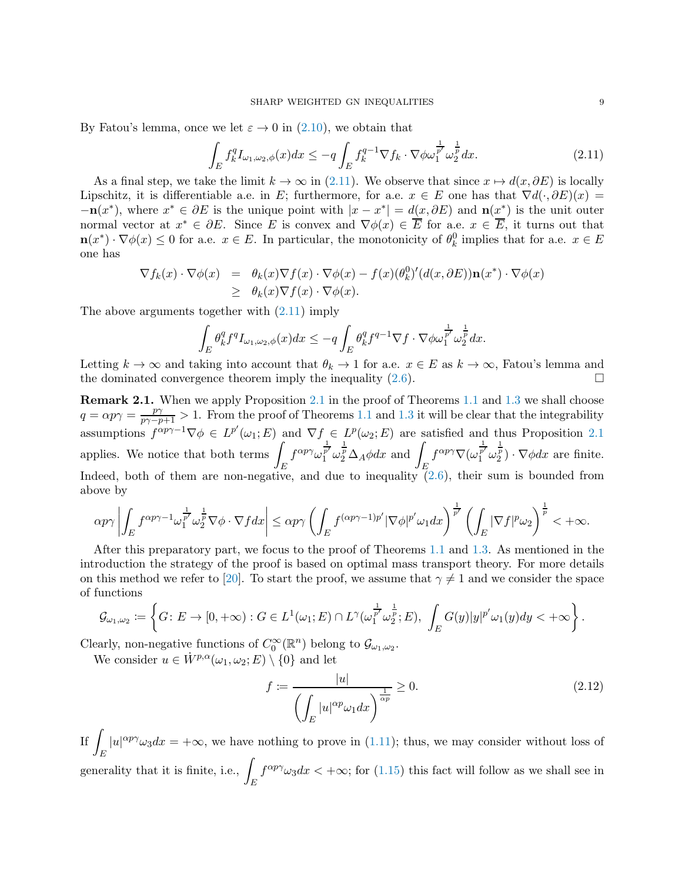By Fatou's lemma, once we let $\varepsilon \to 0$ in (2.10), we obtain that

$$\int_E f_k^q I_{\omega_1,\omega_2,\phi}(x)dx \leq -q\int_E f_k^{q-1}\nabla f_k \cdot \nabla\phi\, \omega_1^{\frac{1}{p'}}\omega_2^{\frac{1}{p}}dx. \tag{2.11}$$

As a final step, we take the limit $k \to \infty$ in (2.11). We observe that since $x \mapsto d(x, \partial E)$ is locally Lipschitz, it is differentiable a.e. in $E$; furthermore, for a.e. $x \in E$ one has that $\nabla d(\cdot, \partial E)(x) = -\mathbf{n}(x^*)$, where $x^* \in \partial E$ is the unique point with $|x - x^*| = d(x, \partial E)$ and $\mathbf{n}(x^*)$ is the unit outer normal vector at $x^* \in \partial E$. Since $E$ is convex and $\nabla\phi(x) \in \overline{E}$ for a.e. $x \in \overline{E}$, it turns out that $\mathbf{n}(x^*)\cdot\nabla\phi(x) \leq 0$ for a.e. $x \in E$. In particular, the monotonicity of $\theta_k^0$ implies that for a.e. $x \in E$ one has

$$\begin{aligned}
\nabla f_k(x)\cdot\nabla\phi(x) &= \theta_k(x)\nabla f(x)\cdot\nabla\phi(x) - f(x)(\theta_k^0)'(d(x,\partial E))\mathbf{n}(x^*)\cdot\nabla\phi(x)\\
&\geq \theta_k(x)\nabla f(x)\cdot\nabla\phi(x).
\end{aligned}$$

The above arguments together with (2.11) imply

$$\int_E \theta_k^q f^q I_{\omega_1,\omega_2,\phi}(x)dx \leq -q\int_E \theta_k^q f^{q-1}\nabla f\cdot\nabla\phi\,\omega_1^{\frac{1}{p'}}\omega_2^{\frac{1}{p}}dx.$$

Letting $k \to \infty$ and taking into account that $\theta_k \to 1$ for a.e. $x \in E$ as $k \to \infty$, Fatou's lemma and the dominated convergence theorem imply the inequality (2.6). $\square$

**Remark 2.1.** When we apply Proposition 2.1 in the proof of Theorems 1.1 and 1.3 we shall choose $q = \alpha p\gamma = \frac{p\gamma}{p\gamma - p + 1} > 1$. From the proof of Theorems 1.1 and 1.3 it will be clear that the integrability assumptions $f^{\alpha p\gamma - 1}\nabla\phi \in L^{p'}(\omega_1; E)$ and $\nabla f \in L^p(\omega_2; E)$ are satisfied and thus Proposition 2.1 applies. We notice that both terms $\displaystyle\int_E f^{\alpha p\gamma}\omega_1^{\frac{1}{p'}}\omega_2^{\frac{1}{p}}\Delta_A\phi dx$ and $\displaystyle\int_E f^{\alpha p\gamma}\nabla(\omega_1^{\frac{1}{p'}}\omega_2^{\frac{1}{p}})\cdot\nabla\phi dx$ are finite. Indeed, both of them are non-negative, and due to inequality (2.6), their sum is bounded from above by

$$\alpha p\gamma\left|\int_E f^{\alpha p\gamma - 1}\omega_1^{\frac{1}{p'}}\omega_2^{\frac{1}{p}}\nabla\phi\cdot\nabla f dx\right| \leq \alpha p\gamma\left(\int_E f^{(\alpha p\gamma - 1)p'}|\nabla\phi|^{p'}\omega_1 dx\right)^{\frac{1}{p'}}\left(\int_E |\nabla f|^p\omega_2\right)^{\frac{1}{p}} < +\infty.$$

After this preparatory part, we focus to the proof of Theorems 1.1 and 1.3. As mentioned in the introduction the strategy of the proof is based on optimal mass transport theory. For more details on this method we refer to [20]. To start the proof, we assume that $\gamma \neq 1$ and we consider the space of functions

$$\mathcal{G}_{\omega_1,\omega_2} := \left\{G\colon E \to [0,+\infty) : G \in L^1(\omega_1; E)\cap L^\gamma(\omega_1^{\frac{1}{p'}}\omega_2^{\frac{1}{p}}; E),\ \int_E G(y)|y|^{p'}\omega_1(y)dy < +\infty\right\}.$$

Clearly, non-negative functions of $C_0^\infty(\mathbb{R}^n)$ belong to $\mathcal{G}_{\omega_1,\omega_2}$.

We consider $u \in \dot{W}^{p,\alpha}(\omega_1,\omega_2; E)\setminus\{0\}$ and let

$$f := \frac{|u|}{\left(\displaystyle\int_E |u|^{\alpha p}\omega_1 dx\right)^{\frac{1}{\alpha p}}} \geq 0. \tag{2.12}$$

If $\displaystyle\int_E |u|^{\alpha p\gamma}\omega_3 dx = +\infty$, we have nothing to prove in (1.11); thus, we may consider without loss of generality that it is finite, i.e., $\displaystyle\int_E f^{\alpha p\gamma}\omega_3 dx < +\infty$; for (1.15) this fact will follow as we shall see in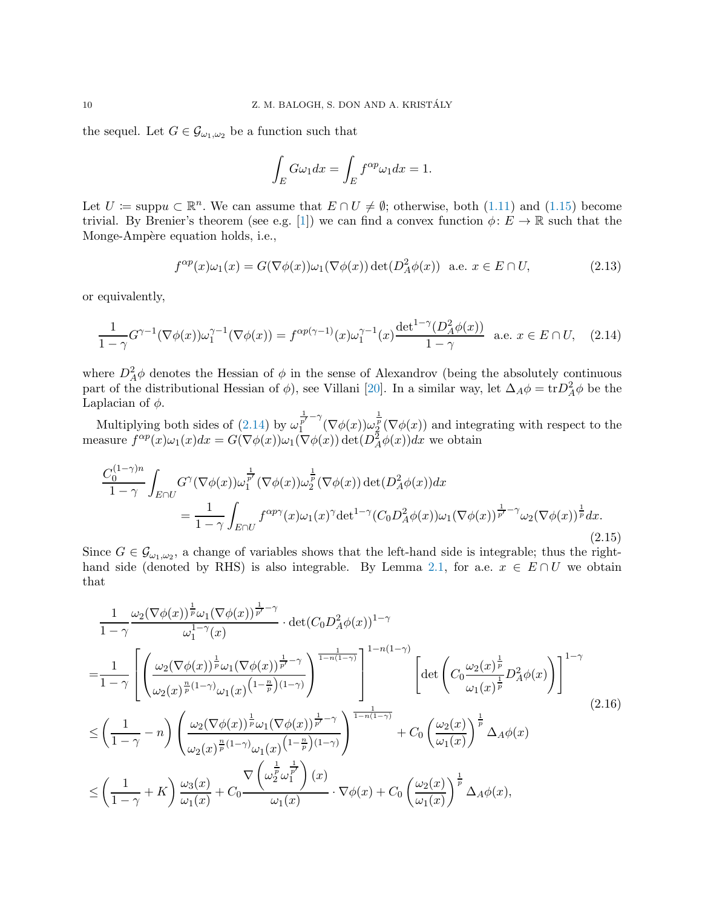the sequel. Let $G \in \mathcal{G}_{\omega_1,\omega_2}$ be a function such that

$$\int_E G\omega_1 dx = \int_E f^{\alpha p}\omega_1 dx = 1.$$

Let $U \coloneqq \mathrm{supp} u \subset \mathbb{R}^n$. We can assume that $E \cap U \neq \emptyset$; otherwise, both (1.11) and (1.15) become trivial. By Brenier's theorem (see e.g. [1]) we can find a convex function $\phi \colon E \to \mathbb{R}$ such that the Monge-Ampère equation holds, i.e.,

$$f^{\alpha p}(x)\omega_1(x) = G(\nabla\phi(x))\omega_1(\nabla\phi(x))\det(D_A^2\phi(x)) \quad \text{a.e. } x \in E\cap U, \tag{2.13}$$

or equivalently,

$$\frac{1}{1-\gamma}G^{\gamma-1}(\nabla\phi(x))\omega_1^{\gamma-1}(\nabla\phi(x)) = f^{\alpha p(\gamma-1)}(x)\omega_1^{\gamma-1}(x)\frac{\det^{1-\gamma}(D_A^2\phi(x))}{1-\gamma} \quad \text{a.e. } x \in E\cap U, \tag{2.14}$$

where $D_A^2\phi$ denotes the Hessian of $\phi$ in the sense of Alexandrov (being the absolutely continuous part of the distributional Hessian of $\phi$), see Villani [20]. In a similar way, let $\Delta_A\phi = \mathrm{tr}D_A^2\phi$ be the Laplacian of $\phi$.

Multiplying both sides of (2.14) by $\omega_1^{\frac{1}{p'}-\gamma}(\nabla\phi(x))\omega_2^{\frac{1}{p}}(\nabla\phi(x))$ and integrating with respect to the measure $f^{\alpha p}(x)\omega_1(x)dx = G(\nabla\phi(x))\omega_1(\nabla\phi(x))\det(D_A^2\phi(x))dx$ we obtain

$$\begin{aligned}
&\frac{C_0^{(1-\gamma)n}}{1-\gamma}\int_{E\cap U} G^{\gamma}(\nabla\phi(x))\omega_1^{\frac{1}{p'}}(\nabla\phi(x))\omega_2^{\frac{1}{p}}(\nabla\phi(x))\det(D_A^2\phi(x))dx \\
&\qquad = \frac{1}{1-\gamma}\int_{E\cap U} f^{\alpha p\gamma}(x)\omega_1(x)^{\gamma}\mathrm{det}^{1-\gamma}(C_0D_A^2\phi(x))\omega_1(\nabla\phi(x))^{\frac{1}{p'}-\gamma}\omega_2(\nabla\phi(x))^{\frac{1}{p}}dx.
\end{aligned} \tag{2.15}$$

Since $G \in \mathcal{G}_{\omega_1,\omega_2}$, a change of variables shows that the left-hand side is integrable; thus the right-hand side (denoted by RHS) is also integrable. By Lemma 2.1, for a.e. $x \in E\cap U$ we obtain that

$$\begin{aligned}
&\frac{1}{1-\gamma}\frac{\omega_2(\nabla\phi(x))^{\frac{1}{p}}\omega_1(\nabla\phi(x))^{\frac{1}{p'}-\gamma}}{\omega_1^{1-\gamma}(x)}\cdot\det(C_0D_A^2\phi(x))^{1-\gamma} \\
=&\frac{1}{1-\gamma}\left[\left(\frac{\omega_2(\nabla\phi(x))^{\frac{1}{p}}\omega_1(\nabla\phi(x))^{\frac{1}{p'}-\gamma}}{\omega_2(x)^{\frac{n}{p}(1-\gamma)}\omega_1(x)^{\left(1-\frac{n}{p}\right)(1-\gamma)}}\right)^{\frac{1}{1-n(1-\gamma)}}\right]^{1-n(1-\gamma)}\left[\det\left(C_0\frac{\omega_2(x)^{\frac{1}{p}}}{\omega_1(x)^{\frac{1}{p}}}D_A^2\phi(x)\right)\right]^{1-\gamma} \\
\leq&\left(\frac{1}{1-\gamma}-n\right)\left(\frac{\omega_2(\nabla\phi(x))^{\frac{1}{p}}\omega_1(\nabla\phi(x))^{\frac{1}{p'}-\gamma}}{\omega_2(x)^{\frac{n}{p}(1-\gamma)}\omega_1(x)^{\left(1-\frac{n}{p}\right)(1-\gamma)}}\right)^{\frac{1}{1-n(1-\gamma)}} + C_0\left(\frac{\omega_2(x)}{\omega_1(x)}\right)^{\frac{1}{p}}\Delta_A\phi(x) \\
\leq&\left(\frac{1}{1-\gamma}+K\right)\frac{\omega_3(x)}{\omega_1(x)} + C_0\frac{\nabla\left(\omega_2^{\frac{1}{p}}\omega_1^{\frac{1}{p'}}\right)(x)}{\omega_1(x)}\cdot\nabla\phi(x) + C_0\left(\frac{\omega_2(x)}{\omega_1(x)}\right)^{\frac{1}{p}}\Delta_A\phi(x),
\end{aligned} \tag{2.16}$$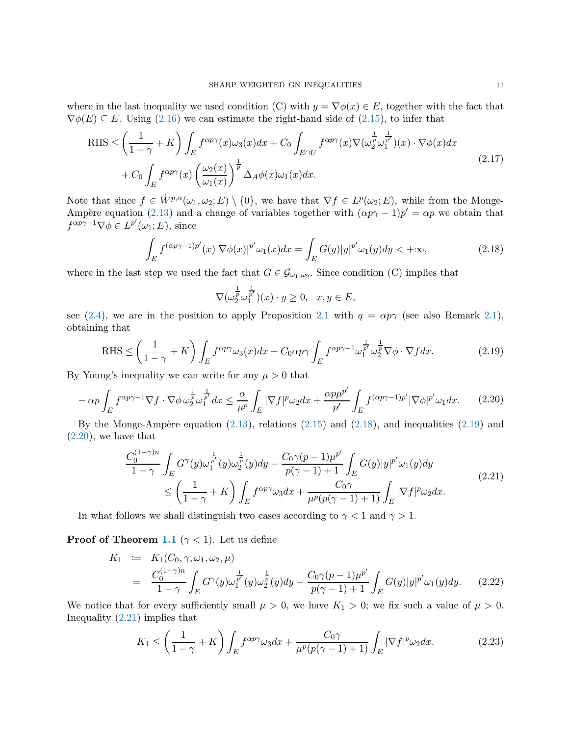where in the last inequality we used condition (C) with $y = \nabla\phi(x) \in E$, together with the fact that $\nabla\phi(E) \subseteq E$. Using (2.16) we can estimate the right-hand side of (2.15), to infer that

$$
\begin{aligned}
\text{RHS} \leq & \left(\frac{1}{1-\gamma} + K\right) \int_E f^{\alpha p\gamma}(x)\omega_3(x)dx + C_0 \int_{E\cap U} f^{\alpha p\gamma}(x)\nabla(\omega_2^{\frac{1}{p}}\omega_1^{\frac{1}{p'}})(x)\cdot\nabla\phi(x)dx \\
& + C_0 \int_E f^{\alpha p\gamma}(x)\left(\frac{\omega_2(x)}{\omega_1(x)}\right)^{\frac{1}{p}} \Delta_A\phi(x)\omega_1(x)dx.
\end{aligned}
\tag{2.17}
$$

Note that since $f \in \dot{W}^{p,\alpha}(\omega_1, \omega_2; E) \setminus \{0\}$, we have that $\nabla f \in L^p(\omega_2; E)$, while from the Monge-Ampère equation (2.13) and a change of variables together with $(\alpha p\gamma - 1)p' = \alpha p$ we obtain that $f^{\alpha p\gamma-1}\nabla\phi \in L^{p'}(\omega_1; E)$, since

$$
\int_E f^{(\alpha p\gamma-1)p'}(x)|\nabla\phi(x)|^{p'}\omega_1(x)dx = \int_E G(y)|y|^{p'}\omega_1(y)dy < +\infty,
\tag{2.18}
$$

where in the last step we used the fact that $G \in \mathcal{G}_{\omega_1,\omega_2}$. Since condition (C) implies that

$$
\nabla(\omega_2^{\frac{1}{p}}\omega_1^{\frac{1}{p'}})(x)\cdot y \geq 0, \quad x, y \in E,
$$

see (2.4), we are in the position to apply Proposition 2.1 with $q = \alpha p\gamma$ (see also Remark 2.1), obtaining that

$$
\text{RHS} \leq \left(\frac{1}{1-\gamma} + K\right) \int_E f^{\alpha p\gamma}\omega_3(x)dx - C_0\alpha p\gamma \int_E f^{\alpha p\gamma-1}\omega_1^{\frac{1}{p'}}\omega_2^{\frac{1}{p}}\nabla\phi\cdot\nabla f dx.
\tag{2.19}
$$

By Young's inequality we can write for any $\mu > 0$ that

$$
-\alpha p \int_E f^{\alpha p\gamma-1}\nabla f\cdot\nabla\phi\,\omega_2^{\frac{1}{p}}\omega_1^{\frac{1}{p'}}dx \leq \frac{\alpha}{\mu^p}\int_E |\nabla f|^p\omega_2 dx + \frac{\alpha p\mu^{p'}}{p'}\int_E f^{(\alpha p\gamma-1)p'}|\nabla\phi|^{p'}\omega_1 dx.
\tag{2.20}
$$

By the Monge-Ampère equation (2.13), relations (2.15) and (2.18), and inequalities (2.19) and (2.20), we have that

$$
\begin{aligned}
& \frac{C_0^{(1-\gamma)n}}{1-\gamma}\int_E G^\gamma(y)\omega_1^{\frac{1}{p'}}(y)\omega_2^{\frac{1}{p}}(y)dy - \frac{C_0\gamma(p-1)\mu^{p'}}{p(\gamma-1)+1}\int_E G(y)|y|^{p'}\omega_1(y)dy \\
& \qquad \leq \left(\frac{1}{1-\gamma} + K\right)\int_E f^{\alpha p\gamma}\omega_3 dx + \frac{C_0\gamma}{\mu^p(p(\gamma-1)+1)}\int_E |\nabla f|^p\omega_2 dx.
\end{aligned}
\tag{2.21}
$$

In what follows we shall distinguish two cases according to $\gamma < 1$ and $\gamma > 1$.

**Proof of Theorem 1.1** ($\gamma < 1$). Let us define

$$
\begin{aligned}
K_1 &:= K_1(C_0, \gamma, \omega_1, \omega_2, \mu) \\
&= \frac{C_0^{(1-\gamma)n}}{1-\gamma}\int_E G^\gamma(y)\omega_1^{\frac{1}{p'}}(y)\omega_2^{\frac{1}{p}}(y)dy - \frac{C_0\gamma(p-1)\mu^{p'}}{p(\gamma-1)+1}\int_E G(y)|y|^{p'}\omega_1(y)dy.
\end{aligned}
\tag{2.22}
$$

We notice that for every sufficiently small $\mu > 0$, we have $K_1 > 0$; we fix such a value of $\mu > 0$. Inequality (2.21) implies that

$$
K_1 \leq \left(\frac{1}{1-\gamma} + K\right)\int_E f^{\alpha p\gamma}\omega_3 dx + \frac{C_0\gamma}{\mu^p(p(\gamma-1)+1)}\int_E |\nabla f|^p\omega_2 dx.
\tag{2.23}
$$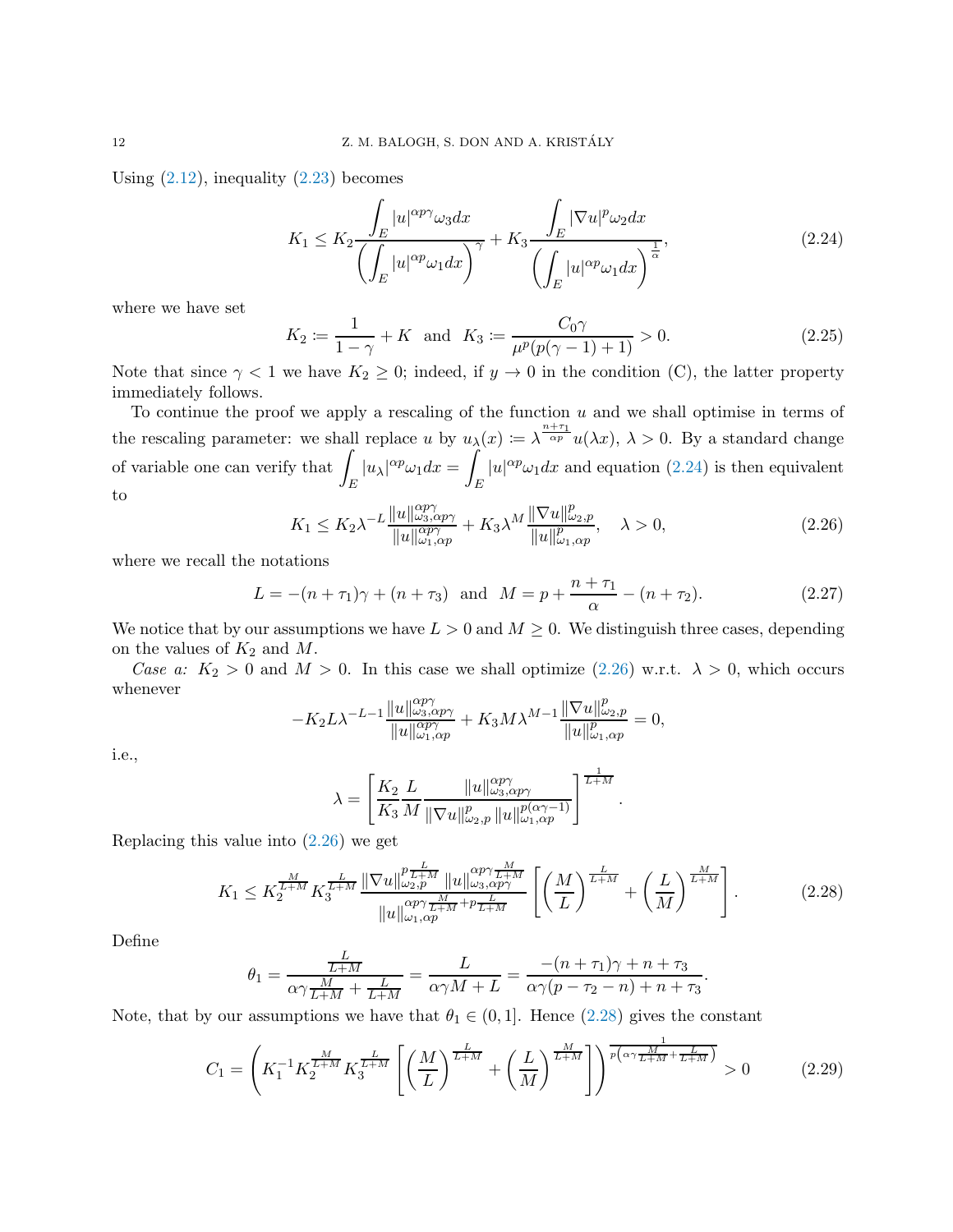Using (2.12), inequality (2.23) becomes

$$K_1 \leq K_2 \frac{\displaystyle\int_E |u|^{\alpha p\gamma}\omega_3 dx}{\left(\displaystyle\int_E |u|^{\alpha p}\omega_1 dx\right)^{\gamma}} + K_3 \frac{\displaystyle\int_E |\nabla u|^p \omega_2 dx}{\left(\displaystyle\int_E |u|^{\alpha p}\omega_1 dx\right)^{\frac{1}{\alpha}}}, \tag{2.24}$$

where we have set

$$K_2 \coloneqq \frac{1}{1-\gamma} + K \quad \text{and} \quad K_3 \coloneqq \frac{C_0\gamma}{\mu^p(p(\gamma-1)+1)} > 0. \tag{2.25}$$

Note that since $\gamma < 1$ we have $K_2 \geq 0$; indeed, if $y \to 0$ in the condition (C), the latter property immediately follows.

To continue the proof we apply a rescaling of the function $u$ and we shall optimise in terms of the rescaling parameter: we shall replace $u$ by $u_\lambda(x) \coloneqq \lambda^{\frac{n+\tau_1}{\alpha p}} u(\lambda x)$, $\lambda > 0$. By a standard change of variable one can verify that $\displaystyle\int_E |u_\lambda|^{\alpha p}\omega_1 dx = \int_E |u|^{\alpha p}\omega_1 dx$ and equation (2.24) is then equivalent to

$$K_1 \leq K_2 \lambda^{-L} \frac{\|u\|^{\alpha p\gamma}_{\omega_3,\alpha p\gamma}}{\|u\|^{\alpha p\gamma}_{\omega_1,\alpha p}} + K_3 \lambda^{M} \frac{\|\nabla u\|^p_{\omega_2,p}}{\|u\|^p_{\omega_1,\alpha p}}, \quad \lambda > 0, \tag{2.26}$$

where we recall the notations

$$L = -(n+\tau_1)\gamma + (n+\tau_3) \quad \text{and} \quad M = p + \frac{n+\tau_1}{\alpha} - (n+\tau_2). \tag{2.27}$$

We notice that by our assumptions we have $L > 0$ and $M \geq 0$. We distinguish three cases, depending on the values of $K_2$ and $M$.

*Case a:* $K_2 > 0$ and $M > 0$. In this case we shall optimize (2.26) w.r.t. $\lambda > 0$, which occurs whenever

$$-K_2 L \lambda^{-L-1} \frac{\|u\|^{\alpha p\gamma}_{\omega_3,\alpha p\gamma}}{\|u\|^{\alpha p\gamma}_{\omega_1,\alpha p}} + K_3 M \lambda^{M-1} \frac{\|\nabla u\|^p_{\omega_2,p}}{\|u\|^p_{\omega_1,\alpha p}} = 0,$$

i.e.,

$$\lambda = \left[\frac{K_2}{K_3}\frac{L}{M}\frac{\|u\|^{\alpha p\gamma}_{\omega_3,\alpha p\gamma}}{\|\nabla u\|^p_{\omega_2,p}\,\|u\|^{p(\alpha\gamma-1)}_{\omega_1,\alpha p}}\right]^{\frac{1}{L+M}}.$$

Replacing this value into (2.26) we get

$$K_1 \leq K_2^{\frac{M}{L+M}} K_3^{\frac{L}{L+M}} \frac{\|\nabla u\|^{p\frac{L}{L+M}}_{\omega_2,p}\,\|u\|^{\alpha p\gamma\frac{M}{L+M}}_{\omega_3,\alpha p\gamma}}{\|u\|^{\alpha p\gamma\frac{M}{L+M}+p\frac{L}{L+M}}_{\omega_1,\alpha p}} \left[\left(\frac{M}{L}\right)^{\frac{L}{L+M}} + \left(\frac{L}{M}\right)^{\frac{M}{L+M}}\right]. \tag{2.28}$$

Define

$$\theta_1 = \frac{\frac{L}{L+M}}{\alpha\gamma\frac{M}{L+M} + \frac{L}{L+M}} = \frac{L}{\alpha\gamma M + L} = \frac{-(n+\tau_1)\gamma + n + \tau_3}{\alpha\gamma(p-\tau_2-n) + n + \tau_3}.$$

Note, that by our assumptions we have that $\theta_1 \in (0,1]$. Hence (2.28) gives the constant

$$C_1 = \left(K_1^{-1} K_2^{\frac{M}{L+M}} K_3^{\frac{L}{L+M}} \left[\left(\frac{M}{L}\right)^{\frac{L}{L+M}} + \left(\frac{L}{M}\right)^{\frac{M}{L+M}}\right]\right)^{\frac{1}{p\left(\alpha\gamma\frac{M}{L+M}+\frac{L}{L+M}\right)}} > 0 \tag{2.29}$$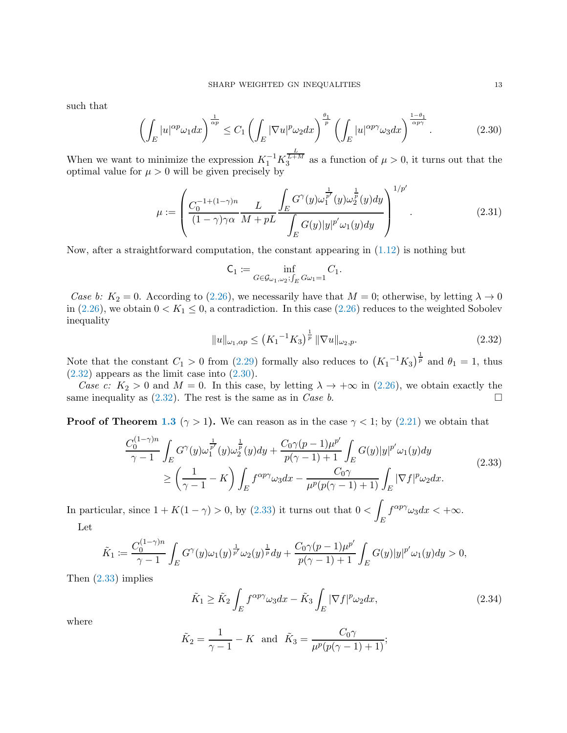such that

$$\left(\int_E |u|^{\alpha p}\omega_1 dx\right)^{\frac{1}{\alpha p}} \leq C_1 \left(\int_E |\nabla u|^p \omega_2 dx\right)^{\frac{\theta_1}{p}} \left(\int_E |u|^{\alpha p\gamma}\omega_3 dx\right)^{\frac{1-\theta_1}{\alpha p\gamma}}. \tag{2.30}$$

When we want to minimize the expression $K_1^{-1}K_3^{\frac{L}{L+M}}$ as a function of $\mu > 0$, it turns out that the optimal value for $\mu > 0$ will be given precisely by

$$\mu := \left(\frac{C_0^{-1+(1-\gamma)n}}{(1-\gamma)\gamma\alpha}\frac{L}{M+pL}\frac{\displaystyle\int_E G^\gamma(y)\omega_1^{\frac{1}{p'}}(y)\omega_2^{\frac{1}{p}}(y)dy}{\displaystyle\int_E G(y)|y|^{p'}\omega_1(y)dy}\right)^{1/p'}. \tag{2.31}$$

Now, after a straightforward computation, the constant appearing in (1.12) is nothing but

$$\mathsf{C}_1 := \inf_{G\in\mathcal{G}_{\omega_1,\omega_2};\int_E G\omega_1=1} C_1.$$

*Case b:* $K_2 = 0$. According to (2.26), we necessarily have that $M = 0$; otherwise, by letting $\lambda \to 0$ in (2.26), we obtain $0 < K_1 \leq 0$, a contradiction. In this case (2.26) reduces to the weighted Sobolev inequality

$$\|u\|_{\omega_1,\alpha p} \leq \left({K_1}^{-1}K_3\right)^{\frac{1}{p}}\|\nabla u\|_{\omega_2,p}. \tag{2.32}$$

Note that the constant $C_1 > 0$ from (2.29) formally also reduces to $\left({K_1}^{-1}K_3\right)^{\frac{1}{p}}$ and $\theta_1 = 1$, thus (2.32) appears as the limit case into (2.30).

*Case c:* $K_2 > 0$ and $M = 0$. In this case, by letting $\lambda \to +\infty$ in (2.26), we obtain exactly the same inequality as (2.32). The rest is the same as in *Case b*. □

**Proof of Theorem 1.3** ($\gamma > 1$)**.** We can reason as in the case $\gamma < 1$; by (2.21) we obtain that

$$\begin{aligned}\frac{C_0^{(1-\gamma)n}}{\gamma-1}\int_E G^\gamma(y)\omega_1^{\frac{1}{p'}}(y)\omega_2^{\frac{1}{p}}(y)dy + \frac{C_0\gamma(p-1)\mu^{p'}}{p(\gamma-1)+1}\int_E G(y)|y|^{p'}\omega_1(y)dy \\ \geq \left(\frac{1}{\gamma-1} - K\right)\int_E f^{\alpha p\gamma}\omega_3 dx - \frac{C_0\gamma}{\mu^p(p(\gamma-1)+1)}\int_E |\nabla f|^p\omega_2 dx.\end{aligned} \tag{2.33}$$

In particular, since $1 + K(1-\gamma) > 0$, by (2.33) it turns out that $0 < \displaystyle\int_E f^{\alpha p\gamma}\omega_3 dx < +\infty$.

Let

$$\tilde{K}_1 := \frac{C_0^{(1-\gamma)n}}{\gamma-1}\int_E G^\gamma(y)\omega_1(y)^{\frac{1}{p'}}\omega_2(y)^{\frac{1}{p}}dy + \frac{C_0\gamma(p-1)\mu^{p'}}{p(\gamma-1)+1}\int_E G(y)|y|^{p'}\omega_1(y)dy > 0,$$

Then (2.33) implies

$$\tilde{K}_1 \geq \tilde{K}_2\int_E f^{\alpha p\gamma}\omega_3 dx - \tilde{K}_3\int_E |\nabla f|^p\omega_2 dx, \tag{2.34}$$

where

$$\tilde{K}_2 = \frac{1}{\gamma-1} - K \ \text{ and } \ \tilde{K}_3 = \frac{C_0\gamma}{\mu^p(p(\gamma-1)+1)};$$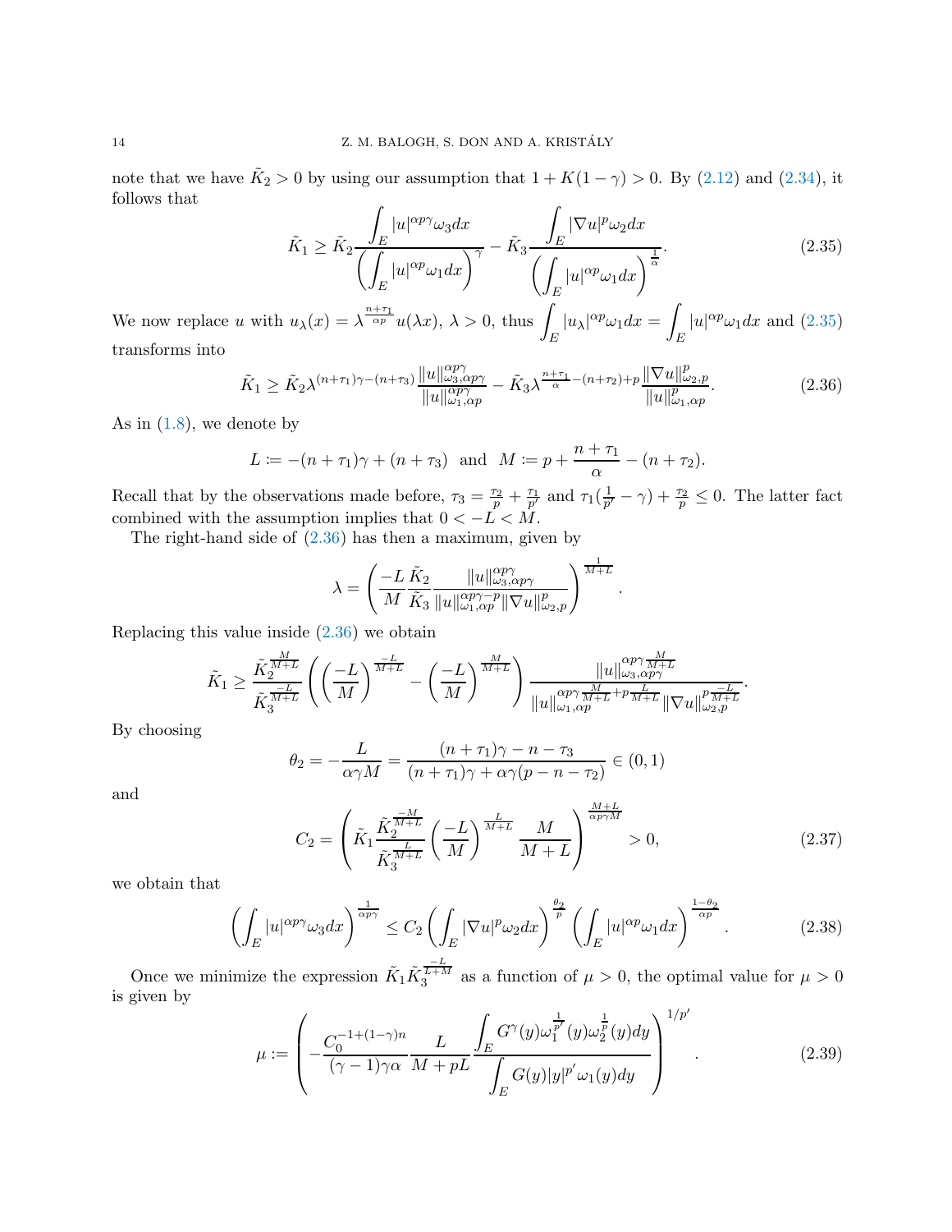note that we have $\tilde{K}_2 > 0$ by using our assumption that $1 + K(1-\gamma) > 0$. By (2.12) and (2.34), it follows that

$$\tilde{K}_1 \geq \tilde{K}_2 \frac{\displaystyle\int_E |u|^{\alpha p \gamma} \omega_3 dx}{\left(\displaystyle\int_E |u|^{\alpha p} \omega_1 dx\right)^{\gamma}} - \tilde{K}_3 \frac{\displaystyle\int_E |\nabla u|^p \omega_2 dx}{\left(\displaystyle\int_E |u|^{\alpha p} \omega_1 dx\right)^{\frac{1}{\alpha}}}. \tag{2.35}$$

We now replace $u$ with $u_\lambda(x) = \lambda^{\frac{n+\tau_1}{\alpha p}} u(\lambda x)$, $\lambda > 0$, thus $\displaystyle\int_E |u_\lambda|^{\alpha p} \omega_1 dx = \int_E |u|^{\alpha p} \omega_1 dx$ and (2.35) transforms into

$$\tilde{K}_1 \geq \tilde{K}_2 \lambda^{(n+\tau_1)\gamma - (n+\tau_3)} \frac{\|u\|^{\alpha p \gamma}_{\omega_3, \alpha p \gamma}}{\|u\|^{\alpha p \gamma}_{\omega_1, \alpha p}} - \tilde{K}_3 \lambda^{\frac{n+\tau_1}{\alpha} - (n+\tau_2) + p} \frac{\|\nabla u\|^p_{\omega_2, p}}{\|u\|^p_{\omega_1, \alpha p}}. \tag{2.36}$$

As in (1.8), we denote by

$$L \coloneqq -(n+\tau_1)\gamma + (n+\tau_3) \quad \text{and} \quad M \coloneqq p + \frac{n+\tau_1}{\alpha} - (n+\tau_2).$$

Recall that by the observations made before, $\tau_3 = \frac{\tau_2}{p} + \frac{\tau_1}{p'}$ and $\tau_1(\frac{1}{p'} - \gamma) + \frac{\tau_2}{p} \leq 0$. The latter fact combined with the assumption implies that $0 < -L < M$.

The right-hand side of (2.36) has then a maximum, given by

$$\lambda = \left( \frac{-L}{M} \frac{\tilde{K}_2}{\tilde{K}_3} \frac{\|u\|^{\alpha p \gamma}_{\omega_3, \alpha p \gamma}}{\|u\|^{\alpha p \gamma - p}_{\omega_1, \alpha p} \|\nabla u\|^p_{\omega_2, p}} \right)^{\frac{1}{M+L}}.$$

Replacing this value inside (2.36) we obtain

$$\tilde{K}_1 \geq \frac{\tilde{K}_2^{\frac{M}{M+L}}}{\tilde{K}_3^{\frac{-L}{M+L}}} \left( \left(\frac{-L}{M}\right)^{\frac{-L}{M+L}} - \left(\frac{-L}{M}\right)^{\frac{M}{M+L}} \right) \frac{\|u\|^{\alpha p \gamma \frac{M}{M+L}}_{\omega_3, \alpha p \gamma}}{\|u\|^{\alpha p \gamma \frac{M}{M+L} + p \frac{L}{M+L}}_{\omega_1, \alpha p} \|\nabla u\|^{p \frac{-L}{M+L}}_{\omega_2, p}}.$$

By choosing

$$\theta_2 = -\frac{L}{\alpha \gamma M} = \frac{(n+\tau_1)\gamma - n - \tau_3}{(n+\tau_1)\gamma + \alpha\gamma(p - n - \tau_2)} \in (0,1)$$

and

$$C_2 = \left( \tilde{K}_1 \frac{\tilde{K}_2^{\frac{-M}{M+L}}}{\tilde{K}_3^{\frac{L}{M+L}}} \left(\frac{-L}{M}\right)^{\frac{L}{M+L}} \frac{M}{M+L} \right)^{\frac{M+L}{\alpha p \gamma M}} > 0, \tag{2.37}$$

we obtain that

$$\left( \int_E |u|^{\alpha p \gamma} \omega_3 dx \right)^{\frac{1}{\alpha p \gamma}} \leq C_2 \left( \int_E |\nabla u|^p \omega_2 dx \right)^{\frac{\theta_2}{p}} \left( \int_E |u|^{\alpha p} \omega_1 dx \right)^{\frac{1-\theta_2}{\alpha p}}. \tag{2.38}$$

Once we minimize the expression $\tilde{K}_1 \tilde{K}_3^{\frac{-L}{L+M}}$ as a function of $\mu > 0$, the optimal value for $\mu > 0$ is given by

$$\mu \coloneqq \left( -\frac{C_0^{-1+(1-\gamma)n}}{(\gamma - 1)\gamma\alpha} \frac{L}{M + pL} \frac{\displaystyle\int_E G^\gamma(y) \omega_1^{\frac{1}{p'}}(y) \omega_2^{\frac{1}{p}}(y) dy}{\displaystyle\int_E G(y) |y|^{p'} \omega_1(y) dy} \right)^{1/p'}. \tag{2.39}$$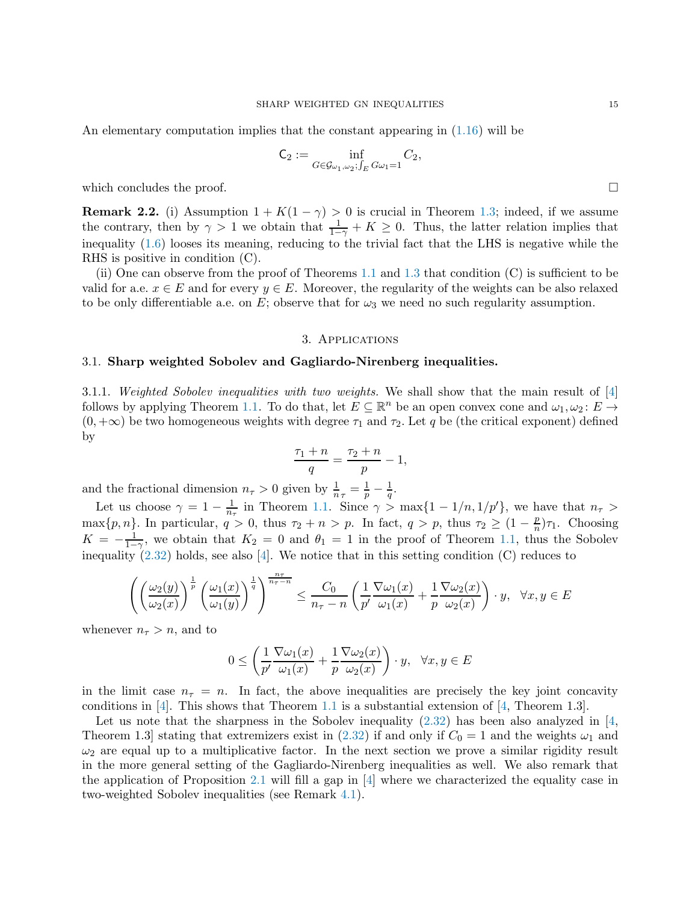An elementary computation implies that the constant appearing in (1.16) will be

$$\mathsf{C}_2 := \inf_{G\in\mathcal{G}_{\omega_1,\omega_2};\int_E G\omega_1=1} C_2,$$

which concludes the proof. ☐

**Remark 2.2.** (i) Assumption $1+K(1-\gamma)>0$ is crucial in Theorem 1.3; indeed, if we assume the contrary, then by $\gamma>1$ we obtain that $\frac{1}{1-\gamma}+K\geq 0$. Thus, the latter relation implies that inequality (1.6) looses its meaning, reducing to the trivial fact that the LHS is negative while the RHS is positive in condition (C).

(ii) One can observe from the proof of Theorems 1.1 and 1.3 that condition (C) is sufficient to be valid for a.e. $x\in E$ and for every $y\in E$. Moreover, the regularity of the weights can be also relaxed to be only differentiable a.e. on $E$; observe that for $\omega_3$ we need no such regularity assumption.

## 3. Applications

### 3.1. Sharp weighted Sobolev and Gagliardo-Nirenberg inequalities.

3.1.1. *Weighted Sobolev inequalities with two weights.* We shall show that the main result of [4] follows by applying Theorem 1.1. To do that, let $E\subseteq\mathbb{R}^n$ be an open convex cone and $\omega_1,\omega_2\colon E\to(0,+\infty)$ be two homogeneous weights with degree $\tau_1$ and $\tau_2$. Let $q$ be (the critical exponent) defined by

$$\frac{\tau_1+n}{q}=\frac{\tau_2+n}{p}-1,$$

and the fractional dimension $n_\tau>0$ given by $\frac{1}{n_\tau}=\frac{1}{p}-\frac{1}{q}$.

Let us choose $\gamma=1-\frac{1}{n_\tau}$ in Theorem 1.1. Since $\gamma>\max\{1-1/n,1/p'\}$, we have that $n_\tau>\max\{p,n\}$. In particular, $q>0$, thus $\tau_2+n>p$. In fact, $q>p$, thus $\tau_2\geq(1-\frac{p}{n})\tau_1$. Choosing $K=-\frac{1}{1-\gamma}$, we obtain that $K_2=0$ and $\theta_1=1$ in the proof of Theorem 1.1, thus the Sobolev inequality (2.32) holds, see also [4]. We notice that in this setting condition (C) reduces to

$$\left(\left(\frac{\omega_2(y)}{\omega_2(x)}\right)^{\frac{1}{p}}\left(\frac{\omega_1(x)}{\omega_1(y)}\right)^{\frac{1}{q}}\right)^{\frac{n_\tau}{n_\tau-n}}\leq\frac{C_0}{n_\tau-n}\left(\frac{1}{p'}\frac{\nabla\omega_1(x)}{\omega_1(x)}+\frac{1}{p}\frac{\nabla\omega_2(x)}{\omega_2(x)}\right)\cdot y,\quad\forall x,y\in E$$

whenever $n_\tau>n$, and to

$$0\leq\left(\frac{1}{p'}\frac{\nabla\omega_1(x)}{\omega_1(x)}+\frac{1}{p}\frac{\nabla\omega_2(x)}{\omega_2(x)}\right)\cdot y,\quad\forall x,y\in E$$

in the limit case $n_\tau=n$. In fact, the above inequalities are precisely the key joint concavity conditions in [4]. This shows that Theorem 1.1 is a substantial extension of [4, Theorem 1.3].

Let us note that the sharpness in the Sobolev inequality (2.32) has been also analyzed in [4, Theorem 1.3] stating that extremizers exist in (2.32) if and only if $C_0=1$ and the weights $\omega_1$ and $\omega_2$ are equal up to a multiplicative factor. In the next section we prove a similar rigidity result in the more general setting of the Gagliardo-Nirenberg inequalities as well. We also remark that the application of Proposition 2.1 will fill a gap in [4] where we characterized the equality case in two-weighted Sobolev inequalities (see Remark 4.1).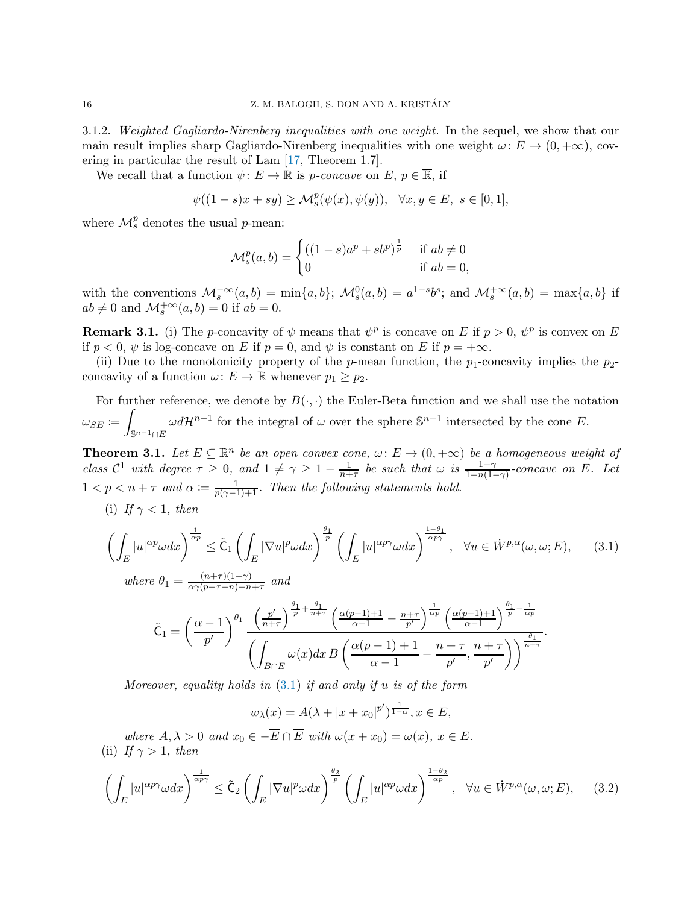3.1.2. *Weighted Gagliardo-Nirenberg inequalities with one weight.* In the sequel, we show that our main result implies sharp Gagliardo-Nirenberg inequalities with one weight $\omega\colon E \to (0,+\infty)$, covering in particular the result of Lam [17, Theorem 1.7].

We recall that a function $\psi\colon E \to \mathbb{R}$ is *p-concave* on $E$, $p \in \overline{\mathbb{R}}$, if

$$\psi((1-s)x + sy) \geq \mathcal{M}_s^p(\psi(x), \psi(y)), \quad \forall x, y \in E,\ s \in [0,1],$$

where $\mathcal{M}_s^p$ denotes the usual $p$-mean:

$$\mathcal{M}_s^p(a,b) = \begin{cases} ((1-s)a^p + sb^p)^{\frac{1}{p}} & \text{if } ab \neq 0 \\ 0 & \text{if } ab = 0, \end{cases}$$

with the conventions $\mathcal{M}_s^{-\infty}(a,b) = \min\{a,b\}$; $\mathcal{M}_s^{0}(a,b) = a^{1-s}b^s$; and $\mathcal{M}_s^{+\infty}(a,b) = \max\{a,b\}$ if $ab \neq 0$ and $\mathcal{M}_s^{+\infty}(a,b) = 0$ if $ab = 0$.

**Remark 3.1.** (i) The $p$-concavity of $\psi$ means that $\psi^p$ is concave on $E$ if $p > 0$, $\psi^p$ is convex on $E$ if $p < 0$, $\psi$ is log-concave on $E$ if $p = 0$, and $\psi$ is constant on $E$ if $p = +\infty$.

(ii) Due to the monotonicity property of the $p$-mean function, the $p_1$-concavity implies the $p_2$-concavity of a function $\omega\colon E \to \mathbb{R}$ whenever $p_1 \geq p_2$.

For further reference, we denote by $B(\cdot,\cdot)$ the Euler-Beta function and we shall use the notation $\omega_{SE} := \displaystyle\int_{\mathbb{S}^{n-1}\cap E} \omega d\mathcal{H}^{n-1}$ for the integral of $\omega$ over the sphere $\mathbb{S}^{n-1}$ intersected by the cone $E$.

**Theorem 3.1.** *Let $E \subseteq \mathbb{R}^n$ be an open convex cone, $\omega\colon E \to (0,+\infty)$ be a homogeneous weight of class $\mathcal{C}^1$ with degree $\tau \geq 0$, and $1 \neq \gamma \geq 1 - \frac{1}{n+\tau}$ be such that $\omega$ is $\frac{1-\gamma}{1-n(1-\gamma)}$-concave on $E$. Let $1 < p < n+\tau$ and $\alpha := \frac{1}{p(\gamma-1)+1}$. Then the following statements hold.*

(i) *If $\gamma < 1$, then*

$$\left(\int_E |u|^{\alpha p} \omega dx\right)^{\frac{1}{\alpha p}} \leq \tilde{\mathsf{C}}_1 \left(\int_E |\nabla u|^p \omega dx\right)^{\frac{\theta_1}{p}} \left(\int_E |u|^{\alpha p \gamma} \omega dx\right)^{\frac{1-\theta_1}{\alpha p \gamma}}, \quad \forall u \in \dot{W}^{p,\alpha}(\omega,\omega;E), \tag{3.1}$$

*where $\theta_1 = \frac{(n+\tau)(1-\gamma)}{\alpha\gamma(p-\tau-n)+n+\tau}$ and*

$$\tilde{\mathsf{C}}_1 = \left(\frac{\alpha-1}{p'}\right)^{\theta_1} \frac{\left(\frac{p'}{n+\tau}\right)^{\frac{\theta_1}{p}+\frac{\theta_1}{n+\tau}} \left(\frac{\alpha(p-1)+1}{\alpha-1} - \frac{n+\tau}{p'}\right)^{\frac{1}{\alpha p}} \left(\frac{\alpha(p-1)+1}{\alpha-1}\right)^{\frac{\theta_1}{p}-\frac{1}{\alpha p}}}{\left(\displaystyle\int_{B\cap E} \omega(x) dx\, B\left(\frac{\alpha(p-1)+1}{\alpha-1} - \frac{n+\tau}{p'}, \frac{n+\tau}{p'}\right)\right)^{\frac{\theta_1}{n+\tau}}}.$$

*Moreover, equality holds in (3.1) if and only if $u$ is of the form*

$$w_\lambda(x) = A(\lambda + |x+x_0|^{p'})^{\frac{1}{1-\alpha}}, x \in E,$$

*where $A, \lambda > 0$ and $x_0 \in -\overline{E} \cap \overline{E}$ with $\omega(x+x_0) = \omega(x)$, $x \in E$.*

(ii) *If $\gamma > 1$, then*

$$\left(\int_E |u|^{\alpha p \gamma} \omega dx\right)^{\frac{1}{\alpha p \gamma}} \leq \tilde{\mathsf{C}}_2 \left(\int_E |\nabla u|^p \omega dx\right)^{\frac{\theta_2}{p}} \left(\int_E |u|^{\alpha p} \omega dx\right)^{\frac{1-\theta_2}{\alpha p}}, \quad \forall u \in \dot{W}^{p,\alpha}(\omega,\omega;E), \tag{3.2}$$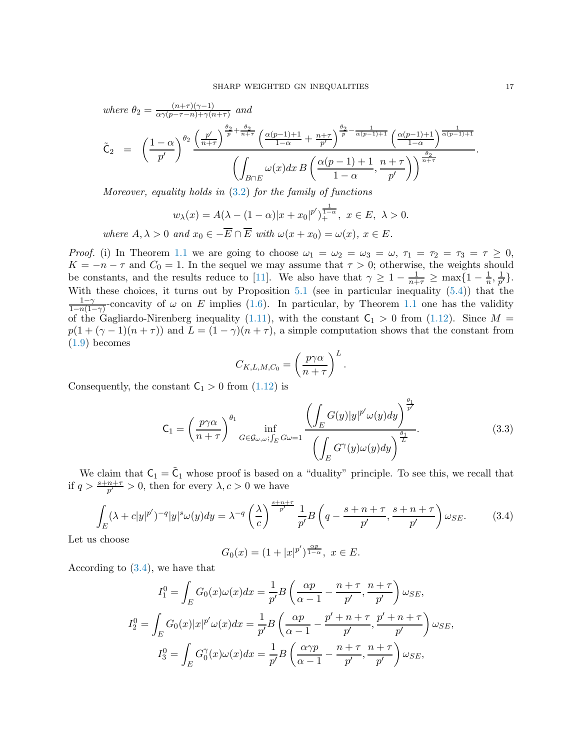*where* $\theta_2 = \frac{(n+\tau)(\gamma-1)}{\alpha\gamma(p-\tau-n)+\gamma(n+\tau)}$ *and*

$$\tilde{\mathsf{C}}_2 \;=\; \left(\frac{1-\alpha}{p'}\right)^{\theta_2} \frac{\left(\frac{p'}{n+\tau}\right)^{\frac{\theta_2}{p}+\frac{\theta_2}{n+\tau}} \left(\frac{\alpha(p-1)+1}{1-\alpha}+\frac{n+\tau}{p'}\right)^{\frac{\theta_2}{p}-\frac{1}{\alpha(p-1)+1}} \left(\frac{\alpha(p-1)+1}{1-\alpha}\right)^{\frac{1}{\alpha(p-1)+1}}}{\left(\int_{B\cap E}\omega(x)dx\, B\left(\frac{\alpha(p-1)+1}{1-\alpha},\frac{n+\tau}{p'}\right)\right)^{\frac{\theta_2}{n+\tau}}}.$$

*Moreover, equality holds in* (3.2) *for the family of functions*

$$w_\lambda(x) = A(\lambda - (1-\alpha)|x+x_0|^{p'})_+^{\frac{1}{1-\alpha}},\ x\in E,\ \lambda>0.$$

*where* $A,\lambda>0$ *and* $x_0 \in -\overline{E}\cap\overline{E}$ *with* $\omega(x+x_0)=\omega(x)$, $x\in E$.

*Proof.* (i) In Theorem 1.1 we are going to choose $\omega_1=\omega_2=\omega_3=\omega$, $\tau_1=\tau_2=\tau_3=\tau\geq 0$, $K=-n-\tau$ and $C_0=1$. In the sequel we may assume that $\tau>0$; otherwise, the weights should be constants, and the results reduce to [11]. We also have that $\gamma\geq 1-\frac{1}{n+\tau}\geq \max\{1-\frac{1}{n},\frac{1}{p'}\}$. With these choices, it turns out by Proposition 5.1 (see in particular inequality (5.4)) that the $\frac{1-\gamma}{1-n(1-\gamma)}$-concavity of $\omega$ on $E$ implies (1.6). In particular, by Theorem 1.1 one has the validity of the Gagliardo-Nirenberg inequality (1.11), with the constant $\mathsf{C}_1>0$ from (1.12). Since $M=p(1+(\gamma-1)(n+\tau))$ and $L=(1-\gamma)(n+\tau)$, a simple computation shows that the constant from (1.9) becomes

$$C_{K,L,M,C_0} = \left(\frac{p\gamma\alpha}{n+\tau}\right)^L.$$

Consequently, the constant $\mathsf{C}_1>0$ from (1.12) is

$$\mathsf{C}_1 = \left(\frac{p\gamma\alpha}{n+\tau}\right)^{\theta_1} \inf_{G\in\mathcal{G}_{\omega,\omega};\int_E G\omega=1} \frac{\left(\int_E G(y)|y|^{p'}\omega(y)dy\right)^{\frac{\theta_1}{p'}}}{\left(\int_E G^\gamma(y)\omega(y)dy\right)^{\frac{\theta_1}{L}}}. \tag{3.3}$$

We claim that $\mathsf{C}_1=\tilde{\mathsf{C}}_1$ whose proof is based on a "duality" principle. To see this, we recall that if $q>\frac{s+n+\tau}{p'}>0$, then for every $\lambda,c>0$ we have

$$\int_E (\lambda+c|y|^{p'})^{-q}|y|^s\omega(y)dy = \lambda^{-q}\left(\frac{\lambda}{c}\right)^{\frac{s+n+\tau}{p'}}\frac{1}{p'}B\left(q-\frac{s+n+\tau}{p'},\frac{s+n+\tau}{p'}\right)\omega_{SE}. \tag{3.4}$$

Let us choose

$$G_0(x) = (1+|x|^{p'})^{\frac{\alpha p}{1-\alpha}},\ x\in E.$$

According to (3.4), we have that

$$I_1^0 = \int_E G_0(x)\omega(x)dx = \frac{1}{p'}B\left(\frac{\alpha p}{\alpha-1}-\frac{n+\tau}{p'},\frac{n+\tau}{p'}\right)\omega_{SE},$$

$$I_2^0 = \int_E G_0(x)|x|^{p'}\omega(x)dx = \frac{1}{p'}B\left(\frac{\alpha p}{\alpha-1}-\frac{p'+n+\tau}{p'},\frac{p'+n+\tau}{p'}\right)\omega_{SE},$$

$$I_3^0 = \int_E G_0^\gamma(x)\omega(x)dx = \frac{1}{p'}B\left(\frac{\alpha\gamma p}{\alpha-1}-\frac{n+\tau}{p'},\frac{n+\tau}{p'}\right)\omega_{SE},$$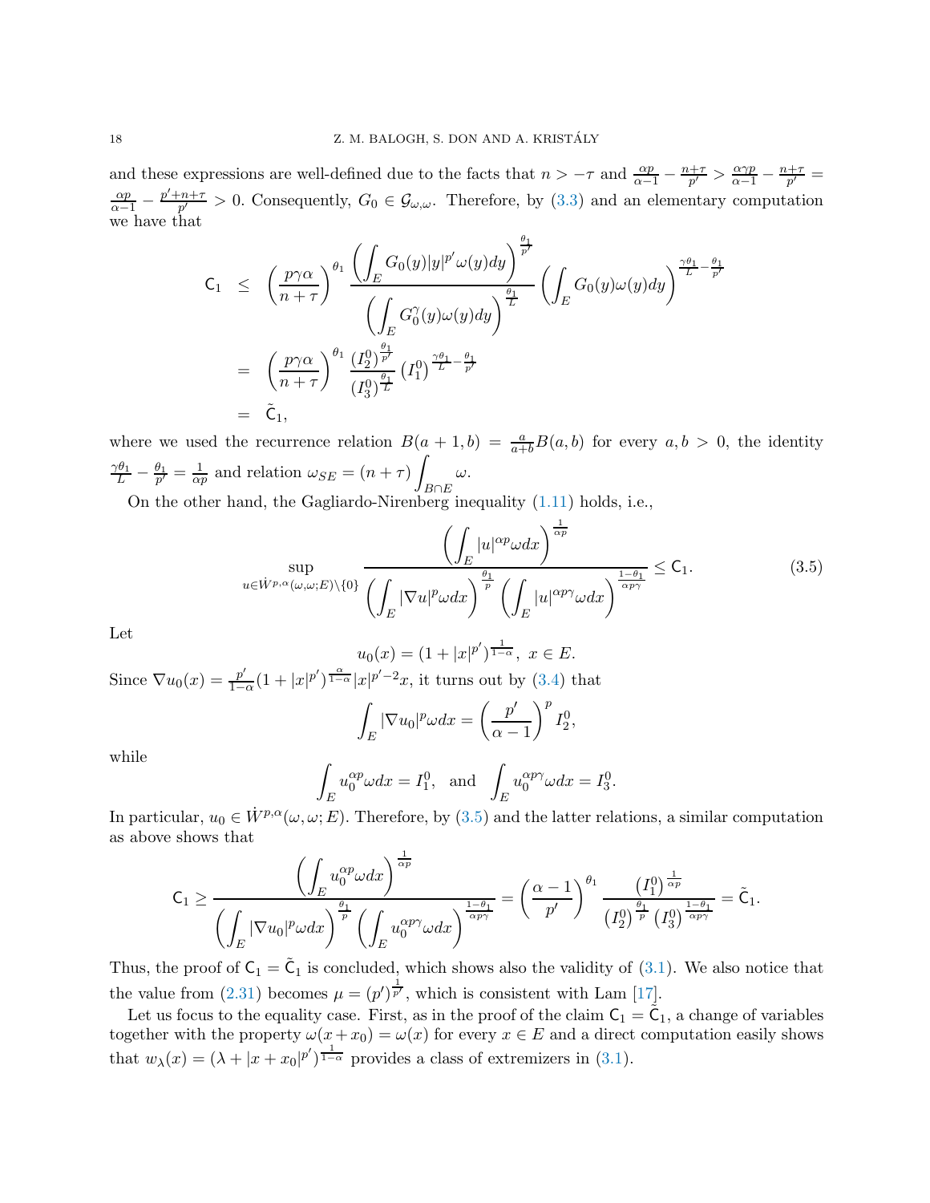and these expressions are well-defined due to the facts that $n > -\tau$ and $\frac{\alpha p}{\alpha-1} - \frac{n+\tau}{p'} > \frac{\alpha\gamma p}{\alpha-1} - \frac{n+\tau}{p'} = \frac{\alpha p}{\alpha-1} - \frac{p'+n+\tau}{p'} > 0$. Consequently, $G_0 \in \mathcal{G}_{\omega,\omega}$. Therefore, by (3.3) and an elementary computation we have that

$$
\begin{aligned}
\mathsf{C}_1 &\leq \left(\frac{p\gamma\alpha}{n+\tau}\right)^{\theta_1} \frac{\left(\displaystyle\int_E G_0(y)|y|^{p'}\omega(y)dy\right)^{\frac{\theta_1}{p'}}}{\left(\displaystyle\int_E G_0^\gamma(y)\omega(y)dy\right)^{\frac{\theta_1}{L}}} \left(\int_E G_0(y)\omega(y)dy\right)^{\frac{\gamma\theta_1}{L}-\frac{\theta_1}{p'}} \\
&= \left(\frac{p\gamma\alpha}{n+\tau}\right)^{\theta_1} \frac{(I_2^0)^{\frac{\theta_1}{p'}}}{(I_3^0)^{\frac{\theta_1}{L}}} (I_1^0)^{\frac{\gamma\theta_1}{L}-\frac{\theta_1}{p'}} \\
&= \tilde{\mathsf{C}}_1,
\end{aligned}
$$

where we used the recurrence relation $B(a+1,b) = \frac{a}{a+b}B(a,b)$ for every $a,b>0$, the identity $\frac{\gamma\theta_1}{L} - \frac{\theta_1}{p'} = \frac{1}{\alpha p}$ and relation $\omega_{SE} = (n+\tau)\displaystyle\int_{B\cap E}\omega$.

On the other hand, the Gagliardo-Nirenberg inequality (1.11) holds, i.e.,

$$
\sup_{u\in \dot{W}^{p,\alpha}(\omega,\omega;E)\setminus\{0\}} \frac{\left(\displaystyle\int_E |u|^{\alpha p}\omega dx\right)^{\frac{1}{\alpha p}}}{\left(\displaystyle\int_E |\nabla u|^p \omega dx\right)^{\frac{\theta_1}{p}} \left(\displaystyle\int_E |u|^{\alpha p\gamma}\omega dx\right)^{\frac{1-\theta_1}{\alpha p\gamma}}} \leq \mathsf{C}_1. \tag{3.5}
$$

Let

$$
u_0(x) = (1+|x|^{p'})^{\frac{1}{1-\alpha}},\ x\in E.
$$

Since $\nabla u_0(x) = \frac{p'}{1-\alpha}(1+|x|^{p'})^{\frac{\alpha}{1-\alpha}}|x|^{p'-2}x$, it turns out by (3.4) that

$$
\int_E |\nabla u_0|^p \omega dx = \left(\frac{p'}{\alpha-1}\right)^p I_2^0,
$$

while

$$
\int_E u_0^{\alpha p}\omega dx = I_1^0, \ \ \text{and} \ \ \int_E u_0^{\alpha p\gamma}\omega dx = I_3^0.
$$

In particular, $u_0 \in \dot{W}^{p,\alpha}(\omega,\omega;E)$. Therefore, by (3.5) and the latter relations, a similar computation as above shows that

$$
\mathsf{C}_1 \geq \frac{\left(\displaystyle\int_E u_0^{\alpha p}\omega dx\right)^{\frac{1}{\alpha p}}}{\left(\displaystyle\int_E |\nabla u_0|^p\omega dx\right)^{\frac{\theta_1}{p}} \left(\displaystyle\int_E u_0^{\alpha p\gamma}\omega dx\right)^{\frac{1-\theta_1}{\alpha p\gamma}}} = \left(\frac{\alpha-1}{p'}\right)^{\theta_1} \frac{\left(I_1^0\right)^{\frac{1}{\alpha p}}}{\left(I_2^0\right)^{\frac{\theta_1}{p}}\left(I_3^0\right)^{\frac{1-\theta_1}{\alpha p\gamma}}} = \tilde{\mathsf{C}}_1.
$$

Thus, the proof of $\mathsf{C}_1 = \tilde{\mathsf{C}}_1$ is concluded, which shows also the validity of (3.1). We also notice that the value from (2.31) becomes $\mu = (p')^{\frac{1}{p'}}$, which is consistent with Lam [17].

Let us focus to the equality case. First, as in the proof of the claim $\mathsf{C}_1 = \tilde{\mathsf{C}}_1$, a change of variables together with the property $\omega(x+x_0) = \omega(x)$ for every $x\in E$ and a direct computation easily shows that $w_\lambda(x) = (\lambda + |x+x_0|^{p'})^{\frac{1}{1-\alpha}}$ provides a class of extremizers in (3.1).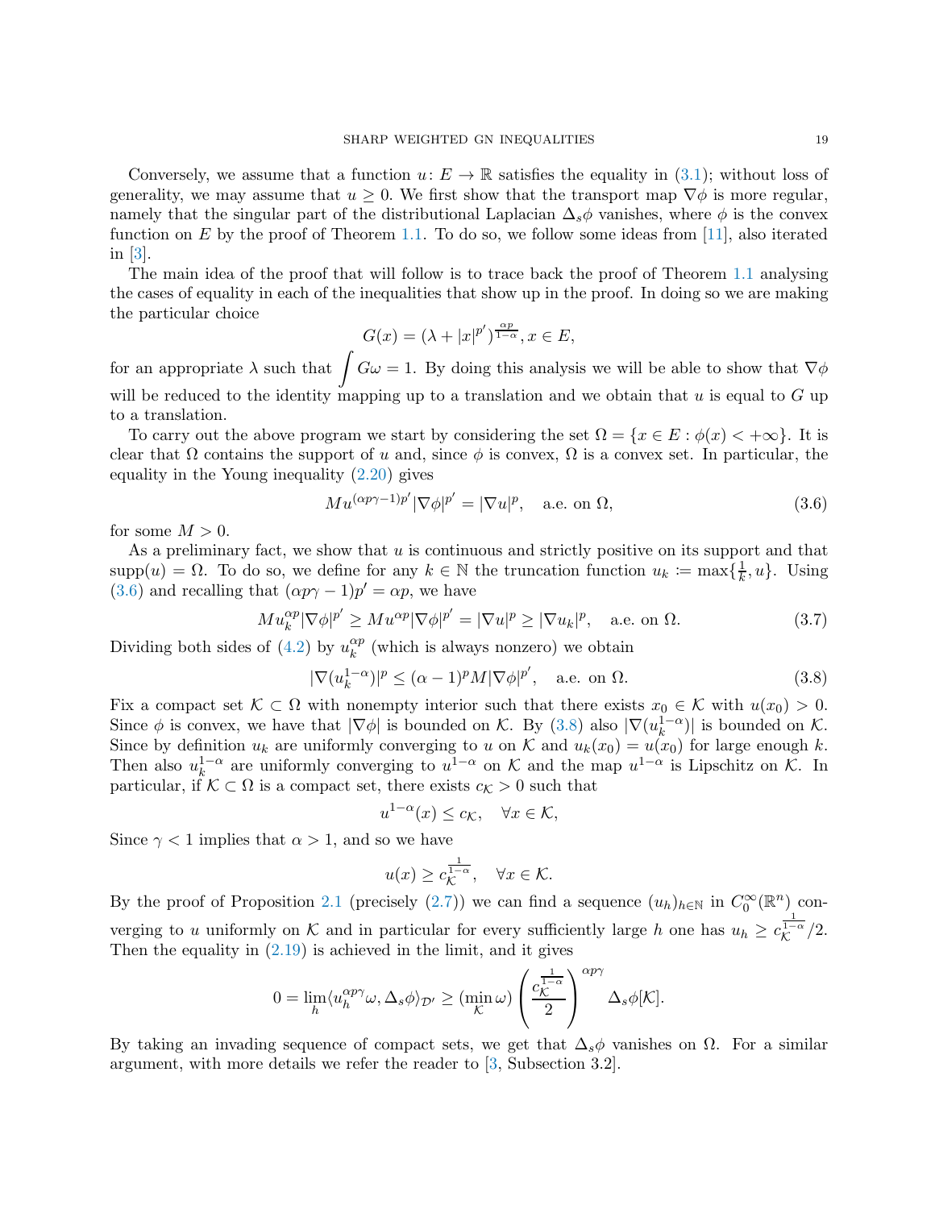Conversely, we assume that a function $u\colon E \to \mathbb{R}$ satisfies the equality in (3.1); without loss of generality, we may assume that $u \geq 0$. We first show that the transport map $\nabla\phi$ is more regular, namely that the singular part of the distributional Laplacian $\Delta_s\phi$ vanishes, where $\phi$ is the convex function on $E$ by the proof of Theorem 1.1. To do so, we follow some ideas from [11], also iterated in [3].

The main idea of the proof that will follow is to trace back the proof of Theorem 1.1 analysing the cases of equality in each of the inequalities that show up in the proof. In doing so we are making the particular choice

$$G(x) = (\lambda + |x|^{p'})^{\frac{\alpha p}{1-\alpha}}, x \in E,$$

for an appropriate $\lambda$ such that $\displaystyle\int G\omega = 1$. By doing this analysis we will be able to show that $\nabla\phi$ will be reduced to the identity mapping up to a translation and we obtain that $u$ is equal to $G$ up to a translation.

To carry out the above program we start by considering the set $\Omega = \{x \in E : \phi(x) < +\infty\}$. It is clear that $\Omega$ contains the support of $u$ and, since $\phi$ is convex, $\Omega$ is a convex set. In particular, the equality in the Young inequality (2.20) gives

$$Mu^{(\alpha p\gamma - 1)p'}|\nabla\phi|^{p'} = |\nabla u|^p, \quad \text{a.e. on } \Omega, \tag{3.6}$$

for some $M > 0$.

As a preliminary fact, we show that $u$ is continuous and strictly positive on its support and that $\text{supp}(u) = \Omega$. To do so, we define for any $k \in \mathbb{N}$ the truncation function $u_k := \max\{\frac{1}{k}, u\}$. Using (3.6) and recalling that $(\alpha p\gamma - 1)p' = \alpha p$, we have

$$Mu_k^{\alpha p}|\nabla\phi|^{p'} \geq Mu^{\alpha p}|\nabla\phi|^{p'} = |\nabla u|^p \geq |\nabla u_k|^p, \quad \text{a.e. on } \Omega. \tag{3.7}$$

Dividing both sides of (4.2) by $u_k^{\alpha p}$ (which is always nonzero) we obtain

$$|\nabla(u_k^{1-\alpha})|^p \leq (\alpha - 1)^p M|\nabla\phi|^{p'}, \quad \text{a.e. on } \Omega. \tag{3.8}$$

Fix a compact set $\mathcal{K} \subset \Omega$ with nonempty interior such that there exists $x_0 \in \mathcal{K}$ with $u(x_0) > 0$. Since $\phi$ is convex, we have that $|\nabla\phi|$ is bounded on $\mathcal{K}$. By (3.8) also $|\nabla(u_k^{1-\alpha})|$ is bounded on $\mathcal{K}$. Since by definition $u_k$ are uniformly converging to $u$ on $\mathcal{K}$ and $u_k(x_0) = u(x_0)$ for large enough $k$. Then also $u_k^{1-\alpha}$ are uniformly converging to $u^{1-\alpha}$ on $\mathcal{K}$ and the map $u^{1-\alpha}$ is Lipschitz on $\mathcal{K}$. In particular, if $\mathcal{K} \subset \Omega$ is a compact set, there exists $c_{\mathcal{K}} > 0$ such that

$$u^{1-\alpha}(x) \leq c_{\mathcal{K}}, \quad \forall x \in \mathcal{K},$$

Since $\gamma < 1$ implies that $\alpha > 1$, and so we have

$$u(x) \geq c_{\mathcal{K}}^{\frac{1}{1-\alpha}}, \quad \forall x \in \mathcal{K}.$$

By the proof of Proposition 2.1 (precisely (2.7)) we can find a sequence $(u_h)_{h\in\mathbb{N}}$ in $C_0^\infty(\mathbb{R}^n)$ converging to $u$ uniformly on $\mathcal{K}$ and in particular for every sufficiently large $h$ one has $u_h \geq c_{\mathcal{K}}^{\frac{1}{1-\alpha}}/2$. Then the equality in (2.19) is achieved in the limit, and it gives

$$0 = \lim_h \langle u_h^{\alpha p\gamma}\omega, \Delta_s\phi\rangle_{\mathcal{D}'} \geq (\min_{\mathcal{K}} \omega) \left(\frac{c_{\mathcal{K}}^{\frac{1}{1-\alpha}}}{2}\right)^{\alpha p\gamma} \Delta_s\phi[\mathcal{K}].$$

By taking an invading sequence of compact sets, we get that $\Delta_s\phi$ vanishes on $\Omega$. For a similar argument, with more details we refer the reader to [3, Subsection 3.2].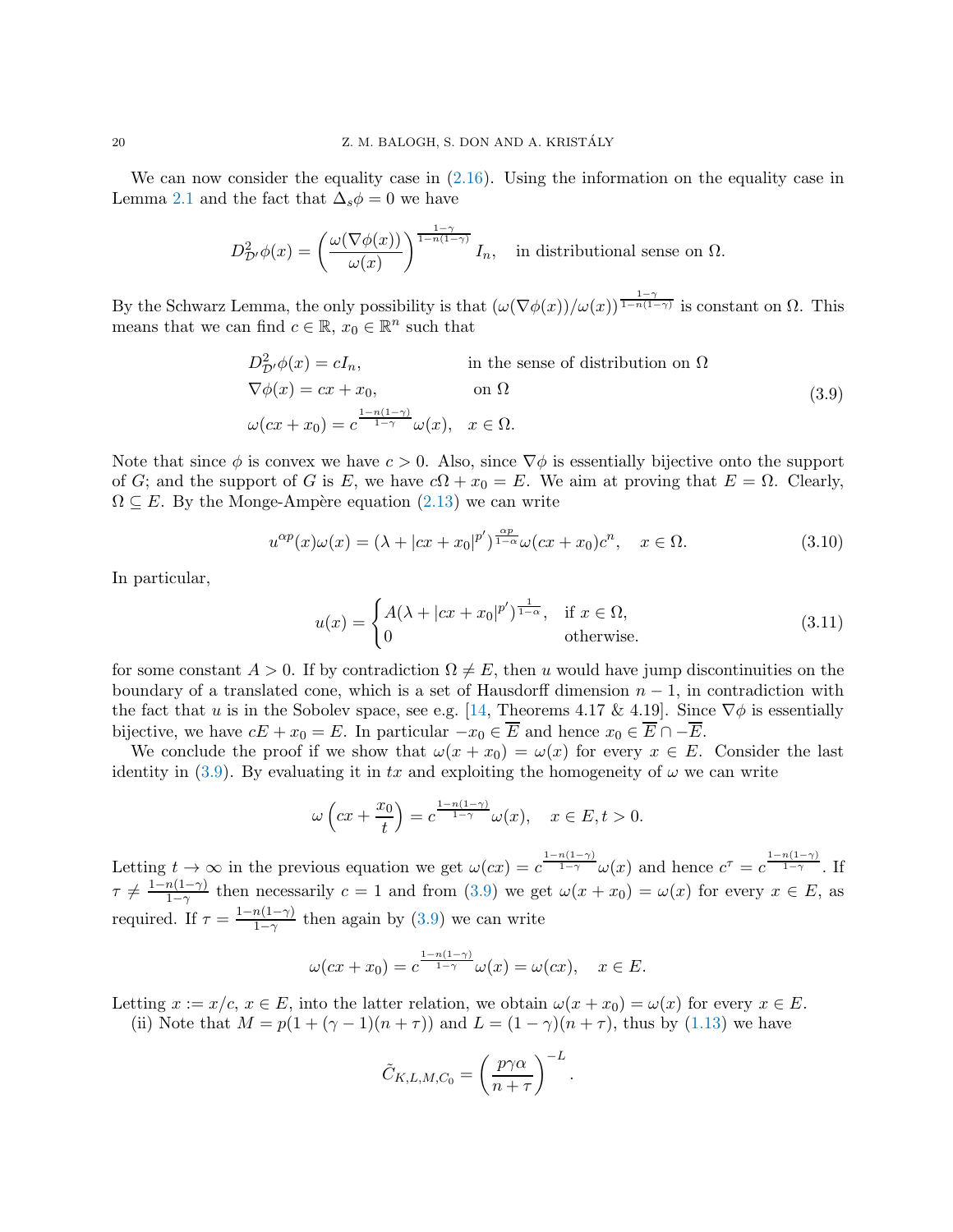We can now consider the equality case in (2.16). Using the information on the equality case in Lemma 2.1 and the fact that $\Delta_s \phi = 0$ we have

$$D^2_{\mathcal{D}'}\phi(x) = \left(\frac{\omega(\nabla\phi(x))}{\omega(x)}\right)^{\frac{1-\gamma}{1-n(1-\gamma)}} I_n, \quad \text{in distributional sense on } \Omega.$$

By the Schwarz Lemma, the only possibility is that $(\omega(\nabla\phi(x))/\omega(x))^{\frac{1-\gamma}{1-n(1-\gamma)}}$ is constant on $\Omega$. This means that we can find $c \in \mathbb{R}$, $x_0 \in \mathbb{R}^n$ such that

$$\begin{aligned}
&D^2_{\mathcal{D}'}\phi(x) = cI_n, && \text{in the sense of distribution on } \Omega \\
&\nabla\phi(x) = cx + x_0, && \text{on } \Omega \\
&\omega(cx + x_0) = c^{\frac{1-n(1-\gamma)}{1-\gamma}}\omega(x), && x \in \Omega.
\end{aligned} \tag{3.9}$$

Note that since $\phi$ is convex we have $c > 0$. Also, since $\nabla\phi$ is essentially bijective onto the support of $G$; and the support of $G$ is $E$, we have $c\Omega + x_0 = E$. We aim at proving that $E = \Omega$. Clearly, $\Omega \subseteq E$. By the Monge-Ampère equation (2.13) we can write

$$u^{\alpha p}(x)\omega(x) = (\lambda + |cx + x_0|^{p'})^{\frac{\alpha p}{1-\alpha}}\omega(cx + x_0)c^n, \quad x \in \Omega. \tag{3.10}$$

In particular,

$$u(x) = \begin{cases} A(\lambda + |cx + x_0|^{p'})^{\frac{1}{1-\alpha}}, & \text{if } x \in \Omega, \\ 0 & \text{otherwise.} \end{cases} \tag{3.11}$$

for some constant $A > 0$. If by contradiction $\Omega \neq E$, then $u$ would have jump discontinuities on the boundary of a translated cone, which is a set of Hausdorff dimension $n - 1$, in contradiction with the fact that $u$ is in the Sobolev space, see e.g. [14, Theorems 4.17 & 4.19]. Since $\nabla\phi$ is essentially bijective, we have $cE + x_0 = E$. In particular $-x_0 \in \overline{E}$ and hence $x_0 \in \overline{E} \cap -\overline{E}$.

We conclude the proof if we show that $\omega(x + x_0) = \omega(x)$ for every $x \in E$. Consider the last identity in (3.9). By evaluating it in $tx$ and exploiting the homogeneity of $\omega$ we can write

$$\omega\left(cx + \frac{x_0}{t}\right) = c^{\frac{1-n(1-\gamma)}{1-\gamma}}\omega(x), \quad x \in E, t > 0.$$

Letting $t \to \infty$ in the previous equation we get $\omega(cx) = c^{\frac{1-n(1-\gamma)}{1-\gamma}}\omega(x)$ and hence $c^\tau = c^{\frac{1-n(1-\gamma)}{1-\gamma}}$. If $\tau \neq \frac{1-n(1-\gamma)}{1-\gamma}$ then necessarily $c = 1$ and from (3.9) we get $\omega(x + x_0) = \omega(x)$ for every $x \in E$, as required. If $\tau = \frac{1-n(1-\gamma)}{1-\gamma}$ then again by (3.9) we can write

$$\omega(cx + x_0) = c^{\frac{1-n(1-\gamma)}{1-\gamma}}\omega(x) = \omega(cx), \quad x \in E.$$

Letting $x := x/c$, $x \in E$, into the latter relation, we obtain $\omega(x + x_0) = \omega(x)$ for every $x \in E$.

(ii) Note that $M = p(1 + (\gamma - 1)(n + \tau))$ and $L = (1 - \gamma)(n + \tau)$, thus by (1.13) we have

$$\tilde{C}_{K,L,M,C_0} = \left(\frac{p\gamma\alpha}{n + \tau}\right)^{-L}.$$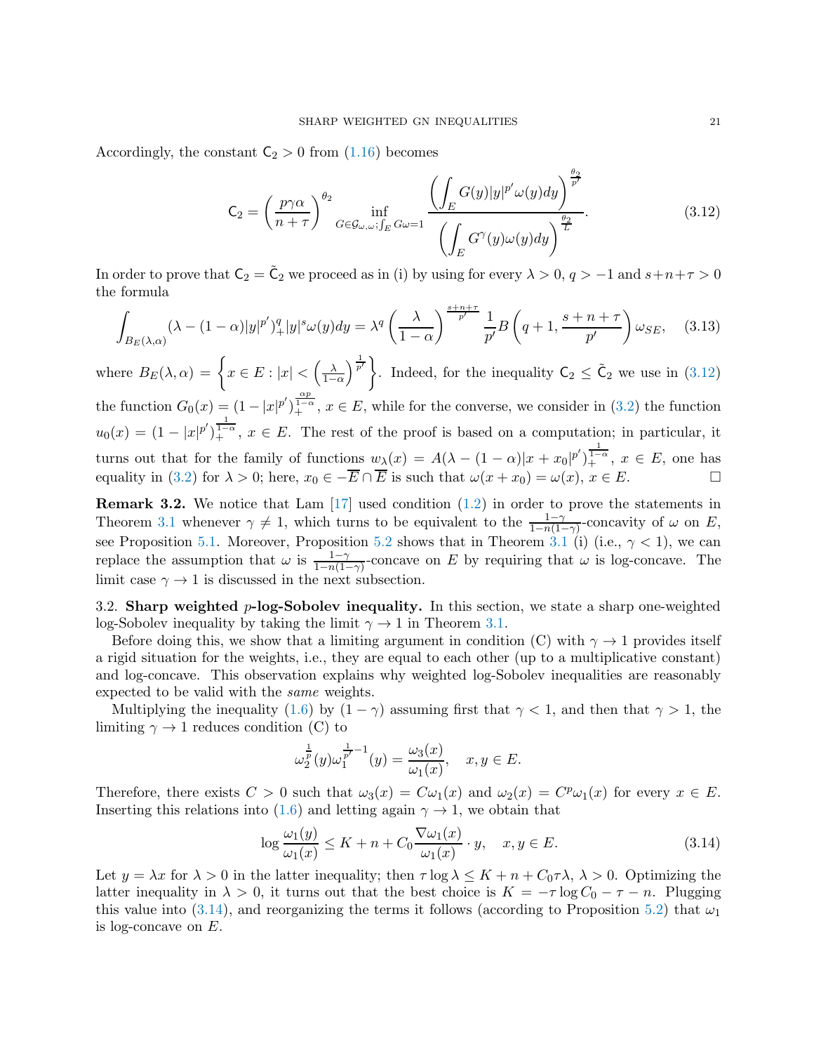Accordingly, the constant $\mathsf{C}_2 > 0$ from (1.16) becomes

$$\mathsf{C}_2 = \left(\frac{p\gamma\alpha}{n+\tau}\right)^{\theta_2} \inf_{G\in\mathcal{G}_{\omega,\omega};\int_E G\omega=1} \frac{\left(\displaystyle\int_E G(y)|y|^{p'}\omega(y)dy\right)^{\frac{\theta_2}{p'}}}{\left(\displaystyle\int_E G^\gamma(y)\omega(y)dy\right)^{\frac{\theta_2}{L}}}. \tag{3.12}$$

In order to prove that $\mathsf{C}_2 = \tilde{\mathsf{C}}_2$ we proceed as in (i) by using for every $\lambda > 0$, $q > -1$ and $s+n+\tau > 0$ the formula

$$\int_{B_E(\lambda,\alpha)} (\lambda - (1-\alpha)|y|^{p'})_+^q |y|^s \omega(y)dy = \lambda^q \left(\frac{\lambda}{1-\alpha}\right)^{\frac{s+n+\tau}{p'}} \frac{1}{p'} B\left(q+1, \frac{s+n+\tau}{p'}\right)\omega_{SE}, \tag{3.13}$$

where $B_E(\lambda,\alpha) = \left\{x \in E : |x| < \left(\frac{\lambda}{1-\alpha}\right)^{\frac{1}{p'}}\right\}$. Indeed, for the inequality $\mathsf{C}_2 \leq \tilde{\mathsf{C}}_2$ we use in (3.12) the function $G_0(x) = (1-|x|^{p'})_+^{\frac{\alpha p}{1-\alpha}}$, $x \in E$, while for the converse, we consider in (3.2) the function $u_0(x) = (1-|x|^{p'})_+^{\frac{1}{1-\alpha}}$, $x \in E$. The rest of the proof is based on a computation; in particular, it turns out that for the family of functions $w_\lambda(x) = A(\lambda - (1-\alpha)|x+x_0|^{p'})_+^{\frac{1}{1-\alpha}}$, $x \in E$, one has equality in (3.2) for $\lambda > 0$; here, $x_0 \in -\overline{E} \cap \overline{E}$ is such that $\omega(x+x_0) = \omega(x)$, $x \in E$. □

**Remark 3.2.** We notice that Lam [17] used condition (1.2) in order to prove the statements in Theorem 3.1 whenever $\gamma \neq 1$, which turns to be equivalent to the $\frac{1-\gamma}{1-n(1-\gamma)}$-concavity of $\omega$ on $E$, see Proposition 5.1. Moreover, Proposition 5.2 shows that in Theorem 3.1 (i) (i.e., $\gamma < 1$), we can replace the assumption that $\omega$ is $\frac{1-\gamma}{1-n(1-\gamma)}$-concave on $E$ by requiring that $\omega$ is log-concave. The limit case $\gamma \to 1$ is discussed in the next subsection.

3.2. **Sharp weighted $p$-log-Sobolev inequality.** In this section, we state a sharp one-weighted log-Sobolev inequality by taking the limit $\gamma \to 1$ in Theorem 3.1.

Before doing this, we show that a limiting argument in condition (C) with $\gamma \to 1$ provides itself a rigid situation for the weights, i.e., they are equal to each other (up to a multiplicative constant) and log-concave. This observation explains why weighted log-Sobolev inequalities are reasonably expected to be valid with the *same* weights.

Multiplying the inequality (1.6) by $(1-\gamma)$ assuming first that $\gamma < 1$, and then that $\gamma > 1$, the limiting $\gamma \to 1$ reduces condition (C) to

$$\omega_2^{\frac{1}{p}}(y)\omega_1^{\frac{1}{p'}-1}(y) = \frac{\omega_3(x)}{\omega_1(x)}, \quad x, y \in E.$$

Therefore, there exists $C > 0$ such that $\omega_3(x) = C\omega_1(x)$ and $\omega_2(x) = C^p\omega_1(x)$ for every $x \in E$. Inserting this relations into (1.6) and letting again $\gamma \to 1$, we obtain that

$$\log\frac{\omega_1(y)}{\omega_1(x)} \leq K + n + C_0\frac{\nabla\omega_1(x)}{\omega_1(x)} \cdot y, \quad x, y \in E. \tag{3.14}$$

Let $y = \lambda x$ for $\lambda > 0$ in the latter inequality; then $\tau \log \lambda \leq K + n + C_0\tau\lambda$, $\lambda > 0$. Optimizing the latter inequality in $\lambda > 0$, it turns out that the best choice is $K = -\tau\log C_0 - \tau - n$. Plugging this value into (3.14), and reorganizing the terms it follows (according to Proposition 5.2) that $\omega_1$ is log-concave on $E$.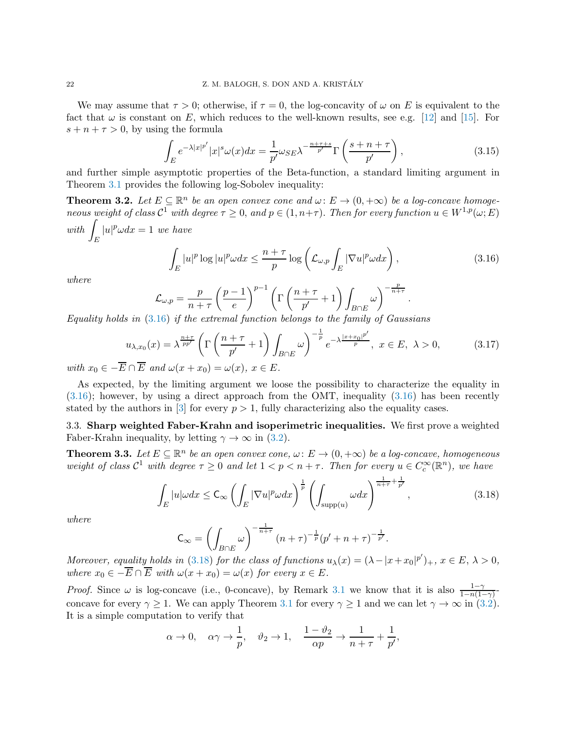We may assume that $\tau > 0$; otherwise, if $\tau = 0$, the log-concavity of $\omega$ on $E$ is equivalent to the fact that $\omega$ is constant on $E$, which reduces to the well-known results, see e.g. [12] and [15]. For $s + n + \tau > 0$, by using the formula

$$\int_E e^{-\lambda |x|^{p'}} |x|^s \omega(x) dx = \frac{1}{p'} \omega_{SE} \lambda^{-\frac{n+\tau+s}{p'}} \Gamma\left(\frac{s+n+\tau}{p'}\right), \tag{3.15}$$

and further simple asymptotic properties of the Beta-function, a standard limiting argument in Theorem 3.1 provides the following log-Sobolev inequality:

**Theorem 3.2.** *Let $E \subseteq \mathbb{R}^n$ be an open convex cone and $\omega\colon E \to (0, +\infty)$ be a log-concave homogeneous weight of class $\mathcal{C}^1$ with degree $\tau \geq 0$, and $p \in (1, n+\tau)$. Then for every function $u \in W^{1,p}(\omega; E)$ with $\displaystyle\int_E |u|^p \omega dx = 1$ we have*

$$\int_E |u|^p \log |u|^p \omega dx \leq \frac{n+\tau}{p} \log\left(\mathcal{L}_{\omega,p} \int_E |\nabla u|^p \omega dx\right), \tag{3.16}$$

*where*

$$\mathcal{L}_{\omega,p} = \frac{p}{n+\tau}\left(\frac{p-1}{e}\right)^{p-1}\left(\Gamma\left(\frac{n+\tau}{p'}+1\right)\int_{B\cap E}\omega\right)^{-\frac{p}{n+\tau}}.$$

*Equality holds in (3.16) if the extremal function belongs to the family of Gaussians*

$$u_{\lambda,x_0}(x) = \lambda^{\frac{n+\tau}{pp'}}\left(\Gamma\left(\frac{n+\tau}{p'}+1\right)\int_{B\cap E}\omega\right)^{-\frac{1}{p}} e^{-\lambda\frac{|x+x_0|^{p'}}{p}},\ x \in E,\ \lambda > 0, \tag{3.17}$$

*with $x_0 \in -\overline{E} \cap \overline{E}$ and $\omega(x + x_0) = \omega(x)$, $x \in E$.*

As expected, by the limiting argument we loose the possibility to characterize the equality in (3.16); however, by using a direct approach from the OMT, inequality (3.16) has been recently stated by the authors in [3] for every $p > 1$, fully characterizing also the equality cases.

3.3. **Sharp weighted Faber-Krahn and isoperimetric inequalities.** We first prove a weighted Faber-Krahn inequality, by letting $\gamma \to \infty$ in (3.2).

**Theorem 3.3.** *Let $E \subseteq \mathbb{R}^n$ be an open convex cone, $\omega\colon E \to (0, +\infty)$ be a log-concave, homogeneous weight of class $\mathcal{C}^1$ with degree $\tau \geq 0$ and let $1 < p < n + \tau$. Then for every $u \in C_c^\infty(\mathbb{R}^n)$, we have*

$$\int_E |u|\omega dx \leq \mathsf{C}_\infty \left(\int_E |\nabla u|^p \omega dx\right)^{\frac{1}{p}} \left(\int_{\mathrm{supp}(u)} \omega dx\right)^{\frac{1}{n+\tau}+\frac{1}{p'}}, \tag{3.18}$$

*where*

$$\mathsf{C}_\infty = \left(\int_{B\cap E}\omega\right)^{-\frac{1}{n+\tau}} (n+\tau)^{-\frac{1}{p}} (p' + n + \tau)^{-\frac{1}{p'}}.$$

*Moreover, equality holds in (3.18) for the class of functions $u_\lambda(x) = (\lambda - |x+x_0|^{p'})_+$, $x \in E$, $\lambda > 0$, where $x_0 \in -\overline{E} \cap \overline{E}$ with $\omega(x + x_0) = \omega(x)$ for every $x \in E$.*

*Proof.* Since $\omega$ is log-concave (i.e., 0-concave), by Remark 3.1 we know that it is also $\frac{1-\gamma}{1-n(1-\gamma)}$-concave for every $\gamma \geq 1$. We can apply Theorem 3.1 for every $\gamma \geq 1$ and we can let $\gamma \to \infty$ in (3.2). It is a simple computation to verify that

$$\alpha \to 0, \quad \alpha\gamma \to \frac{1}{p}, \quad \vartheta_2 \to 1, \quad \frac{1-\vartheta_2}{\alpha p} \to \frac{1}{n+\tau} + \frac{1}{p'},$$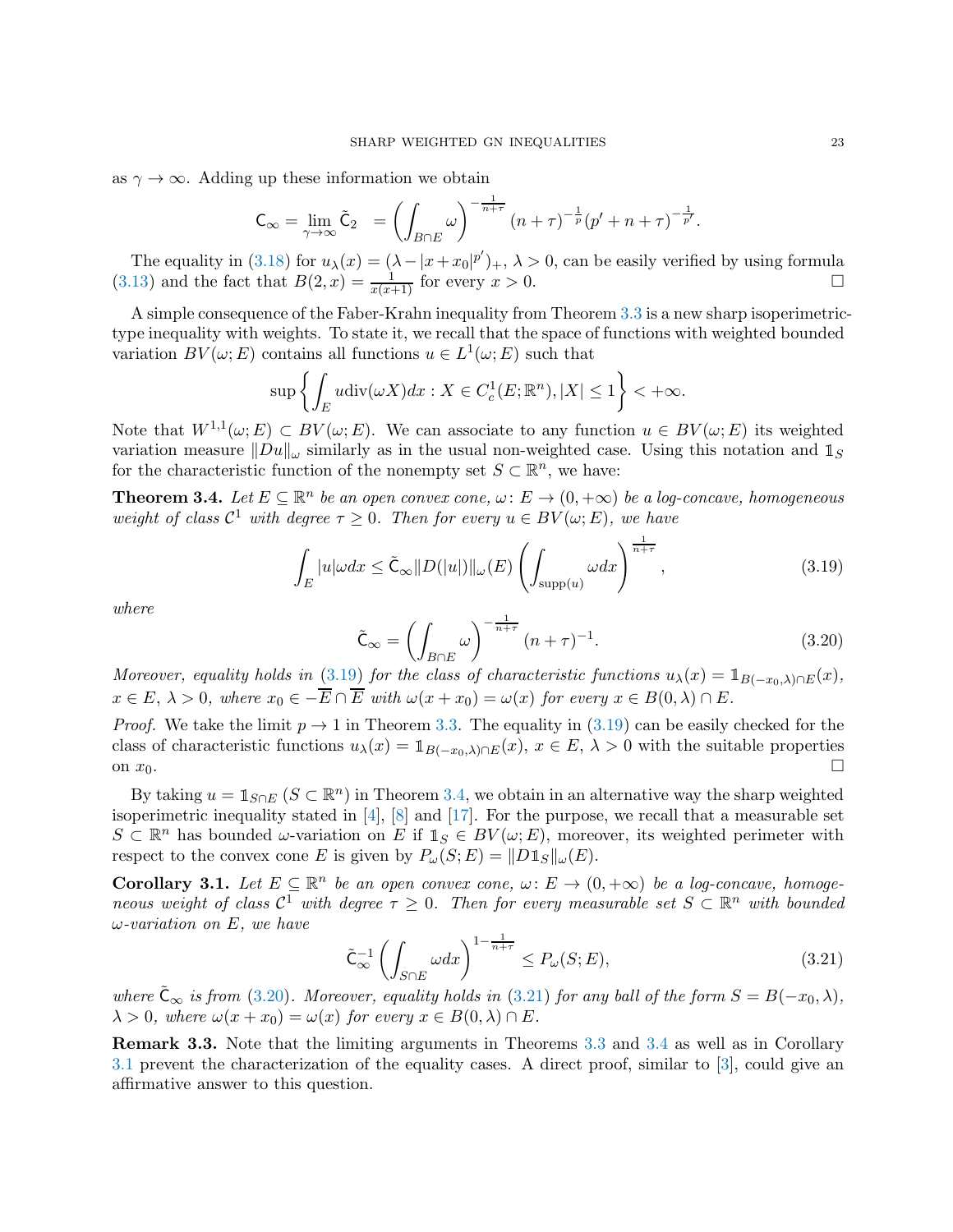as $\gamma \to \infty$. Adding up these information we obtain

$$\mathsf{C}_\infty = \lim_{\gamma\to\infty} \tilde{\mathsf{C}}_2 \;\; = \left(\int_{B\cap E}\omega\right)^{-\frac{1}{n+\tau}} (n+\tau)^{-\frac{1}{p}}(p'+n+\tau)^{-\frac{1}{p'}}.$$

The equality in (3.18) for $u_\lambda(x) = (\lambda - |x+x_0|^{p'})_+$, $\lambda > 0$, can be easily verified by using formula (3.13) and the fact that $B(2,x) = \frac{1}{x(x+1)}$ for every $x > 0$. □

A simple consequence of the Faber-Krahn inequality from Theorem 3.3 is a new sharp isoperimetric-type inequality with weights. To state it, we recall that the space of functions with weighted bounded variation $BV(\omega; E)$ contains all functions $u \in L^1(\omega; E)$ such that

$$\sup\left\{\int_E u\mathrm{div}(\omega X)dx : X \in C_c^1(E;\mathbb{R}^n), |X| \le 1\right\} < +\infty.$$

Note that $W^{1,1}(\omega; E) \subset BV(\omega; E)$. We can associate to any function $u \in BV(\omega; E)$ its weighted variation measure $\|Du\|_\omega$ similarly as in the usual non-weighted case. Using this notation and $\mathbb{1}_S$ for the characteristic function of the nonempty set $S \subset \mathbb{R}^n$, we have:

**Theorem 3.4.** *Let $E \subseteq \mathbb{R}^n$ be an open convex cone, $\omega\colon E \to (0,+\infty)$ be a log-concave, homogeneous weight of class $\mathcal{C}^1$ with degree $\tau \ge 0$. Then for every $u \in BV(\omega; E)$, we have*

$$\int_E |u|\omega dx \le \tilde{\mathsf{C}}_\infty \|D(|u|)\|_\omega(E)\left(\int_{\mathrm{supp}(u)}\omega dx\right)^{\frac{1}{n+\tau}}, \tag{3.19}$$

*where*

$$\tilde{\mathsf{C}}_\infty = \left(\int_{B\cap E}\omega\right)^{-\frac{1}{n+\tau}} (n+\tau)^{-1}. \tag{3.20}$$

*Moreover, equality holds in (3.19) for the class of characteristic functions $u_\lambda(x) = \mathbb{1}_{B(-x_0,\lambda)\cap E}(x)$, $x \in E$, $\lambda > 0$, where $x_0 \in -\overline{E}\cap\overline{E}$ with $\omega(x+x_0) = \omega(x)$ for every $x \in B(0,\lambda)\cap E$.*

*Proof.* We take the limit $p \to 1$ in Theorem 3.3. The equality in (3.19) can be easily checked for the class of characteristic functions $u_\lambda(x) = \mathbb{1}_{B(-x_0,\lambda)\cap E}(x)$, $x \in E$, $\lambda > 0$ with the suitable properties on $x_0$. □

By taking $u = \mathbb{1}_{S\cap E}$ ($S \subset \mathbb{R}^n$) in Theorem 3.4, we obtain in an alternative way the sharp weighted isoperimetric inequality stated in [4], [8] and [17]. For the purpose, we recall that a measurable set $S \subset \mathbb{R}^n$ has bounded $\omega$-variation on $E$ if $\mathbb{1}_S \in BV(\omega; E)$, moreover, its weighted perimeter with respect to the convex cone $E$ is given by $P_\omega(S; E) = \|D\mathbb{1}_S\|_\omega(E)$.

**Corollary 3.1.** *Let $E \subseteq \mathbb{R}^n$ be an open convex cone, $\omega\colon E \to (0,+\infty)$ be a log-concave, homogeneous weight of class $\mathcal{C}^1$ with degree $\tau \ge 0$. Then for every measurable set $S \subset \mathbb{R}^n$ with bounded $\omega$-variation on $E$, we have*

$$\tilde{\mathsf{C}}_\infty^{-1}\left(\int_{S\cap E}\omega dx\right)^{1-\frac{1}{n+\tau}} \le P_\omega(S; E), \tag{3.21}$$

*where $\tilde{\mathsf{C}}_\infty$ is from (3.20). Moreover, equality holds in (3.21) for any ball of the form $S = B(-x_0,\lambda)$, $\lambda > 0$, where $\omega(x+x_0) = \omega(x)$ for every $x \in B(0,\lambda)\cap E$.*

**Remark 3.3.** Note that the limiting arguments in Theorems 3.3 and 3.4 as well as in Corollary 3.1 prevent the characterization of the equality cases. A direct proof, similar to [3], could give an affirmative answer to this question.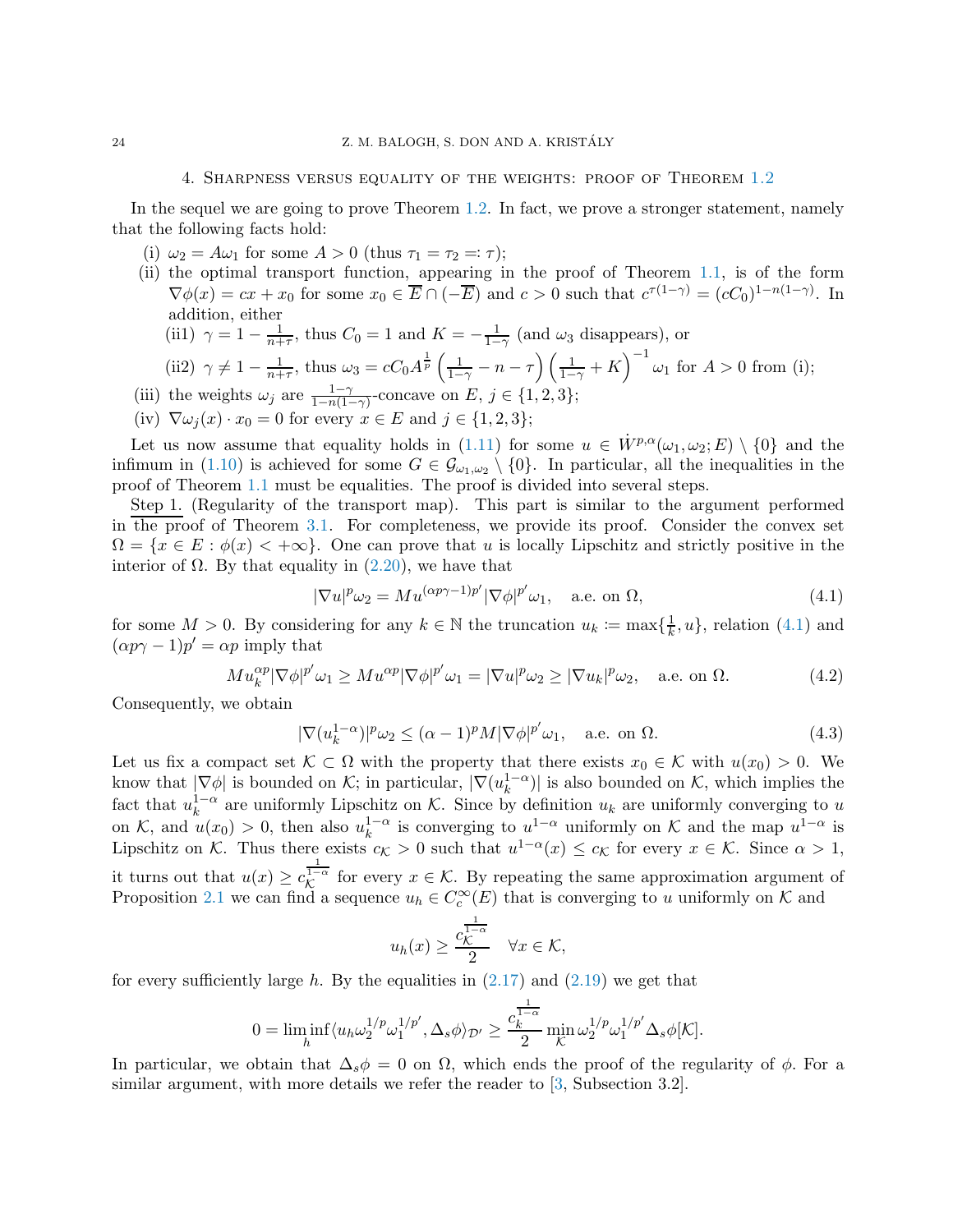## 4. Sharpness versus equality of the weights: proof of Theorem 1.2

In the sequel we are going to prove Theorem 1.2. In fact, we prove a stronger statement, namely that the following facts hold:

(i) $\omega_2 = A\omega_1$ for some $A > 0$ (thus $\tau_1 = \tau_2 =: \tau$);

(ii) the optimal transport function, appearing in the proof of Theorem 1.1, is of the form $\nabla\phi(x) = cx + x_0$ for some $x_0 \in \overline{E} \cap (-\overline{E})$ and $c > 0$ such that $c^{\tau(1-\gamma)} = (cC_0)^{1-n(1-\gamma)}$. In addition, either

  (ii1) $\gamma = 1 - \frac{1}{n+\tau}$, thus $C_0 = 1$ and $K = -\frac{1}{1-\gamma}$ (and $\omega_3$ disappears), or

  (ii2) $\gamma \neq 1 - \frac{1}{n+\tau}$, thus $\omega_3 = cC_0A^{\frac{1}{p}}\left(\frac{1}{1-\gamma} - n - \tau\right)\left(\frac{1}{1-\gamma} + K\right)^{-1}\omega_1$ for $A > 0$ from (i);

(iii) the weights $\omega_j$ are $\frac{1-\gamma}{1-n(1-\gamma)}$-concave on $E$, $j \in \{1, 2, 3\}$;

(iv) $\nabla\omega_j(x) \cdot x_0 = 0$ for every $x \in E$ and $j \in \{1, 2, 3\}$;

Let us now assume that equality holds in (1.11) for some $u \in \dot{W}^{p,\alpha}(\omega_1, \omega_2; E) \setminus \{0\}$ and the infimum in (1.10) is achieved for some $G \in \mathcal{G}_{\omega_1,\omega_2} \setminus \{0\}$. In particular, all the inequalities in the proof of Theorem 1.1 must be equalities. The proof is divided into several steps.

Step 1. (Regularity of the transport map). This part is similar to the argument performed in the proof of Theorem 3.1. For completeness, we provide its proof. Consider the convex set $\Omega = \{x \in E : \phi(x) < +\infty\}$. One can prove that $u$ is locally Lipschitz and strictly positive in the interior of $\Omega$. By that equality in (2.20), we have that

$$|\nabla u|^p \omega_2 = M u^{(\alpha p\gamma - 1)p'} |\nabla\phi|^{p'} \omega_1, \quad \text{a.e. on } \Omega, \tag{4.1}$$

for some $M > 0$. By considering for any $k \in \mathbb{N}$ the truncation $u_k := \max\{\frac{1}{k}, u\}$, relation (4.1) and $(\alpha p\gamma - 1)p' = \alpha p$ imply that

$$M u_k^{\alpha p} |\nabla\phi|^{p'} \omega_1 \geq M u^{\alpha p} |\nabla\phi|^{p'} \omega_1 = |\nabla u|^p \omega_2 \geq |\nabla u_k|^p \omega_2, \quad \text{a.e. on } \Omega. \tag{4.2}$$

Consequently, we obtain

$$|\nabla(u_k^{1-\alpha})|^p \omega_2 \leq (\alpha - 1)^p M |\nabla\phi|^{p'} \omega_1, \quad \text{a.e. on } \Omega. \tag{4.3}$$

Let us fix a compact set $\mathcal{K} \subset \Omega$ with the property that there exists $x_0 \in \mathcal{K}$ with $u(x_0) > 0$. We know that $|\nabla\phi|$ is bounded on $\mathcal{K}$; in particular, $|\nabla(u_k^{1-\alpha})|$ is also bounded on $\mathcal{K}$, which implies the fact that $u_k^{1-\alpha}$ are uniformly Lipschitz on $\mathcal{K}$. Since by definition $u_k$ are uniformly converging to $u$ on $\mathcal{K}$, and $u(x_0) > 0$, then also $u_k^{1-\alpha}$ is converging to $u^{1-\alpha}$ uniformly on $\mathcal{K}$ and the map $u^{1-\alpha}$ is Lipschitz on $\mathcal{K}$. Thus there exists $c_\mathcal{K} > 0$ such that $u^{1-\alpha}(x) \leq c_\mathcal{K}$ for every $x \in \mathcal{K}$. Since $\alpha > 1$, it turns out that $u(x) \geq c_\mathcal{K}^{\frac{1}{1-\alpha}}$ for every $x \in \mathcal{K}$. By repeating the same approximation argument of Proposition 2.1 we can find a sequence $u_h \in C_c^\infty(E)$ that is converging to $u$ uniformly on $\mathcal{K}$ and

$$u_h(x) \geq \frac{c_\mathcal{K}^{\frac{1}{1-\alpha}}}{2} \quad \forall x \in \mathcal{K},$$

for every sufficiently large $h$. By the equalities in (2.17) and (2.19) we get that

$$0 = \liminf_h \langle u_h \omega_2^{1/p} \omega_1^{1/p'}, \Delta_s\phi \rangle_{\mathcal{D}'} \geq \frac{c_k^{\frac{1}{1-\alpha}}}{2} \min_\mathcal{K} \omega_2^{1/p} \omega_1^{1/p'} \Delta_s\phi[\mathcal{K}].$$

In particular, we obtain that $\Delta_s\phi = 0$ on $\Omega$, which ends the proof of the regularity of $\phi$. For a similar argument, with more details we refer the reader to [3, Subsection 3.2].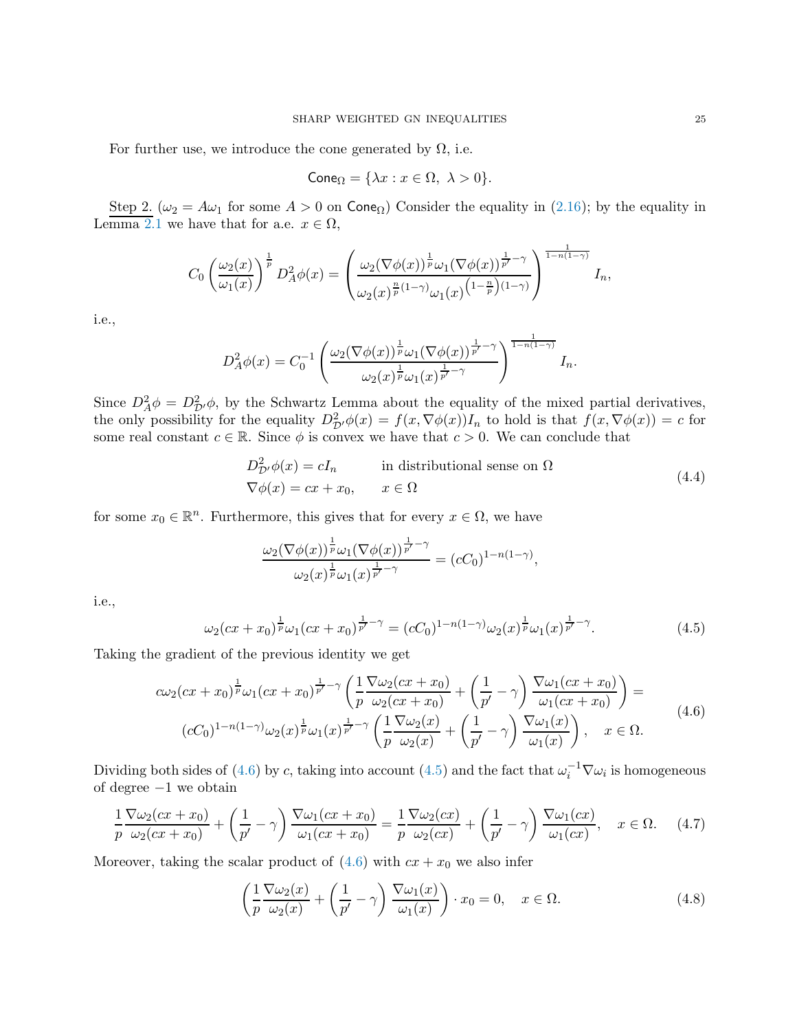For further use, we introduce the cone generated by $\Omega$, i.e.

$$\mathsf{Cone}_\Omega = \{\lambda x : x \in \Omega,\ \lambda > 0\}.$$

<u>Step 2.</u> ($\omega_2 = A\omega_1$ for some $A > 0$ on $\mathsf{Cone}_\Omega$) Consider the equality in (2.16); by the equality in Lemma 2.1 we have that for a.e. $x \in \Omega$,

$$C_0 \left(\frac{\omega_2(x)}{\omega_1(x)}\right)^{\frac{1}{p}} D_A^2\phi(x) = \left(\frac{\omega_2(\nabla\phi(x))^{\frac{1}{p}}\omega_1(\nabla\phi(x))^{\frac{1}{p'}-\gamma}}{\omega_2(x)^{\frac{n}{p}(1-\gamma)}\omega_1(x)^{\left(1-\frac{n}{p}\right)(1-\gamma)}}\right)^{\frac{1}{1-n(1-\gamma)}} I_n,$$

i.e.,

$$D_A^2\phi(x) = C_0^{-1}\left(\frac{\omega_2(\nabla\phi(x))^{\frac{1}{p}}\omega_1(\nabla\phi(x))^{\frac{1}{p'}-\gamma}}{\omega_2(x)^{\frac{1}{p}}\omega_1(x)^{\frac{1}{p'}-\gamma}}\right)^{\frac{1}{1-n(1-\gamma)}} I_n.$$

Since $D_A^2\phi = D_{\mathcal{D}'}^2\phi$, by the Schwartz Lemma about the equality of the mixed partial derivatives, the only possibility for the equality $D_{\mathcal{D}'}^2\phi(x) = f(x, \nabla\phi(x))I_n$ to hold is that $f(x, \nabla\phi(x)) = c$ for some real constant $c \in \mathbb{R}$. Since $\phi$ is convex we have that $c > 0$. We can conclude that

$$\begin{aligned} &D_{\mathcal{D}'}^2\phi(x) = cI_n &&\text{in distributional sense on } \Omega \\ &\nabla\phi(x) = cx + x_0, && x \in \Omega \end{aligned} \tag{4.4}$$

for some $x_0 \in \mathbb{R}^n$. Furthermore, this gives that for every $x \in \Omega$, we have

$$\frac{\omega_2(\nabla\phi(x))^{\frac{1}{p}}\omega_1(\nabla\phi(x))^{\frac{1}{p'}-\gamma}}{\omega_2(x)^{\frac{1}{p}}\omega_1(x)^{\frac{1}{p'}-\gamma}} = (cC_0)^{1-n(1-\gamma)},$$

i.e.,

$$\omega_2(cx + x_0)^{\frac{1}{p}}\omega_1(cx + x_0)^{\frac{1}{p'}-\gamma} = (cC_0)^{1-n(1-\gamma)}\omega_2(x)^{\frac{1}{p}}\omega_1(x)^{\frac{1}{p'}-\gamma}. \tag{4.5}$$

Taking the gradient of the previous identity we get

$$\begin{aligned} &c\omega_2(cx + x_0)^{\frac{1}{p}}\omega_1(cx + x_0)^{\frac{1}{p'}-\gamma}\left(\frac{1}{p}\frac{\nabla\omega_2(cx + x_0)}{\omega_2(cx + x_0)} + \left(\frac{1}{p'} - \gamma\right)\frac{\nabla\omega_1(cx + x_0)}{\omega_1(cx + x_0)}\right) = \\ &(cC_0)^{1-n(1-\gamma)}\omega_2(x)^{\frac{1}{p}}\omega_1(x)^{\frac{1}{p'}-\gamma}\left(\frac{1}{p}\frac{\nabla\omega_2(x)}{\omega_2(x)} + \left(\frac{1}{p'} - \gamma\right)\frac{\nabla\omega_1(x)}{\omega_1(x)}\right), \quad x \in \Omega. \end{aligned} \tag{4.6}$$

Dividing both sides of (4.6) by $c$, taking into account (4.5) and the fact that $\omega_i^{-1}\nabla\omega_i$ is homogeneous of degree $-1$ we obtain

$$\frac{1}{p}\frac{\nabla\omega_2(cx + x_0)}{\omega_2(cx + x_0)} + \left(\frac{1}{p'} - \gamma\right)\frac{\nabla\omega_1(cx + x_0)}{\omega_1(cx + x_0)} = \frac{1}{p}\frac{\nabla\omega_2(cx)}{\omega_2(cx)} + \left(\frac{1}{p'} - \gamma\right)\frac{\nabla\omega_1(cx)}{\omega_1(cx)}, \quad x \in \Omega. \tag{4.7}$$

Moreover, taking the scalar product of (4.6) with $cx + x_0$ we also infer

$$\left(\frac{1}{p}\frac{\nabla\omega_2(x)}{\omega_2(x)} + \left(\frac{1}{p'} - \gamma\right)\frac{\nabla\omega_1(x)}{\omega_1(x)}\right) \cdot x_0 = 0, \quad x \in \Omega. \tag{4.8}$$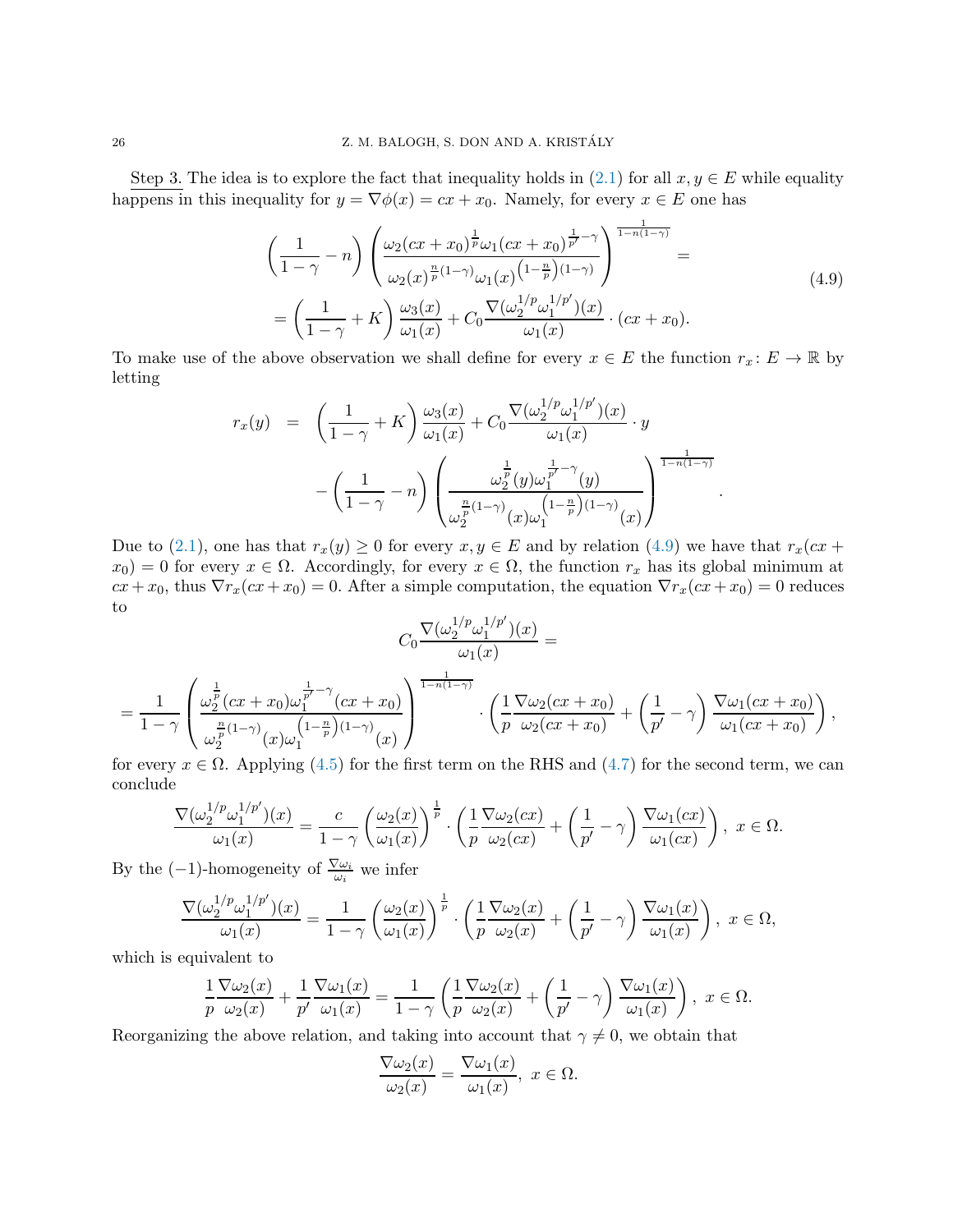Step 3. The idea is to explore the fact that inequality holds in (2.1) for all $x, y \in E$ while equality happens in this inequality for $y = \nabla\phi(x) = cx + x_0$. Namely, for every $x \in E$ one has

$$\begin{aligned}
&\left(\frac{1}{1-\gamma} - n\right)\left(\frac{\omega_2(cx+x_0)^{\frac{1}{p}}\omega_1(cx+x_0)^{\frac{1}{p'}-\gamma}}{\omega_2(x)^{\frac{n}{p}(1-\gamma)}\omega_1(x)^{\left(1-\frac{n}{p}\right)(1-\gamma)}}\right)^{\frac{1}{1-n(1-\gamma)}} = \\
&= \left(\frac{1}{1-\gamma} + K\right)\frac{\omega_3(x)}{\omega_1(x)} + C_0\frac{\nabla(\omega_2^{1/p}\omega_1^{1/p'})(x)}{\omega_1(x)}\cdot(cx+x_0).
\end{aligned} \tag{4.9}$$

To make use of the above observation we shall define for every $x \in E$ the function $r_x\colon E \to \mathbb{R}$ by letting

$$\begin{aligned}
r_x(y) \;\; = \;\; & \left(\frac{1}{1-\gamma} + K\right)\frac{\omega_3(x)}{\omega_1(x)} + C_0\frac{\nabla(\omega_2^{1/p}\omega_1^{1/p'})(x)}{\omega_1(x)}\cdot y \\
& - \left(\frac{1}{1-\gamma} - n\right)\left(\frac{\omega_2^{\frac{1}{p}}(y)\omega_1^{\frac{1}{p'}-\gamma}(y)}{\omega_2^{\frac{n}{p}(1-\gamma)}(x)\omega_1^{\left(1-\frac{n}{p}\right)(1-\gamma)}(x)}\right)^{\frac{1}{1-n(1-\gamma)}}.
\end{aligned}$$

Due to (2.1), one has that $r_x(y) \geq 0$ for every $x, y \in E$ and by relation (4.9) we have that $r_x(cx + x_0) = 0$ for every $x \in \Omega$. Accordingly, for every $x \in \Omega$, the function $r_x$ has its global minimum at $cx+x_0$, thus $\nabla r_x(cx+x_0) = 0$. After a simple computation, the equation $\nabla r_x(cx+x_0) = 0$ reduces to

$$\begin{aligned}
& C_0\frac{\nabla(\omega_2^{1/p}\omega_1^{1/p'})(x)}{\omega_1(x)} = \\
&= \frac{1}{1-\gamma}\left(\frac{\omega_2^{\frac{1}{p}}(cx+x_0)\omega_1^{\frac{1}{p'}-\gamma}(cx+x_0)}{\omega_2^{\frac{n}{p}(1-\gamma)}(x)\omega_1^{\left(1-\frac{n}{p}\right)(1-\gamma)}(x)}\right)^{\frac{1}{1-n(1-\gamma)}}\cdot\left(\frac{1}{p}\frac{\nabla\omega_2(cx+x_0)}{\omega_2(cx+x_0)} + \left(\frac{1}{p'}-\gamma\right)\frac{\nabla\omega_1(cx+x_0)}{\omega_1(cx+x_0)}\right),
\end{aligned}$$

for every $x \in \Omega$. Applying (4.5) for the first term on the RHS and (4.7) for the second term, we can conclude

$$\frac{\nabla(\omega_2^{1/p}\omega_1^{1/p'})(x)}{\omega_1(x)} = \frac{c}{1-\gamma}\left(\frac{\omega_2(x)}{\omega_1(x)}\right)^{\frac{1}{p}}\cdot\left(\frac{1}{p}\frac{\nabla\omega_2(cx)}{\omega_2(cx)} + \left(\frac{1}{p'}-\gamma\right)\frac{\nabla\omega_1(cx)}{\omega_1(cx)}\right),\ x \in \Omega.$$

By the $(-1)$-homogeneity of $\frac{\nabla\omega_i}{\omega_i}$ we infer

$$\frac{\nabla(\omega_2^{1/p}\omega_1^{1/p'})(x)}{\omega_1(x)} = \frac{1}{1-\gamma}\left(\frac{\omega_2(x)}{\omega_1(x)}\right)^{\frac{1}{p}}\cdot\left(\frac{1}{p}\frac{\nabla\omega_2(x)}{\omega_2(x)} + \left(\frac{1}{p'}-\gamma\right)\frac{\nabla\omega_1(x)}{\omega_1(x)}\right),\ x \in \Omega,$$

which is equivalent to

$$\frac{1}{p}\frac{\nabla\omega_2(x)}{\omega_2(x)} + \frac{1}{p'}\frac{\nabla\omega_1(x)}{\omega_1(x)} = \frac{1}{1-\gamma}\left(\frac{1}{p}\frac{\nabla\omega_2(x)}{\omega_2(x)} + \left(\frac{1}{p'}-\gamma\right)\frac{\nabla\omega_1(x)}{\omega_1(x)}\right),\ x \in \Omega.$$

Reorganizing the above relation, and taking into account that $\gamma \neq 0$, we obtain that

$$\frac{\nabla\omega_2(x)}{\omega_2(x)} = \frac{\nabla\omega_1(x)}{\omega_1(x)},\ x \in \Omega.$$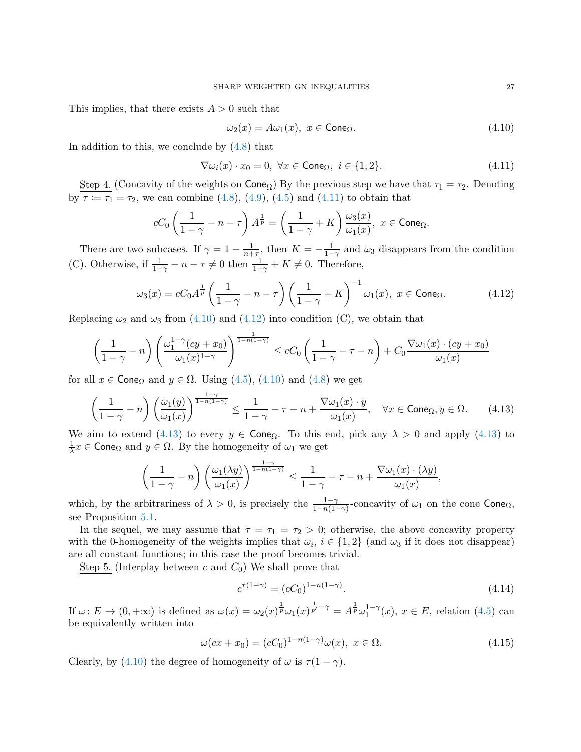This implies, that there exists $A > 0$ such that

$$\omega_2(x) = A\omega_1(x),\ x \in \mathsf{Cone}_\Omega. \tag{4.10}$$

In addition to this, we conclude by (4.8) that

$$\nabla\omega_i(x) \cdot x_0 = 0,\ \forall x \in \mathsf{Cone}_\Omega,\ i \in \{1, 2\}. \tag{4.11}$$

Step 4. (Concavity of the weights on $\mathsf{Cone}_\Omega$) By the previous step we have that $\tau_1 = \tau_2$. Denoting by $\tau := \tau_1 = \tau_2$, we can combine (4.8), (4.9), (4.5) and (4.11) to obtain that

$$cC_0\left(\frac{1}{1-\gamma} - n - \tau\right)A^{\frac{1}{p}} = \left(\frac{1}{1-\gamma} + K\right)\frac{\omega_3(x)}{\omega_1(x)},\ x \in \mathsf{Cone}_\Omega.$$

There are two subcases. If $\gamma = 1 - \frac{1}{n+\tau}$, then $K = -\frac{1}{1-\gamma}$ and $\omega_3$ disappears from the condition (C). Otherwise, if $\frac{1}{1-\gamma} - n - \tau \neq 0$ then $\frac{1}{1-\gamma} + K \neq 0$. Therefore,

$$\omega_3(x) = cC_0A^{\frac{1}{p}}\left(\frac{1}{1-\gamma} - n - \tau\right)\left(\frac{1}{1-\gamma} + K\right)^{-1}\omega_1(x),\ x \in \mathsf{Cone}_\Omega. \tag{4.12}$$

Replacing $\omega_2$ and $\omega_3$ from (4.10) and (4.12) into condition (C), we obtain that

$$\left(\frac{1}{1-\gamma} - n\right)\left(\frac{\omega_1^{1-\gamma}(cy + x_0)}{\omega_1(x)^{1-\gamma}}\right)^{\frac{1}{1-n(1-\gamma)}} \leq cC_0\left(\frac{1}{1-\gamma} - \tau - n\right) + C_0\frac{\nabla\omega_1(x)\cdot(cy + x_0)}{\omega_1(x)}$$

for all $x \in \mathsf{Cone}_\Omega$ and $y \in \Omega$. Using (4.5), (4.10) and (4.8) we get

$$\left(\frac{1}{1-\gamma} - n\right)\left(\frac{\omega_1(y)}{\omega_1(x)}\right)^{\frac{1-\gamma}{1-n(1-\gamma)}} \leq \frac{1}{1-\gamma} - \tau - n + \frac{\nabla\omega_1(x)\cdot y}{\omega_1(x)}, \quad \forall x \in \mathsf{Cone}_\Omega, y \in \Omega. \tag{4.13}$$

We aim to extend (4.13) to every $y \in \mathsf{Cone}_\Omega$. To this end, pick any $\lambda > 0$ and apply (4.13) to $\frac{1}{\lambda}x \in \mathsf{Cone}_\Omega$ and $y \in \Omega$. By the homogeneity of $\omega_1$ we get

$$\left(\frac{1}{1-\gamma} - n\right)\left(\frac{\omega_1(\lambda y)}{\omega_1(x)}\right)^{\frac{1-\gamma}{1-n(1-\gamma)}} \leq \frac{1}{1-\gamma} - \tau - n + \frac{\nabla\omega_1(x)\cdot(\lambda y)}{\omega_1(x)},$$

which, by the arbitrariness of $\lambda > 0$, is precisely the $\frac{1-\gamma}{1-n(1-\gamma)}$-concavity of $\omega_1$ on the cone $\mathsf{Cone}_\Omega$, see Proposition 5.1.

In the sequel, we may assume that $\tau = \tau_1 = \tau_2 > 0$; otherwise, the above concavity property with the 0-homogeneity of the weights implies that $\omega_i$, $i \in \{1, 2\}$ (and $\omega_3$ if it does not disappear) are all constant functions; in this case the proof becomes trivial.

Step 5. (Interplay between $c$ and $C_0$) We shall prove that

$$c^{\tau(1-\gamma)} = (cC_0)^{1-n(1-\gamma)}. \tag{4.14}$$

If $\omega\colon E \to (0, +\infty)$ is defined as $\omega(x) = \omega_2(x)^{\frac{1}{p}}\omega_1(x)^{\frac{1}{p'}-\gamma} = A^{\frac{1}{p}}\omega_1^{1-\gamma}(x)$, $x \in E$, relation (4.5) can be equivalently written into

$$\omega(cx + x_0) = (cC_0)^{1-n(1-\gamma)}\omega(x),\ x \in \Omega. \tag{4.15}$$

Clearly, by (4.10) the degree of homogeneity of $\omega$ is $\tau(1-\gamma)$.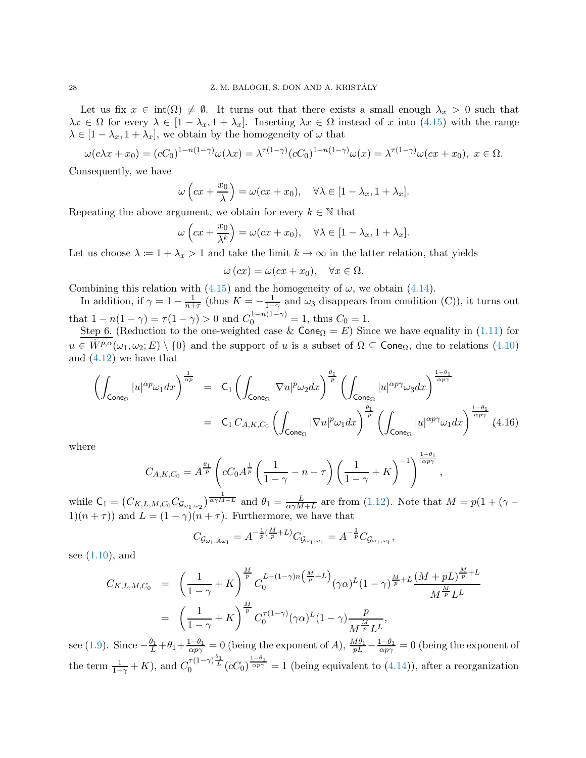Let us fix $x \in \mathrm{int}(\Omega) \neq \emptyset$. It turns out that there exists a small enough $\lambda_x > 0$ such that $\lambda x \in \Omega$ for every $\lambda \in [1-\lambda_x, 1+\lambda_x]$. Inserting $\lambda x \in \Omega$ instead of $x$ into (4.15) with the range $\lambda \in [1-\lambda_x, 1+\lambda_x]$, we obtain by the homogeneity of $\omega$ that

$$\omega(c\lambda x + x_0) = (cC_0)^{1-n(1-\gamma)}\omega(\lambda x) = \lambda^{\tau(1-\gamma)}(cC_0)^{1-n(1-\gamma)}\omega(x) = \lambda^{\tau(1-\gamma)}\omega(cx+x_0),\ x \in \Omega.$$

Consequently, we have

$$\omega\left(cx + \frac{x_0}{\lambda}\right) = \omega(cx + x_0), \quad \forall \lambda \in [1-\lambda_x, 1+\lambda_x].$$

Repeating the above argument, we obtain for every $k \in \mathbb{N}$ that

$$\omega\left(cx + \frac{x_0}{\lambda^k}\right) = \omega(cx + x_0), \quad \forall \lambda \in [1-\lambda_x, 1+\lambda_x].$$

Let us choose $\lambda := 1 + \lambda_x > 1$ and take the limit $k \to \infty$ in the latter relation, that yields

$$\omega(cx) = \omega(cx + x_0), \quad \forall x \in \Omega.$$

Combining this relation with (4.15) and the homogeneity of $\omega$, we obtain (4.14).

In addition, if $\gamma = 1 - \frac{1}{n+\tau}$ (thus $K = -\frac{1}{1-\gamma}$ and $\omega_3$ disappears from condition (C)), it turns out that $1 - n(1-\gamma) = \tau(1-\gamma) > 0$ and $C_0^{1-n(1-\gamma)} = 1$, thus $C_0 = 1$.

Step 6. (Reduction to the one-weighted case & $\mathsf{Cone}_\Omega = E$) Since we have equality in (1.11) for $u \in \dot{W}^{p,\alpha}(\omega_1, \omega_2; E) \setminus \{0\}$ and the support of $u$ is a subset of $\Omega \subseteq \mathsf{Cone}_\Omega$, due to relations (4.10) and (4.12) we have that

$$\begin{aligned}
\left(\int_{\mathsf{Cone}_\Omega} |u|^{\alpha p}\omega_1 dx\right)^{\frac{1}{\alpha p}} &= \mathsf{C}_1 \left(\int_{\mathsf{Cone}_\Omega} |\nabla u|^p \omega_2 dx\right)^{\frac{\theta_1}{p}} \left(\int_{\mathsf{Cone}_\Omega} |u|^{\alpha p\gamma}\omega_3 dx\right)^{\frac{1-\theta_1}{\alpha p\gamma}} \\
&= \mathsf{C}_1\, C_{A,K,C_0} \left(\int_{\mathsf{Cone}_\Omega} |\nabla u|^p \omega_1 dx\right)^{\frac{\theta_1}{p}} \left(\int_{\mathsf{Cone}_\Omega} |u|^{\alpha p\gamma}\omega_1 dx\right)^{\frac{1-\theta_1}{\alpha p\gamma}}, \quad (4.16)
\end{aligned}$$

where

$$C_{A,K,C_0} = A^{\frac{\theta_1}{p}} \left(cC_0 A^{\frac{1}{p}}\left(\frac{1}{1-\gamma} - n - \tau\right)\left(\frac{1}{1-\gamma} + K\right)^{-1}\right)^{\frac{1-\theta_1}{\alpha p\gamma}},$$

while $\mathsf{C}_1 = \left(C_{K,L,M,C_0} C_{\mathcal{G}_{\omega_1,\omega_2}}\right)^{\frac{1}{\alpha\gamma M + L}}$ and $\theta_1 = \frac{L}{\alpha\gamma M + L}$ are from (1.12). Note that $M = p(1 + (\gamma - 1)(n+\tau))$ and $L = (1-\gamma)(n+\tau)$. Furthermore, we have that

$$C_{\mathcal{G}_{\omega_1, A\omega_1}} = A^{-\frac{1}{p}\left(\frac{M}{p}+L\right)} C_{\mathcal{G}_{\omega_1,\omega_1}} = A^{-\frac{1}{p}} C_{\mathcal{G}_{\omega_1,\omega_1}},$$

see (1.10), and

$$\begin{aligned}
C_{K,L,M,C_0} &= \left(\frac{1}{1-\gamma} + K\right)^{\frac{M}{p}} C_0^{L-(1-\gamma)n\left(\frac{M}{p}+L\right)} (\gamma\alpha)^L (1-\gamma)^{\frac{M}{p}+L} \frac{(M+pL)^{\frac{M}{p}+L}}{M^{\frac{M}{p}} L^L} \\
&= \left(\frac{1}{1-\gamma} + K\right)^{\frac{M}{p}} C_0^{\tau(1-\gamma)} (\gamma\alpha)^L (1-\gamma) \frac{p}{M^{\frac{M}{p}} L^L},
\end{aligned}$$

see (1.9). Since $-\frac{\theta_1}{L} + \theta_1 + \frac{1-\theta_1}{\alpha p\gamma} = 0$ (being the exponent of $A$), $\frac{M\theta_1}{pL} - \frac{1-\theta_1}{\alpha p\gamma} = 0$ (being the exponent of the term $\frac{1}{1-\gamma} + K$), and $C_0^{\tau(1-\gamma)\frac{\theta_1}{L}} (cC_0)^{\frac{1-\theta_1}{\alpha p\gamma}} = 1$ (being equivalent to (4.14)), after a reorganization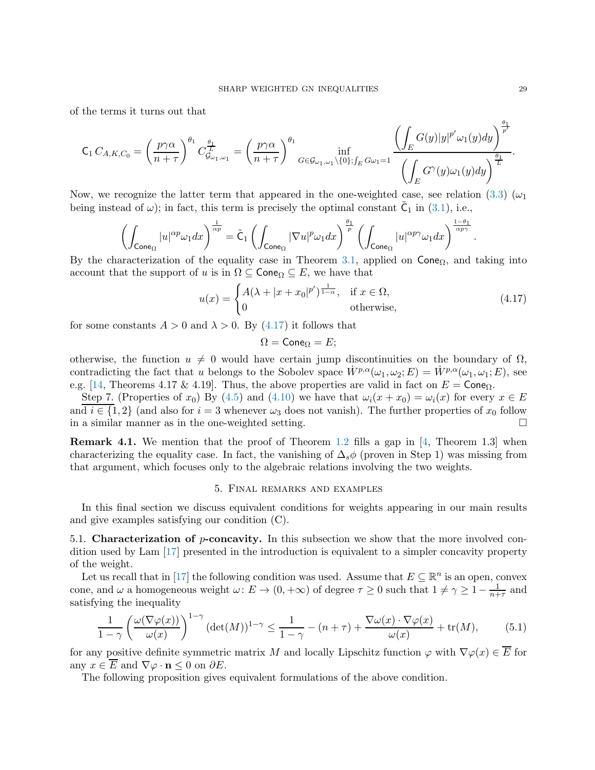of the terms it turns out that

$$\mathsf{C}_1\, C_{A,K,C_0} = \left(\frac{p\gamma\alpha}{n+\tau}\right)^{\theta_1} C_{\mathcal{G}_{\omega_1,\omega_1}}^{\frac{\theta_1}{L}} = \left(\frac{p\gamma\alpha}{n+\tau}\right)^{\theta_1} \inf_{G\in\mathcal{G}_{\omega_1,\omega_1}\setminus\{0\};\int_E G\omega_1=1} \frac{\left(\displaystyle\int_E G(y)|y|^{p'}\omega_1(y)dy\right)^{\frac{\theta_1}{p'}}}{\left(\displaystyle\int_E G^{\gamma}(y)\omega_1(y)dy\right)^{\frac{\theta_1}{L}}}.$$

Now, we recognize the latter term that appeared in the one-weighted case, see relation (3.3) ($\omega_1$ being instead of $\omega$); in fact, this term is precisely the optimal constant $\tilde{\mathsf{C}}_1$ in (3.1), i.e.,

$$\left(\int_{\mathsf{Cone}_\Omega}|u|^{\alpha p}\omega_1 dx\right)^{\frac{1}{\alpha p}} = \tilde{\mathsf{C}}_1\left(\int_{\mathsf{Cone}_\Omega}|\nabla u|^p\omega_1 dx\right)^{\frac{\theta_1}{p}}\left(\int_{\mathsf{Cone}_\Omega}|u|^{\alpha p\gamma}\omega_1 dx\right)^{\frac{1-\theta_1}{\alpha p\gamma}}.$$

By the characterization of the equality case in Theorem 3.1, applied on $\mathsf{Cone}_\Omega$, and taking into account that the support of $u$ is in $\Omega\subseteq\mathsf{Cone}_\Omega\subseteq E$, we have that

$$u(x) = \begin{cases} A(\lambda+|x+x_0|^{p'})^{\frac{1}{1-\alpha}}, & \text{if } x\in\Omega,\\ 0 & \text{otherwise,}\end{cases} \tag{4.17}$$

for some constants $A>0$ and $\lambda>0$. By (4.17) it follows that

$$\Omega = \mathsf{Cone}_\Omega = E;$$

otherwise, the function $u\neq 0$ would have certain jump discontinuities on the boundary of $\Omega$, contradicting the fact that $u$ belongs to the Sobolev space $\dot{W}^{p,\alpha}(\omega_1,\omega_2;E) = \dot{W}^{p,\alpha}(\omega_1,\omega_1;E)$, see e.g. [14, Theorems 4.17 & 4.19]. Thus, the above properties are valid in fact on $E=\mathsf{Cone}_\Omega$.

Step 7. (Properties of $x_0$) By (4.5) and (4.10) we have that $\omega_i(x+x_0)=\omega_i(x)$ for every $x\in E$ and $i\in\{1,2\}$ (and also for $i=3$ whenever $\omega_3$ does not vanish). The further properties of $x_0$ follow in a similar manner as in the one-weighted setting. □

**Remark 4.1.** We mention that the proof of Theorem 1.2 fills a gap in [4, Theorem 1.3] when characterizing the equality case. In fact, the vanishing of $\Delta_s\phi$ (proven in Step 1) was missing from that argument, which focuses only to the algebraic relations involving the two weights.

## 5. Final remarks and examples

In this final section we discuss equivalent conditions for weights appearing in our main results and give examples satisfying our condition (C).

5.1. **Characterization of $p$-concavity.** In this subsection we show that the more involved condition used by Lam [17] presented in the introduction is equivalent to a simpler concavity property of the weight.

Let us recall that in [17] the following condition was used. Assume that $E\subseteq\mathbb{R}^n$ is an open, convex cone, and $\omega$ a homogeneous weight $\omega\colon E\to(0,+\infty)$ of degree $\tau\geq 0$ such that $1\neq\gamma\geq 1-\frac{1}{n+\tau}$ and satisfying the inequality

$$\frac{1}{1-\gamma}\left(\frac{\omega(\nabla\varphi(x))}{\omega(x)}\right)^{1-\gamma}(\det(M))^{1-\gamma} \leq \frac{1}{1-\gamma}-(n+\tau)+\frac{\nabla\omega(x)\cdot\nabla\varphi(x)}{\omega(x)}+\operatorname{tr}(M), \tag{5.1}$$

for any positive definite symmetric matrix $M$ and locally Lipschitz function $\varphi$ with $\nabla\varphi(x)\in\overline{E}$ for any $x\in\overline{E}$ and $\nabla\varphi\cdot\mathbf{n}\leq 0$ on $\partial E$.

The following proposition gives equivalent formulations of the above condition.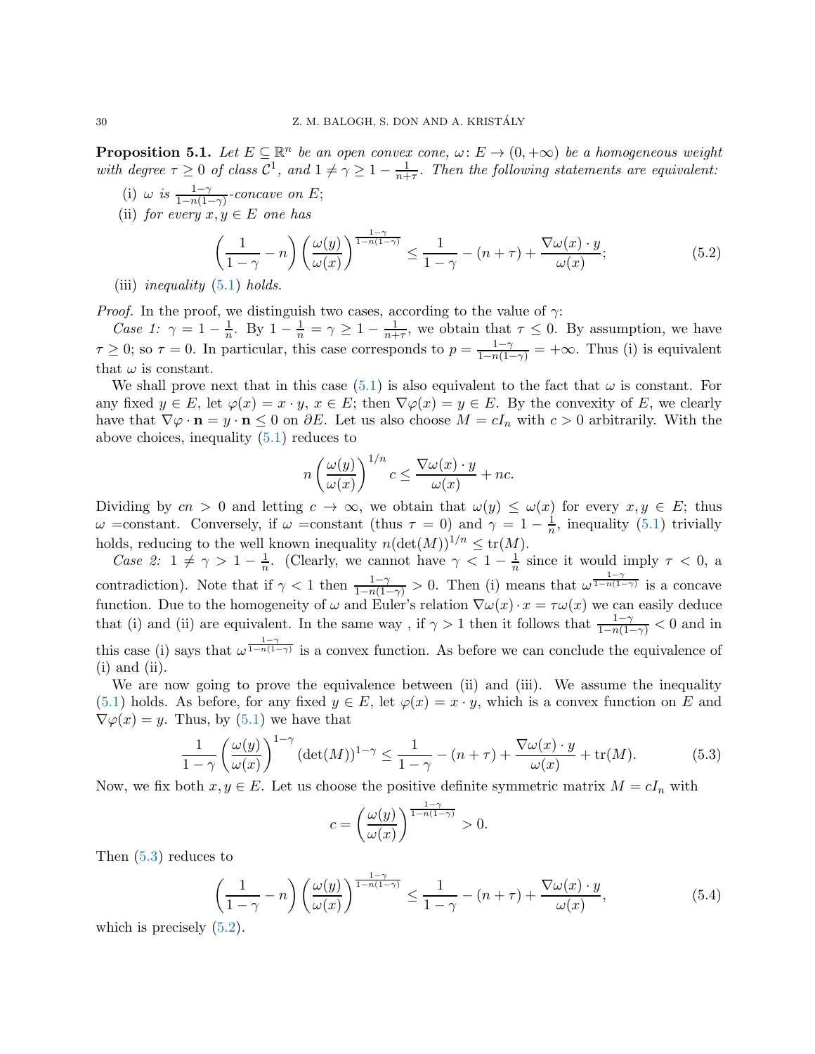**Proposition 5.1.** *Let $E \subseteq \mathbb{R}^n$ be an open convex cone, $\omega \colon E \to (0, +\infty)$ be a homogeneous weight with degree $\tau \geq 0$ of class $\mathcal{C}^1$, and $1 \neq \gamma \geq 1 - \frac{1}{n+\tau}$. Then the following statements are equivalent:*

(i) *$\omega$ is $\frac{1-\gamma}{1-n(1-\gamma)}$-concave on $E$;*

(ii) *for every $x, y \in E$ one has*

$$\left(\frac{1}{1-\gamma} - n\right)\left(\frac{\omega(y)}{\omega(x)}\right)^{\frac{1-\gamma}{1-n(1-\gamma)}} \leq \frac{1}{1-\gamma} - (n+\tau) + \frac{\nabla\omega(x)\cdot y}{\omega(x)}; \tag{5.2}$$

(iii) *inequality (5.1) holds.*

*Proof.* In the proof, we distinguish two cases, according to the value of $\gamma$:

*Case 1:* $\gamma = 1 - \frac{1}{n}$. By $1 - \frac{1}{n} = \gamma \geq 1 - \frac{1}{n+\tau}$, we obtain that $\tau \leq 0$. By assumption, we have $\tau \geq 0$; so $\tau = 0$. In particular, this case corresponds to $p = \frac{1-\gamma}{1-n(1-\gamma)} = +\infty$. Thus (i) is equivalent that $\omega$ is constant.

We shall prove next that in this case (5.1) is also equivalent to the fact that $\omega$ is constant. For any fixed $y \in E$, let $\varphi(x) = x \cdot y$, $x \in E$; then $\nabla\varphi(x) = y \in E$. By the convexity of $E$, we clearly have that $\nabla\varphi \cdot \mathbf{n} = y \cdot \mathbf{n} \leq 0$ on $\partial E$. Let us also choose $M = cI_n$ with $c > 0$ arbitrarily. With the above choices, inequality (5.1) reduces to

$$n\left(\frac{\omega(y)}{\omega(x)}\right)^{1/n} c \leq \frac{\nabla\omega(x)\cdot y}{\omega(x)} + nc.$$

Dividing by $cn > 0$ and letting $c \to \infty$, we obtain that $\omega(y) \leq \omega(x)$ for every $x, y \in E$; thus $\omega$ =constant. Conversely, if $\omega$ =constant (thus $\tau = 0$) and $\gamma = 1 - \frac{1}{n}$, inequality (5.1) trivially holds, reducing to the well known inequality $n(\det(M))^{1/n} \leq \mathrm{tr}(M)$.

*Case 2:* $1 \neq \gamma > 1 - \frac{1}{n}$. (Clearly, we cannot have $\gamma < 1 - \frac{1}{n}$ since it would imply $\tau < 0$, a contradiction). Note that if $\gamma < 1$ then $\frac{1-\gamma}{1-n(1-\gamma)} > 0$. Then (i) means that $\omega^{\frac{1-\gamma}{1-n(1-\gamma)}}$ is a concave function. Due to the homogeneity of $\omega$ and Euler's relation $\nabla\omega(x)\cdot x = \tau\omega(x)$ we can easily deduce that (i) and (ii) are equivalent. In the same way , if $\gamma > 1$ then it follows that $\frac{1-\gamma}{1-n(1-\gamma)} < 0$ and in this case (i) says that $\omega^{\frac{1-\gamma}{1-n(1-\gamma)}}$ is a convex function. As before we can conclude the equivalence of (i) and (ii).

We are now going to prove the equivalence between (ii) and (iii). We assume the inequality (5.1) holds. As before, for any fixed $y \in E$, let $\varphi(x) = x \cdot y$, which is a convex function on $E$ and $\nabla\varphi(x) = y$. Thus, by (5.1) we have that

$$\frac{1}{1-\gamma}\left(\frac{\omega(y)}{\omega(x)}\right)^{1-\gamma}(\det(M))^{1-\gamma} \leq \frac{1}{1-\gamma} - (n+\tau) + \frac{\nabla\omega(x)\cdot y}{\omega(x)} + \mathrm{tr}(M). \tag{5.3}$$

Now, we fix both $x, y \in E$. Let us choose the positive definite symmetric matrix $M = cI_n$ with

$$c = \left(\frac{\omega(y)}{\omega(x)}\right)^{\frac{1-\gamma}{1-n(1-\gamma)}} > 0.$$

Then (5.3) reduces to

$$\left(\frac{1}{1-\gamma} - n\right)\left(\frac{\omega(y)}{\omega(x)}\right)^{\frac{1-\gamma}{1-n(1-\gamma)}} \leq \frac{1}{1-\gamma} - (n+\tau) + \frac{\nabla\omega(x)\cdot y}{\omega(x)}, \tag{5.4}$$

which is precisely (5.2).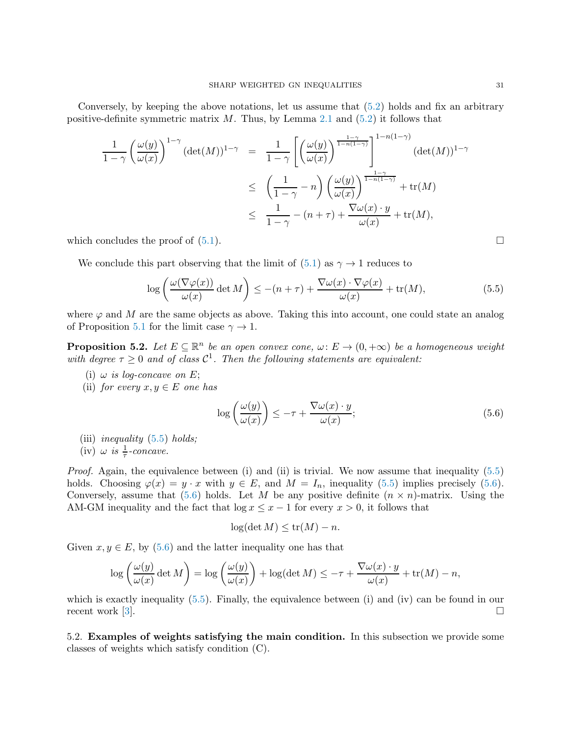Conversely, by keeping the above notations, let us assume that (5.2) holds and fix an arbitrary positive-definite symmetric matrix $M$. Thus, by Lemma 2.1 and (5.2) it follows that

$$
\begin{aligned}
\frac{1}{1-\gamma}\left(\frac{\omega(y)}{\omega(x)}\right)^{1-\gamma}(\det(M))^{1-\gamma} &= \frac{1}{1-\gamma}\left[\left(\frac{\omega(y)}{\omega(x)}\right)^{\frac{1-\gamma}{1-n(1-\gamma)}}\right]^{1-n(1-\gamma)}(\det(M))^{1-\gamma} \\
&\leq \left(\frac{1}{1-\gamma}-n\right)\left(\frac{\omega(y)}{\omega(x)}\right)^{\frac{1-\gamma}{1-n(1-\gamma)}}+\operatorname{tr}(M) \\
&\leq \frac{1}{1-\gamma}-(n+\tau)+\frac{\nabla\omega(x)\cdot y}{\omega(x)}+\operatorname{tr}(M),
\end{aligned}
$$

which concludes the proof of (5.1). $\square$

We conclude this part observing that the limit of (5.1) as $\gamma \to 1$ reduces to

$$
\log\left(\frac{\omega(\nabla\varphi(x))}{\omega(x)}\det M\right) \leq -(n+\tau)+\frac{\nabla\omega(x)\cdot\nabla\varphi(x)}{\omega(x)}+\operatorname{tr}(M), \tag{5.5}
$$

where $\varphi$ and $M$ are the same objects as above. Taking this into account, one could state an analog of Proposition 5.1 for the limit case $\gamma \to 1$.

**Proposition 5.2.** *Let $E \subseteq \mathbb{R}^n$ be an open convex cone, $\omega\colon E \to (0,+\infty)$ be a homogeneous weight with degree $\tau \geq 0$ and of class $\mathcal{C}^1$. Then the following statements are equivalent:*

(i) *$\omega$ is log-concave on $E$;*

(ii) *for every $x, y \in E$ one has*

$$
\log\left(\frac{\omega(y)}{\omega(x)}\right) \leq -\tau+\frac{\nabla\omega(x)\cdot y}{\omega(x)}; \tag{5.6}
$$

(iii) *inequality (5.5) holds;*

(iv) *$\omega$ is $\frac{1}{\tau}$-concave.*

*Proof.* Again, the equivalence between (i) and (ii) is trivial. We now assume that inequality (5.5) holds. Choosing $\varphi(x) = y \cdot x$ with $y \in E$, and $M = I_n$, inequality (5.5) implies precisely (5.6). Conversely, assume that (5.6) holds. Let $M$ be any positive definite $(n \times n)$-matrix. Using the AM-GM inequality and the fact that $\log x \leq x - 1$ for every $x > 0$, it follows that

$$
\log(\det M) \leq \operatorname{tr}(M) - n.
$$

Given $x, y \in E$, by (5.6) and the latter inequality one has that

$$
\log\left(\frac{\omega(y)}{\omega(x)}\det M\right) = \log\left(\frac{\omega(y)}{\omega(x)}\right)+\log(\det M) \leq -\tau+\frac{\nabla\omega(x)\cdot y}{\omega(x)}+\operatorname{tr}(M)-n,
$$

which is exactly inequality (5.5). Finally, the equivalence between (i) and (iv) can be found in our recent work [3]. $\square$

5.2. **Examples of weights satisfying the main condition.** In this subsection we provide some classes of weights which satisfy condition (C).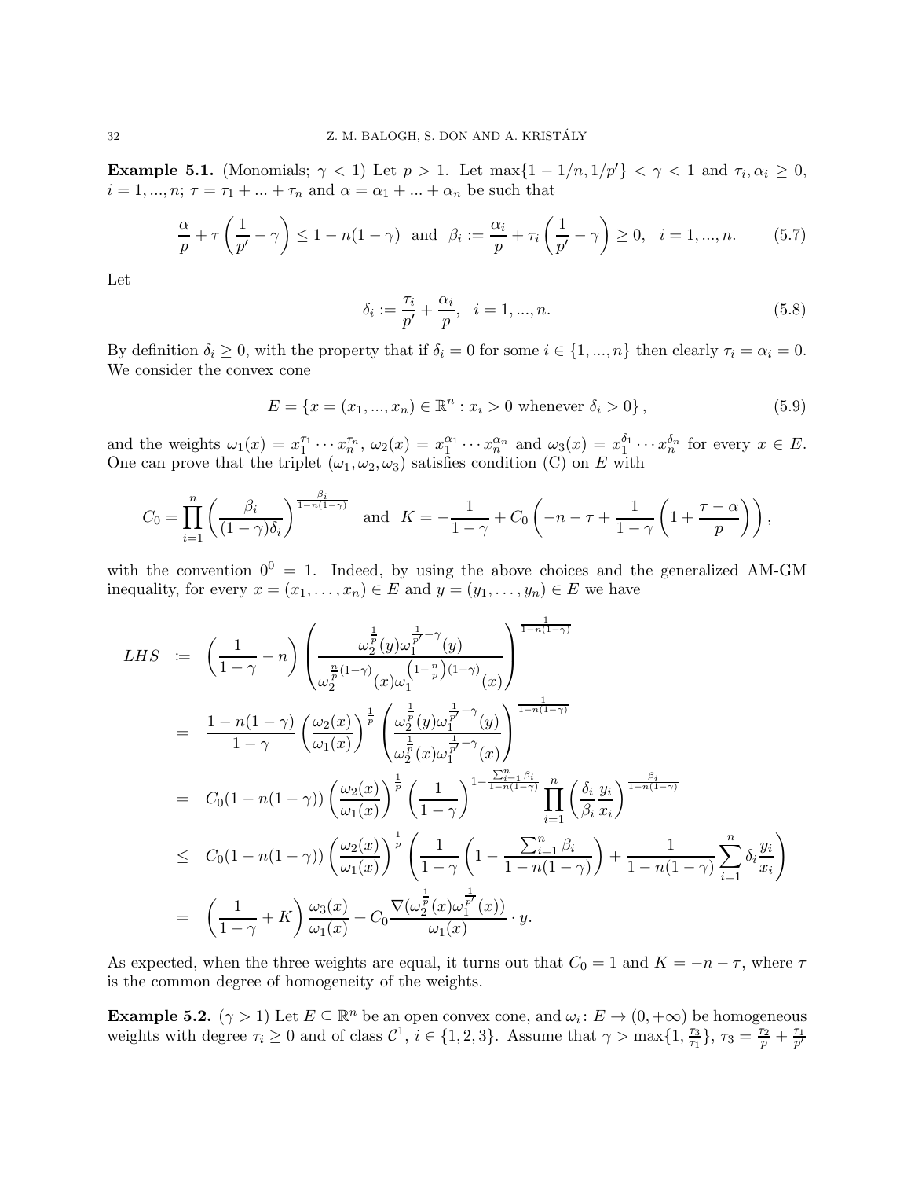**Example 5.1.** (Monomials; $\gamma < 1$) Let $p > 1$. Let $\max\{1 - 1/n, 1/p'\} < \gamma < 1$ and $\tau_i, \alpha_i \geq 0$, $i = 1, ..., n$; $\tau = \tau_1 + ... + \tau_n$ and $\alpha = \alpha_1 + ... + \alpha_n$ be such that

$$\frac{\alpha}{p} + \tau\left(\frac{1}{p'} - \gamma\right) \leq 1 - n(1-\gamma) \quad \text{and} \quad \beta_i := \frac{\alpha_i}{p} + \tau_i\left(\frac{1}{p'} - \gamma\right) \geq 0, \quad i = 1, ..., n. \tag{5.7}$$

Let

$$\delta_i := \frac{\tau_i}{p'} + \frac{\alpha_i}{p}, \quad i = 1, ..., n. \tag{5.8}$$

By definition $\delta_i \geq 0$, with the property that if $\delta_i = 0$ for some $i \in \{1, ..., n\}$ then clearly $\tau_i = \alpha_i = 0$. We consider the convex cone

$$E = \{x = (x_1, ..., x_n) \in \mathbb{R}^n : x_i > 0 \text{ whenever } \delta_i > 0\}, \tag{5.9}$$

and the weights $\omega_1(x) = x_1^{\tau_1} \cdots x_n^{\tau_n}$, $\omega_2(x) = x_1^{\alpha_1} \cdots x_n^{\alpha_n}$ and $\omega_3(x) = x_1^{\delta_1} \cdots x_n^{\delta_n}$ for every $x \in E$. One can prove that the triplet $(\omega_1, \omega_2, \omega_3)$ satisfies condition (C) on $E$ with

$$C_0 = \prod_{i=1}^{n} \left(\frac{\beta_i}{(1-\gamma)\delta_i}\right)^{\frac{\beta_i}{1-n(1-\gamma)}} \quad \text{and} \quad K = -\frac{1}{1-\gamma} + C_0\left(-n - \tau + \frac{1}{1-\gamma}\left(1 + \frac{\tau - \alpha}{p}\right)\right),$$

with the convention $0^0 = 1$. Indeed, by using the above choices and the generalized AM-GM inequality, for every $x = (x_1, \ldots, x_n) \in E$ and $y = (y_1, \ldots, y_n) \in E$ we have

$$\begin{aligned}
LHS &:= \left(\frac{1}{1-\gamma} - n\right)\left(\frac{\omega_2^{\frac{1}{p}}(y)\omega_1^{\frac{1}{p'}-\gamma}(y)}{\omega_2^{\frac{n}{p}(1-\gamma)}(x)\omega_1^{\left(1-\frac{n}{p}\right)(1-\gamma)}(x)}\right)^{\frac{1}{1-n(1-\gamma)}} \\
&= \frac{1-n(1-\gamma)}{1-\gamma}\left(\frac{\omega_2(x)}{\omega_1(x)}\right)^{\frac{1}{p}}\left(\frac{\omega_2^{\frac{1}{p}}(y)\omega_1^{\frac{1}{p'}-\gamma}(y)}{\omega_2^{\frac{1}{p}}(x)\omega_1^{\frac{1}{p'}-\gamma}(x)}\right)^{\frac{1}{1-n(1-\gamma)}} \\
&= C_0(1-n(1-\gamma))\left(\frac{\omega_2(x)}{\omega_1(x)}\right)^{\frac{1}{p}}\left(\frac{1}{1-\gamma}\right)^{1-\frac{\sum_{i=1}^n \beta_i}{1-n(1-\gamma)}}\prod_{i=1}^{n}\left(\frac{\delta_i}{\beta_i}\frac{y_i}{x_i}\right)^{\frac{\beta_i}{1-n(1-\gamma)}} \\
&\leq C_0(1-n(1-\gamma))\left(\frac{\omega_2(x)}{\omega_1(x)}\right)^{\frac{1}{p}}\left(\frac{1}{1-\gamma}\left(1 - \frac{\sum_{i=1}^n \beta_i}{1-n(1-\gamma)}\right) + \frac{1}{1-n(1-\gamma)}\sum_{i=1}^{n}\delta_i\frac{y_i}{x_i}\right) \\
&= \left(\frac{1}{1-\gamma} + K\right)\frac{\omega_3(x)}{\omega_1(x)} + C_0\frac{\nabla(\omega_2^{\frac{1}{p}}(x)\omega_1^{\frac{1}{p'}}(x))}{\omega_1(x)} \cdot y.
\end{aligned}$$

As expected, when the three weights are equal, it turns out that $C_0 = 1$ and $K = -n - \tau$, where $\tau$ is the common degree of homogeneity of the weights.

**Example 5.2.** ($\gamma > 1$) Let $E \subseteq \mathbb{R}^n$ be an open convex cone, and $\omega_i \colon E \to (0, +\infty)$ be homogeneous weights with degree $\tau_i \geq 0$ and of class $\mathcal{C}^1$, $i \in \{1, 2, 3\}$. Assume that $\gamma > \max\{1, \frac{\tau_3}{\tau_1}\}$, $\tau_3 = \frac{\tau_2}{p} + \frac{\tau_1}{p'}$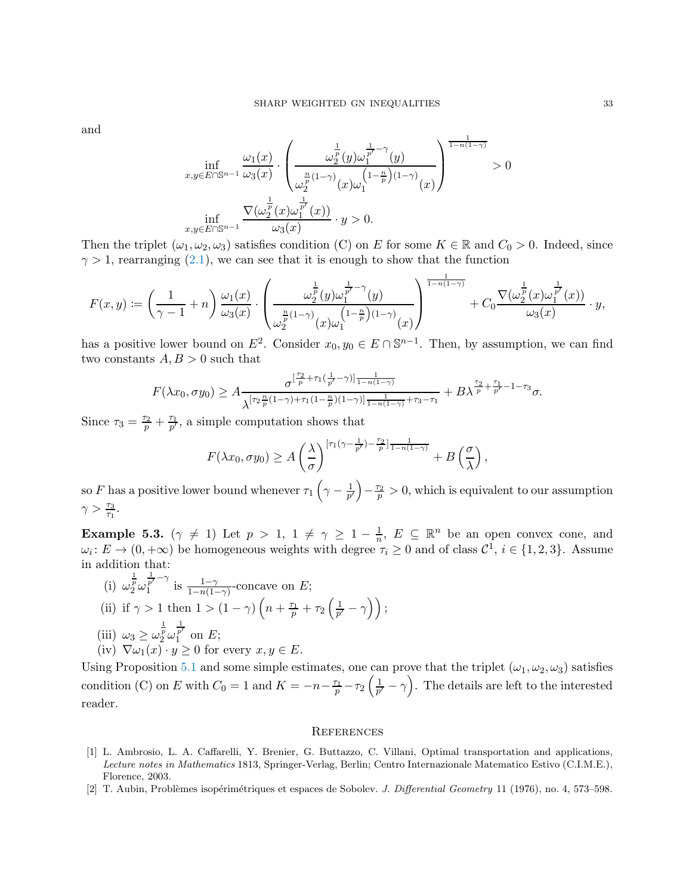and

$$\inf_{x,y\in E\cap\mathbb{S}^{n-1}} \frac{\omega_1(x)}{\omega_3(x)} \cdot \left( \frac{\omega_2^{\frac{1}{p}}(y)\omega_1^{\frac{1}{p'}-\gamma}(y)}{\omega_2^{\frac{n}{p}(1-\gamma)}(x)\omega_1^{\left(1-\frac{n}{p}\right)(1-\gamma)}(x)} \right)^{\frac{1}{1-n(1-\gamma)}} > 0$$

$$\inf_{x,y\in E\cap\mathbb{S}^{n-1}} \frac{\nabla(\omega_2^{\frac{1}{p}}(x)\omega_1^{\frac{1}{p'}}(x))}{\omega_3(x)} \cdot y > 0.$$

Then the triplet $(\omega_1, \omega_2, \omega_3)$ satisfies condition (C) on $E$ for some $K \in \mathbb{R}$ and $C_0 > 0$. Indeed, since $\gamma > 1$, rearranging (2.1), we can see that it is enough to show that the function

$$F(x,y) := \left(\frac{1}{\gamma-1} + n\right) \frac{\omega_1(x)}{\omega_3(x)} \cdot \left( \frac{\omega_2^{\frac{1}{p}}(y)\omega_1^{\frac{1}{p'}-\gamma}(y)}{\omega_2^{\frac{n}{p}(1-\gamma)}(x)\omega_1^{\left(1-\frac{n}{p}\right)(1-\gamma)}(x)} \right)^{\frac{1}{1-n(1-\gamma)}} + C_0 \frac{\nabla(\omega_2^{\frac{1}{p}}(x)\omega_1^{\frac{1}{p'}}(x))}{\omega_3(x)} \cdot y,$$

has a positive lower bound on $E^2$. Consider $x_0, y_0 \in E \cap \mathbb{S}^{n-1}$. Then, by assumption, we can find two constants $A, B > 0$ such that

$$F(\lambda x_0, \sigma y_0) \geq A \frac{\sigma^{[\frac{\tau_2}{p} + \tau_1(\frac{1}{p'}-\gamma)]\frac{1}{1-n(1-\gamma)}}}{\lambda^{[\tau_2\frac{n}{p}(1-\gamma)+\tau_1(1-\frac{n}{p})(1-\gamma)]\frac{1}{1-n(1-\gamma)}+\tau_3-\tau_1}} + B\lambda^{\frac{\tau_2}{p}+\frac{\tau_1}{p'}-1-\tau_3}\sigma.$$

Since $\tau_3 = \frac{\tau_2}{p} + \frac{\tau_1}{p'}$, a simple computation shows that

$$F(\lambda x_0, \sigma y_0) \geq A\left(\frac{\lambda}{\sigma}\right)^{[\tau_1(\gamma-\frac{1}{p'})-\frac{\tau_2}{p}]\frac{1}{1-n(1-\gamma)}} + B\left(\frac{\sigma}{\lambda}\right),$$

so $F$ has a positive lower bound whenever $\tau_1\left(\gamma - \frac{1}{p'}\right) - \frac{\tau_2}{p} > 0$, which is equivalent to our assumption $\gamma > \frac{\tau_3}{\tau_1}$.

**Example 5.3.** ($\gamma \neq 1$) Let $p > 1$, $1 \neq \gamma \geq 1 - \frac{1}{n}$, $E \subseteq \mathbb{R}^n$ be an open convex cone, and $\omega_i \colon E \to (0, +\infty)$ be homogeneous weights with degree $\tau_i \geq 0$ and of class $\mathcal{C}^1$, $i \in \{1,2,3\}$. Assume in addition that:

(i) $\omega_2^{\frac{1}{p}}\omega_1^{\frac{1}{p'}-\gamma}$ is $\frac{1-\gamma}{1-n(1-\gamma)}$-concave on $E$;

(ii) if $\gamma > 1$ then $1 > (1-\gamma)\left(n + \frac{\tau_1}{p} + \tau_2\left(\frac{1}{p'} - \gamma\right)\right)$;

(iii) $\omega_3 \geq \omega_2^{\frac{1}{p}}\omega_1^{\frac{1}{p'}}$ on $E$;

(iv) $\nabla\omega_1(x) \cdot y \geq 0$ for every $x, y \in E$.

Using Proposition 5.1 and some simple estimates, one can prove that the triplet $(\omega_1, \omega_2, \omega_3)$ satisfies condition (C) on $E$ with $C_0 = 1$ and $K = -n - \frac{\tau_1}{p} - \tau_2\left(\frac{1}{p'} - \gamma\right)$. The details are left to the interested reader.

## References

[1] L. Ambrosio, L. A. Caffarelli, Y. Brenier, G. Buttazzo, C. Villani, Optimal transportation and applications, *Lecture notes in Mathematics* 1813, Springer-Verlag, Berlin; Centro Internazionale Matematico Estivo (C.I.M.E.), Florence, 2003.

[2] T. Aubin, Problèmes isopérimétriques et espaces de Sobolev. *J. Differential Geometry* 11 (1976), no. 4, 573–598.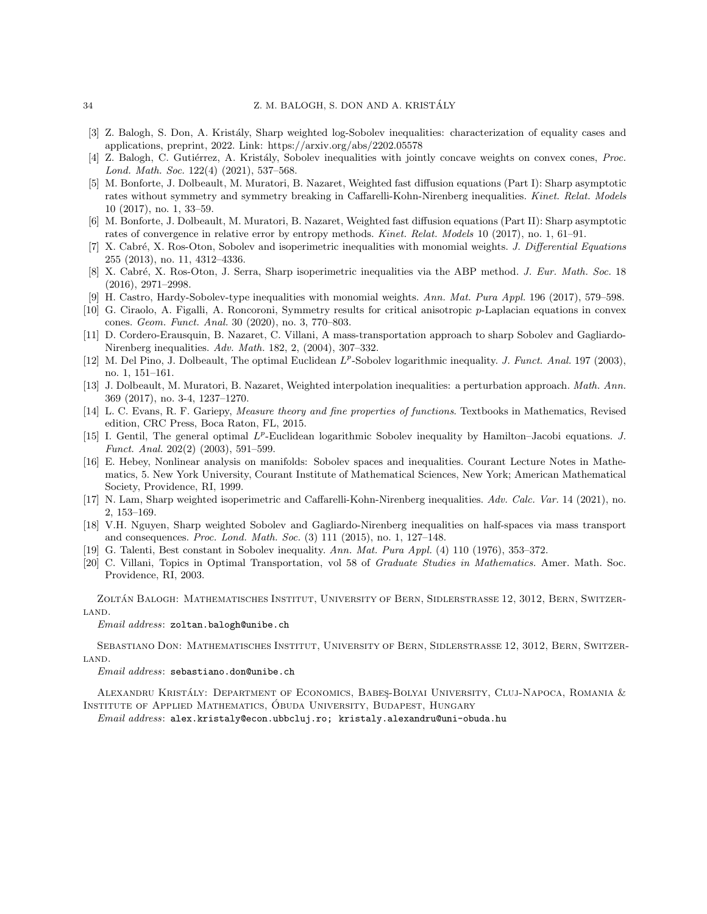[3] Z. Balogh, S. Don, A. Kristály, Sharp weighted log-Sobolev inequalities: characterization of equality cases and applications, preprint, 2022. Link: https://arxiv.org/abs/2202.05578

[4] Z. Balogh, C. Gutiérrez, A. Kristály, Sobolev inequalities with jointly concave weights on convex cones, *Proc. Lond. Math. Soc.* 122(4) (2021), 537–568.

[5] M. Bonforte, J. Dolbeault, M. Muratori, B. Nazaret, Weighted fast diffusion equations (Part I): Sharp asymptotic rates without symmetry and symmetry breaking in Caffarelli-Kohn-Nirenberg inequalities. *Kinet. Relat. Models* 10 (2017), no. 1, 33–59.

[6] M. Bonforte, J. Dolbeault, M. Muratori, B. Nazaret, Weighted fast diffusion equations (Part II): Sharp asymptotic rates of convergence in relative error by entropy methods. *Kinet. Relat. Models* 10 (2017), no. 1, 61–91.

[7] X. Cabré, X. Ros-Oton, Sobolev and isoperimetric inequalities with monomial weights. *J. Differential Equations* 255 (2013), no. 11, 4312–4336.

[8] X. Cabré, X. Ros-Oton, J. Serra, Sharp isoperimetric inequalities via the ABP method. *J. Eur. Math. Soc.* 18 (2016), 2971–2998.

[9] H. Castro, Hardy-Sobolev-type inequalities with monomial weights. *Ann. Mat. Pura Appl.* 196 (2017), 579–598.

[10] G. Ciraolo, A. Figalli, A. Roncoroni, Symmetry results for critical anisotropic $p$-Laplacian equations in convex cones. *Geom. Funct. Anal.* 30 (2020), no. 3, 770–803.

[11] D. Cordero-Erausquin, B. Nazaret, C. Villani, A mass-transportation approach to sharp Sobolev and Gagliardo-Nirenberg inequalities. *Adv. Math.* 182, 2, (2004), 307–332.

[12] M. Del Pino, J. Dolbeault, The optimal Euclidean $L^p$-Sobolev logarithmic inequality. *J. Funct. Anal.* 197 (2003), no. 1, 151–161.

[13] J. Dolbeault, M. Muratori, B. Nazaret, Weighted interpolation inequalities: a perturbation approach. *Math. Ann.* 369 (2017), no. 3-4, 1237–1270.

[14] L. C. Evans, R. F. Gariepy, *Measure theory and fine properties of functions*. Textbooks in Mathematics, Revised edition, CRC Press, Boca Raton, FL, 2015.

[15] I. Gentil, The general optimal $L^p$-Euclidean logarithmic Sobolev inequality by Hamilton–Jacobi equations. *J. Funct. Anal.* 202(2) (2003), 591–599.

[16] E. Hebey, Nonlinear analysis on manifolds: Sobolev spaces and inequalities. Courant Lecture Notes in Mathematics, 5. New York University, Courant Institute of Mathematical Sciences, New York; American Mathematical Society, Providence, RI, 1999.

[17] N. Lam, Sharp weighted isoperimetric and Caffarelli-Kohn-Nirenberg inequalities. *Adv. Calc. Var.* 14 (2021), no. 2, 153–169.

[18] V.H. Nguyen, Sharp weighted Sobolev and Gagliardo-Nirenberg inequalities on half-spaces via mass transport and consequences. *Proc. Lond. Math. Soc.* (3) 111 (2015), no. 1, 127–148.

[19] G. Talenti, Best constant in Sobolev inequality. *Ann. Mat. Pura Appl.* (4) 110 (1976), 353–372.

[20] C. Villani, Topics in Optimal Transportation, vol 58 of *Graduate Studies in Mathematics.* Amer. Math. Soc. Providence, RI, 2003.

Zoltán Balogh: Mathematisches Institut, University of Bern, Sidlerstrasse 12, 3012, Bern, Switzerland.

*Email address*: zoltan.balogh@unibe.ch

Sebastiano Don: Mathematisches Institut, University of Bern, Sidlerstrasse 12, 3012, Bern, Switzerland.

*Email address*: sebastiano.don@unibe.ch

Alexandru Kristály: Department of Economics, Babeş-Bolyai University, Cluj-Napoca, Romania & Institute of Applied Mathematics, Óbuda University, Budapest, Hungary

*Email address*: alex.kristaly@econ.ubbcluj.ro; kristaly.alexandru@uni-obuda.hu